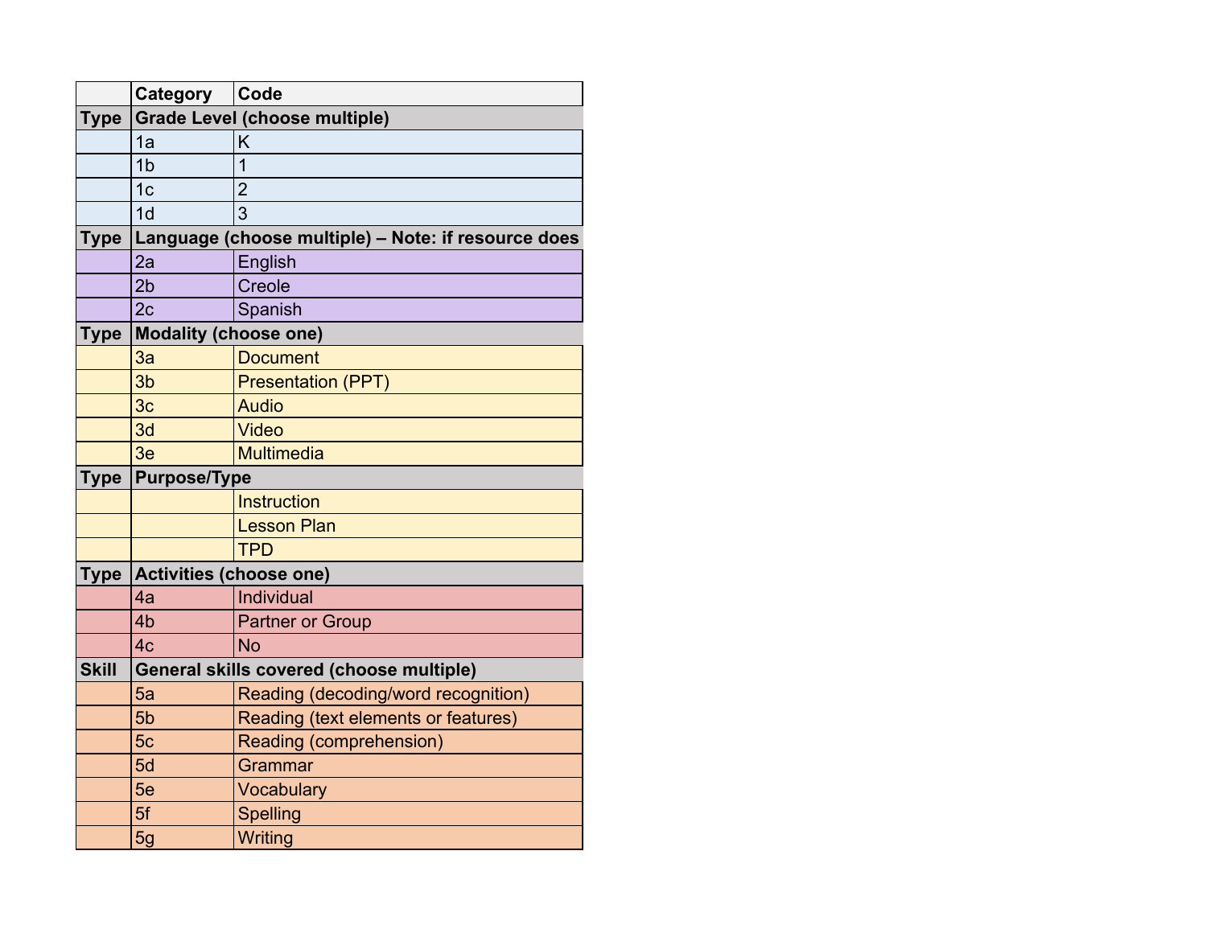| | Category | Code |
|---|---|---|
| **Type** | **Grade Level (choose multiple)** | |
| | 1a | K |
| | 1b | 1 |
| | 1c | 2 |
| | 1d | 3 |
| **Type** | **Language (choose multiple) – Note: if resource does** | |
| | 2a | English |
| | 2b | Creole |
| | 2c | Spanish |
| **Type** | **Modality (choose one)** | |
| | 3a | Document |
| | 3b | Presentation (PPT) |
| | 3c | Audio |
| | 3d | Video |
| | 3e | Multimedia |
| **Type** | **Purpose/Type** | |
| | | Instruction |
| | | Lesson Plan |
| | | TPD |
| **Type** | **Activities (choose one)** | |
| | 4a | Individual |
| | 4b | Partner or Group |
| | 4c | No |
| **Skill** | **General skills covered (choose multiple)** | |
| | 5a | Reading (decoding/word recognition) |
| | 5b | Reading (text elements or features) |
| | 5c | Reading (comprehension) |
| | 5d | Grammar |
| | 5e | Vocabulary |
| | 5f | Spelling |
| | 5g | Writing |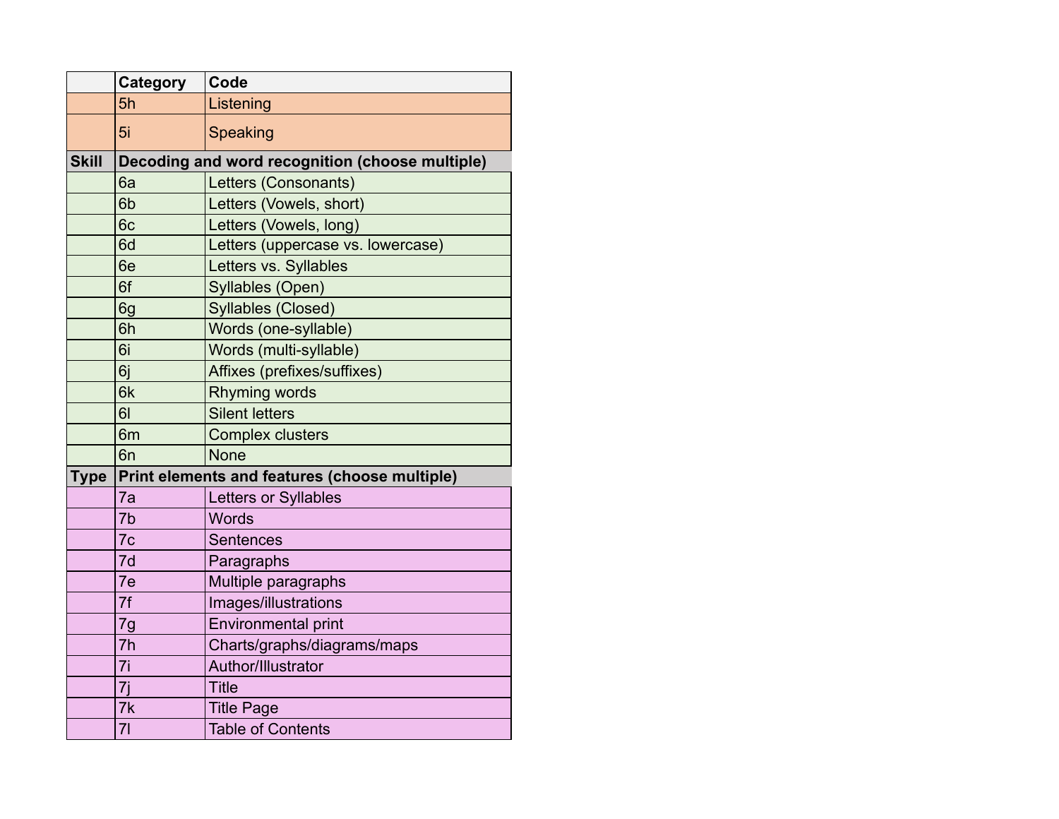| | Category | Code |
|---|---|---|
| | 5h | Listening |
| | 5i | Speaking |
| **Skill** | **Decoding and word recognition (choose multiple)** | |
| | 6a | Letters (Consonants) |
| | 6b | Letters (Vowels, short) |
| | 6c | Letters (Vowels, long) |
| | 6d | Letters (uppercase vs. lowercase) |
| | 6e | Letters vs. Syllables |
| | 6f | Syllables (Open) |
| | 6g | Syllables (Closed) |
| | 6h | Words (one-syllable) |
| | 6i | Words (multi-syllable) |
| | 6j | Affixes (prefixes/suffixes) |
| | 6k | Rhyming words |
| | 6l | Silent letters |
| | 6m | Complex clusters |
| | 6n | None |
| **Type** | **Print elements and features (choose multiple)** | |
| | 7a | Letters or Syllables |
| | 7b | Words |
| | 7c | Sentences |
| | 7d | Paragraphs |
| | 7e | Multiple paragraphs |
| | 7f | Images/illustrations |
| | 7g | Environmental print |
| | 7h | Charts/graphs/diagrams/maps |
| | 7i | Author/Illustrator |
| | 7j | Title |
| | 7k | Title Page |
| | 7l | Table of Contents |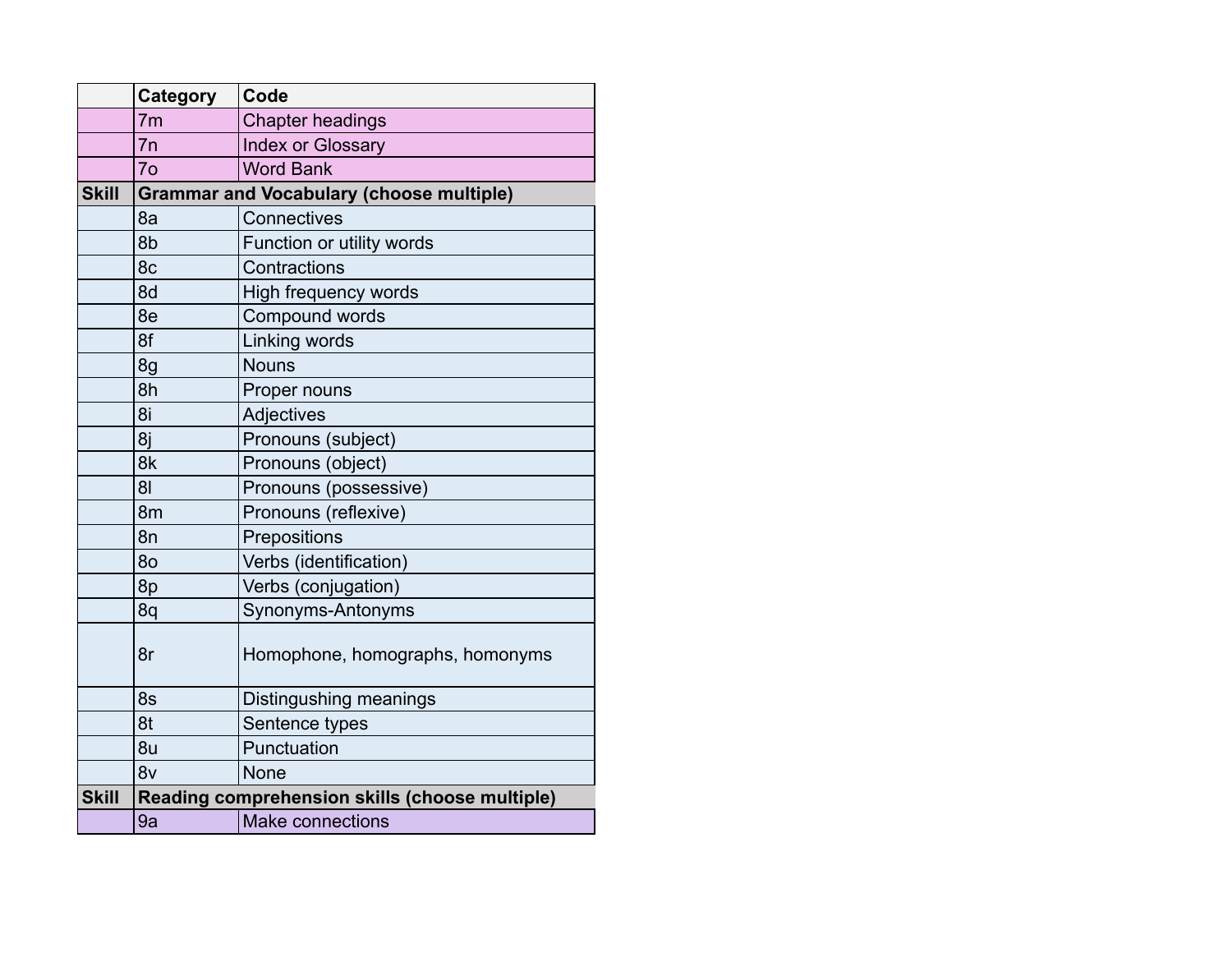| | Category | Code |
|---|---|---|
| | 7m | Chapter headings |
| | 7n | Index or Glossary |
| | 7o | Word Bank |
| **Skill** | **Grammar and Vocabulary (choose multiple)** | |
| | 8a | Connectives |
| | 8b | Function or utility words |
| | 8c | Contractions |
| | 8d | High frequency words |
| | 8e | Compound words |
| | 8f | Linking words |
| | 8g | Nouns |
| | 8h | Proper nouns |
| | 8i | Adjectives |
| | 8j | Pronouns (subject) |
| | 8k | Pronouns (object) |
| | 8l | Pronouns (possessive) |
| | 8m | Pronouns (reflexive) |
| | 8n | Prepositions |
| | 8o | Verbs (identification) |
| | 8p | Verbs (conjugation) |
| | 8q | Synonyms-Antonyms |
| | 8r | Homophone, homographs, homonyms |
| | 8s | Distingushing meanings |
| | 8t | Sentence types |
| | 8u | Punctuation |
| | 8v | None |
| **Skill** | **Reading comprehension skills (choose multiple)** | |
| | 9a | Make connections |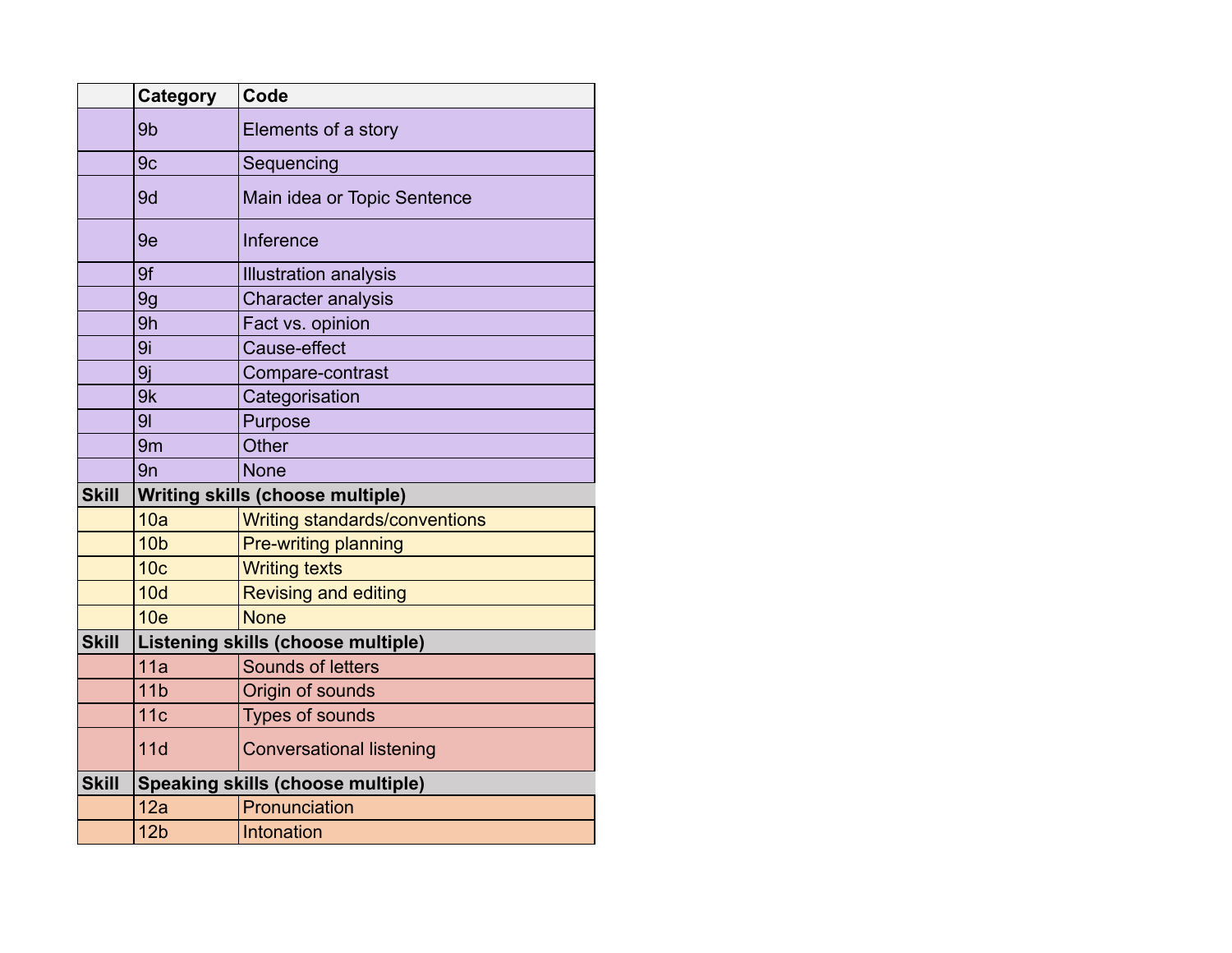|  | Category | Code |
|---|---|---|
|  | 9b | Elements of a story |
|  | 9c | Sequencing |
|  | 9d | Main idea or Topic Sentence |
|  | 9e | Inference |
|  | 9f | Illustration analysis |
|  | 9g | Character analysis |
|  | 9h | Fact vs. opinion |
|  | 9i | Cause-effect |
|  | 9j | Compare-contrast |
|  | 9k | Categorisation |
|  | 9l | Purpose |
|  | 9m | Other |
|  | 9n | None |
| **Skill** | **Writing skills (choose multiple)** |  |
|  | 10a | Writing standards/conventions |
|  | 10b | Pre-writing planning |
|  | 10c | Writing texts |
|  | 10d | Revising and editing |
|  | 10e | None |
| **Skill** | **Listening skills (choose multiple)** |  |
|  | 11a | Sounds of letters |
|  | 11b | Origin of sounds |
|  | 11c | Types of sounds |
|  | 11d | Conversational listening |
| **Skill** | **Speaking skills (choose multiple)** |  |
|  | 12a | Pronunciation |
|  | 12b | Intonation |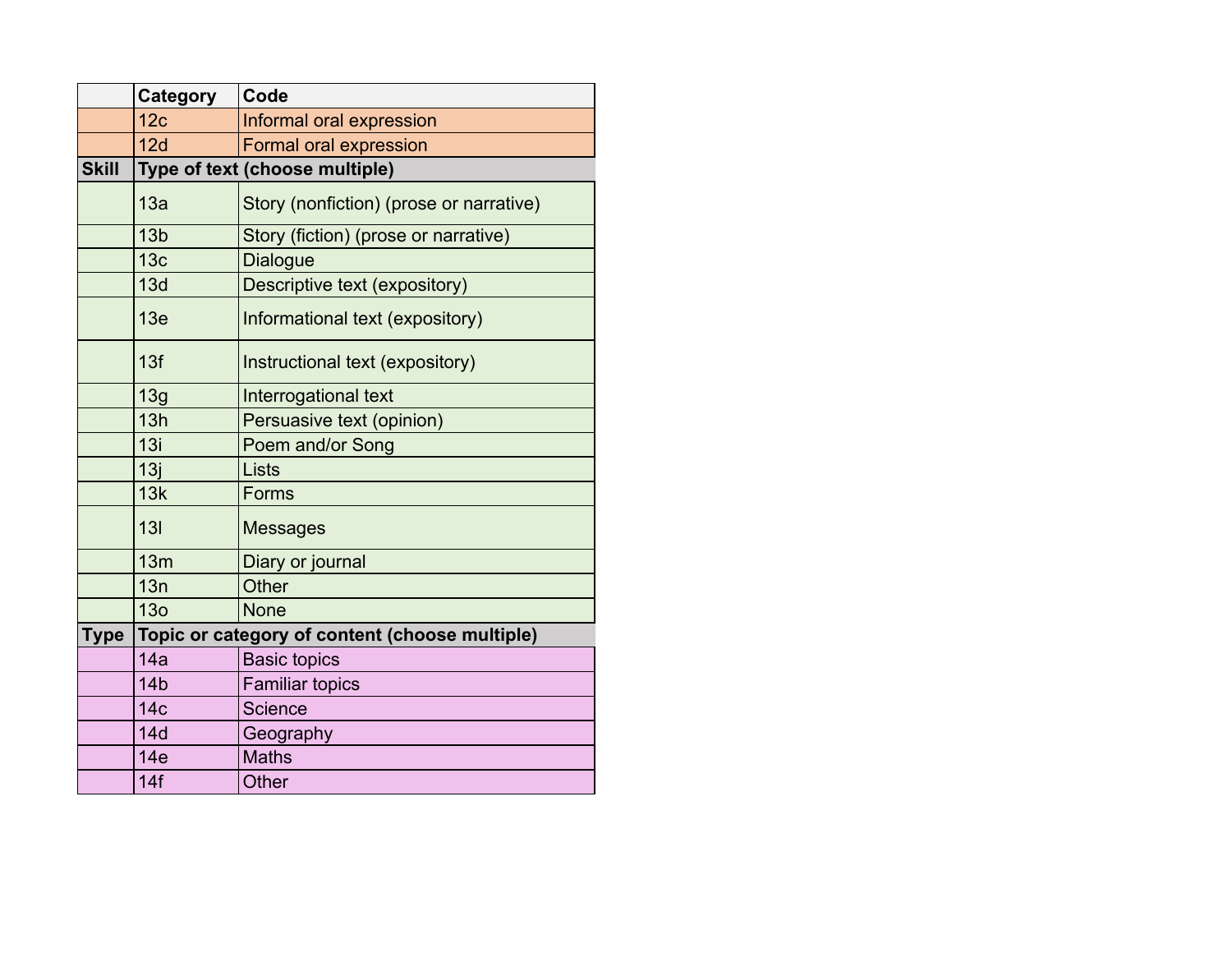| | Category | Code |
|---|---|---|
| | 12c | Informal oral expression |
| | 12d | Formal oral expression |
| **Skill** | **Type of text (choose multiple)** | |
| | 13a | Story (nonfiction) (prose or narrative) |
| | 13b | Story (fiction) (prose or narrative) |
| | 13c | Dialogue |
| | 13d | Descriptive text (expository) |
| | 13e | Informational text (expository) |
| | 13f | Instructional text (expository) |
| | 13g | Interrogational text |
| | 13h | Persuasive text (opinion) |
| | 13i | Poem and/or Song |
| | 13j | Lists |
| | 13k | Forms |
| | 13l | Messages |
| | 13m | Diary or journal |
| | 13n | Other |
| | 13o | None |
| **Type** | **Topic or category of content (choose multiple)** | |
| | 14a | Basic topics |
| | 14b | Familiar topics |
| | 14c | Science |
| | 14d | Geography |
| | 14e | Maths |
| | 14f | Other |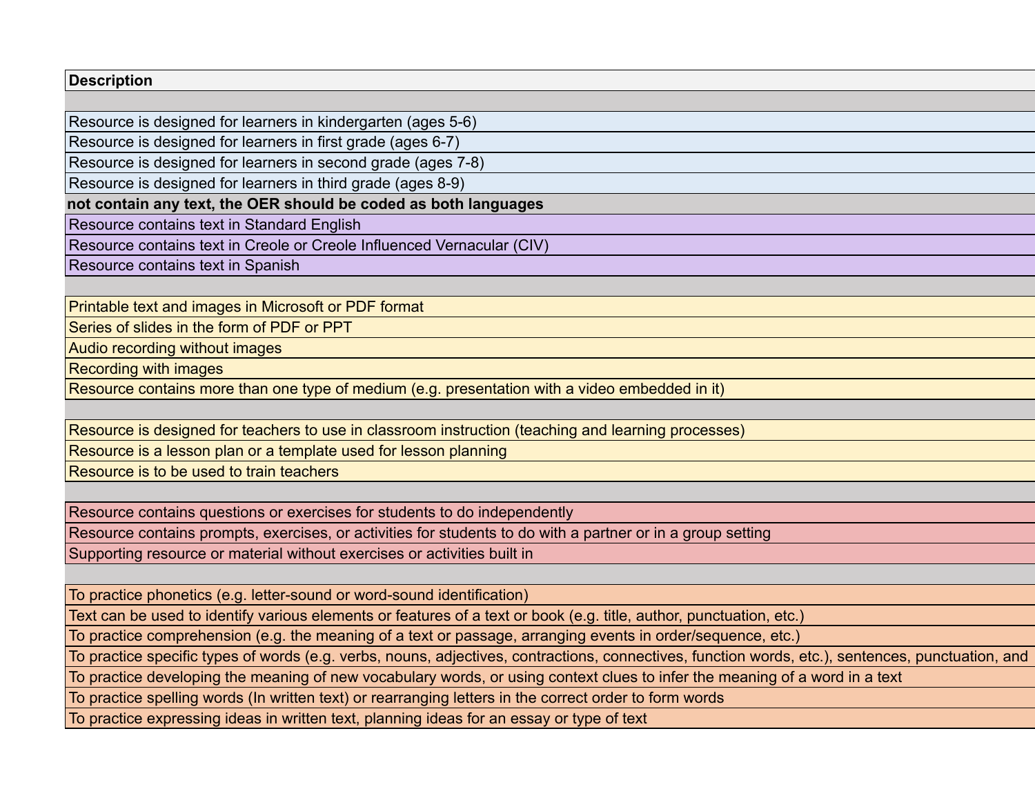| Description |
|---|
| |
| Resource is designed for learners in kindergarten (ages 5-6) |
| Resource is designed for learners in first grade (ages 6-7) |
| Resource is designed for learners in second grade (ages 7-8) |
| Resource is designed for learners in third grade (ages 8-9) |
| **not contain any text, the OER should be coded as both languages** |
| Resource contains text in Standard English |
| Resource contains text in Creole or Creole Influenced Vernacular (CIV) |
| Resource contains text in Spanish |
| |
| Printable text and images in Microsoft or PDF format |
| Series of slides in the form of PDF or PPT |
| Audio recording without images |
| Recording with images |
| Resource contains more than one type of medium (e.g. presentation with a video embedded in it) |
| |
| Resource is designed for teachers to use in classroom instruction (teaching and learning processes) |
| Resource is a lesson plan or a template used for lesson planning |
| Resource is to be used to train teachers |
| |
| Resource contains questions or exercises for students to do independently |
| Resource contains prompts, exercises, or activities for students to do with a partner or in a group setting |
| Supporting resource or material without exercises or activities built in |
| |
| To practice phonetics (e.g. letter-sound or word-sound identification) |
| Text can be used to identify various elements or features of a text or book (e.g. title, author, punctuation, etc.) |
| To practice comprehension (e.g. the meaning of a text or passage, arranging events in order/sequence, etc.) |
| To practice specific types of words (e.g. verbs, nouns, adjectives, contractions, connectives, function words, etc.), sentences, punctuation, and |
| To practice developing the meaning of new vocabulary words, or using context clues to infer the meaning of a word in a text |
| To practice spelling words (In written text) or rearranging letters in the correct order to form words |
| To practice expressing ideas in written text, planning ideas for an essay or type of text |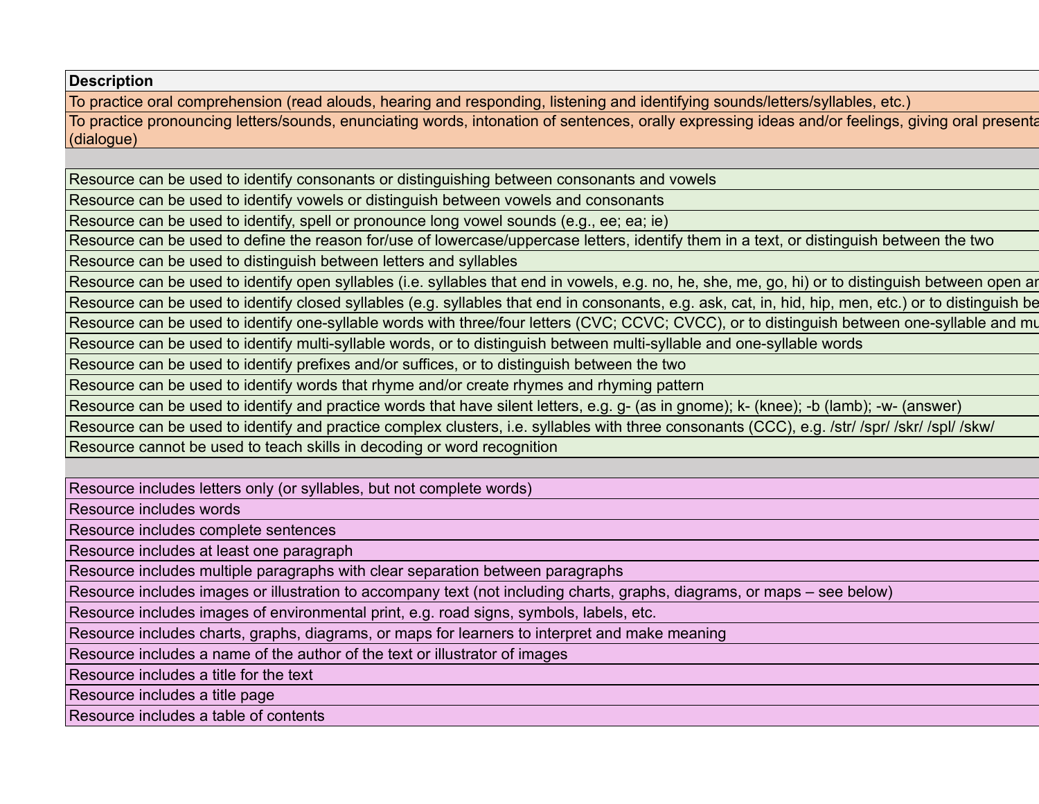| Description |
|---|
| To practice oral comprehension (read alouds, hearing and responding, listening and identifying sounds/letters/syllables, etc.) |
| To practice pronouncing letters/sounds, enunciating words, intonation of sentences, orally expressing ideas and/or feelings, giving oral presenta (dialogue) |
| |
| Resource can be used to identify consonants or distinguishing between consonants and vowels |
| Resource can be used to identify vowels or distinguish between vowels and consonants |
| Resource can be used to identify, spell or pronounce long vowel sounds (e.g., ee; ea; ie) |
| Resource can be used to define the reason for/use of lowercase/uppercase letters, identify them in a text, or distinguish between the two |
| Resource can be used to distinguish between letters and syllables |
| Resource can be used to identify open syllables (i.e. syllables that end in vowels, e.g. no, he, she, me, go, hi) or to distinguish between open an |
| Resource can be used to identify closed syllables (e.g. syllables that end in consonants, e.g. ask, cat, in, hid, hip, men, etc.) or to distinguish be |
| Resource can be used to identify one-syllable words with three/four letters (CVC; CCVC; CVCC), or to distinguish between one-syllable and mu |
| Resource can be used to identify multi-syllable words, or to distinguish between multi-syllable and one-syllable words |
| Resource can be used to identify prefixes and/or suffices, or to distinguish between the two |
| Resource can be used to identify words that rhyme and/or create rhymes and rhyming pattern |
| Resource can be used to identify and practice words that have silent letters, e.g. g- (as in gnome); k- (knee); -b (lamb); -w- (answer) |
| Resource can be used to identify and practice complex clusters, i.e. syllables with three consonants (CCC), e.g. /str/ /spr/ /skr/ /spl/ /skw/ |
| Resource cannot be used to teach skills in decoding or word recognition |
| |
| Resource includes letters only (or syllables, but not complete words) |
| Resource includes words |
| Resource includes complete sentences |
| Resource includes at least one paragraph |
| Resource includes multiple paragraphs with clear separation between paragraphs |
| Resource includes images or illustration to accompany text (not including charts, graphs, diagrams, or maps – see below) |
| Resource includes images of environmental print, e.g. road signs, symbols, labels, etc. |
| Resource includes charts, graphs, diagrams, or maps for learners to interpret and make meaning |
| Resource includes a name of the author of the text or illustrator of images |
| Resource includes a title for the text |
| Resource includes a title page |
| Resource includes a table of contents |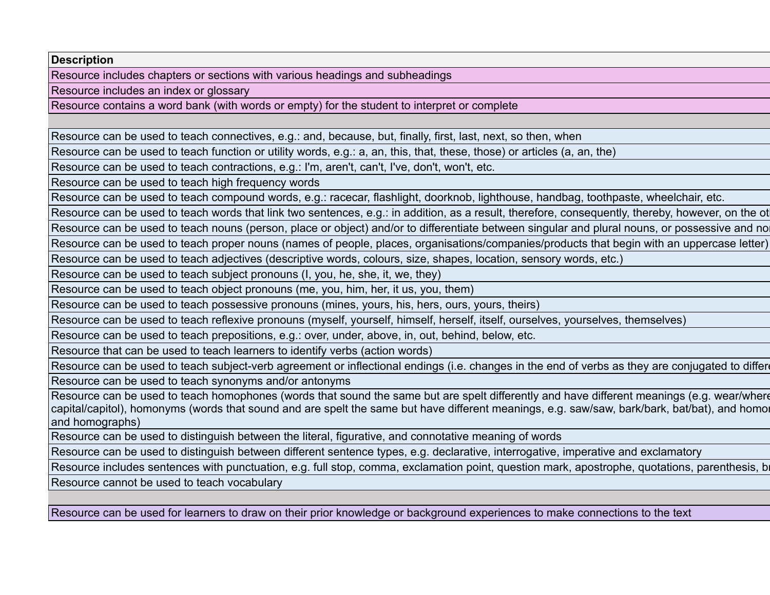| Description |
| --- |
| Resource includes chapters or sections with various headings and subheadings |
| Resource includes an index or glossary |
| Resource contains a word bank (with words or empty) for the student to interpret or complete |
| |
| Resource can be used to teach connectives, e.g.: and, because, but, finally, first, last, next, so then, when |
| Resource can be used to teach function or utility words, e.g.: a, an, this, that, these, those) or articles (a, an, the) |
| Resource can be used to teach contractions, e.g.: I'm, aren't, can't, I've, don't, won't, etc. |
| Resource can be used to teach high frequency words |
| Resource can be used to teach compound words, e.g.: racecar, flashlight, doorknob, lighthouse, handbag, toothpaste, wheelchair, etc. |
| Resource can be used to teach words that link two sentences, e.g.: in addition, as a result, therefore, consequently, thereby, however, on the ot |
| Resource can be used to teach nouns (person, place or object) and/or to differentiate between singular and plural nouns, or possessive and no |
| Resource can be used to teach proper nouns (names of people, places, organisations/companies/products that begin with an uppercase letter) |
| Resource can be used to teach adjectives (descriptive words, colours, size, shapes, location, sensory words, etc.) |
| Resource can be used to teach subject pronouns (I, you, he, she, it, we, they) |
| Resource can be used to teach object pronouns (me, you, him, her, it, us, you, them) |
| Resource can be used to teach possessive pronouns (mines, yours, his, hers, ours, yours, theirs) |
| Resource can be used to teach reflexive pronouns (myself, yourself, himself, herself, itself, ourselves, yourselves, themselves) |
| Resource can be used to teach prepositions, e.g.: over, under, above, in, out, behind, below, etc. |
| Resource that can be used to teach learners to identify verbs (action words) |
| Resource can be used to teach subject-verb agreement or inflectional endings (i.e. changes in the end of verbs as they are conjugated to differe |
| Resource can be used to teach synonyms and/or antonyms |
| Resource can be used to teach homophones (words that sound the same but are spelt differently and have different meanings (e.g. wear/where capital/capitol), homonyms (words that sound and are spelt the same but have different meanings, e.g. saw/saw, bark/bark, bat/bat), and homor and homographs) |
| Resource can be used to distinguish between the literal, figurative, and connotative meaning of words |
| Resource can be used to distinguish between different sentence types, e.g. declarative, interrogative, imperative and exclamatory |
| Resource includes sentences with punctuation, e.g. full stop, comma, exclamation point, question mark, apostrophe, quotations, parenthesis, br |
| Resource cannot be used to teach vocabulary |
| |
| Resource can be used for learners to draw on their prior knowledge or background experiences to make connections to the text |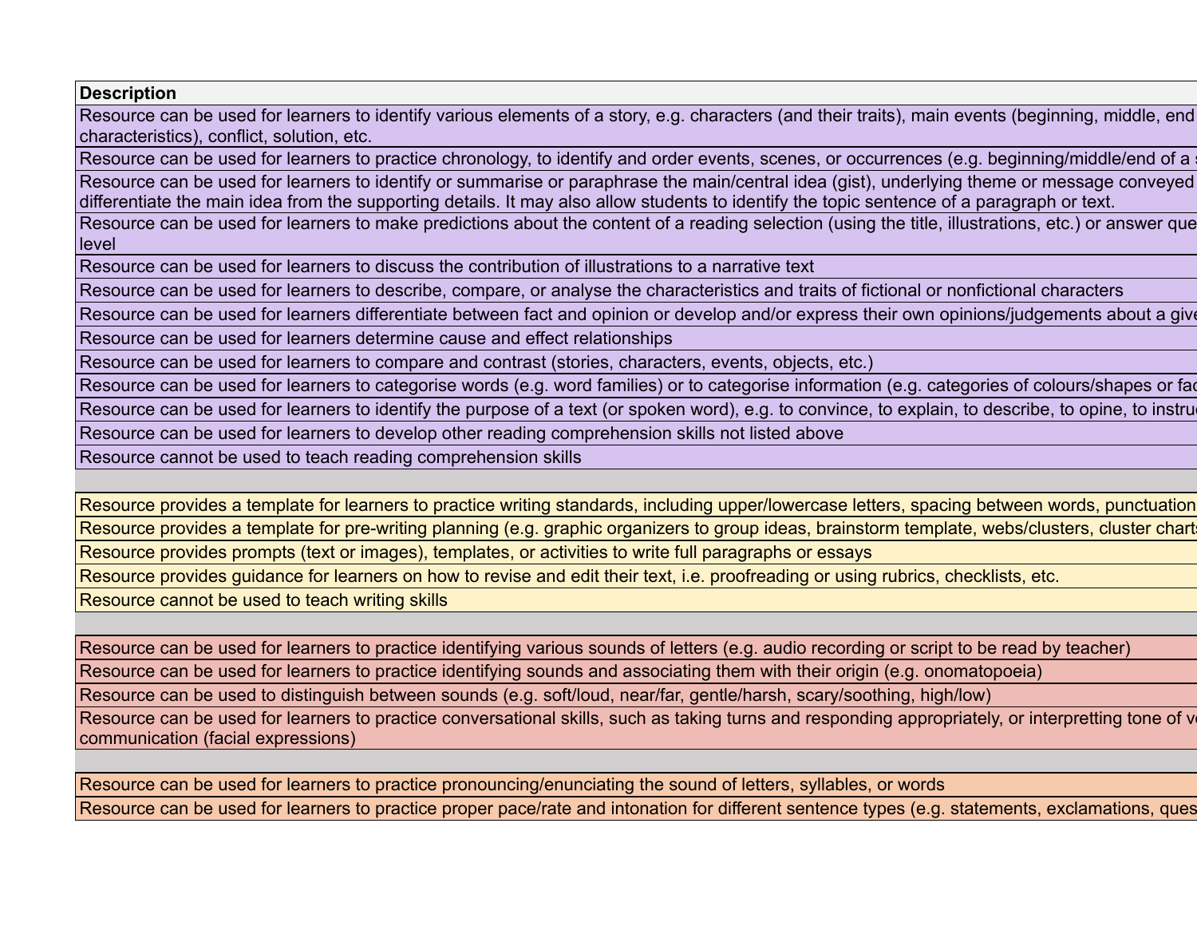| Description |
|---|
| Resource can be used for learners to identify various elements of a story, e.g. characters (and their traits), main events (beginning, middle, end characteristics), conflict, solution, etc. |
| Resource can be used for learners to practice chronology, to identify and order events, scenes, or occurrences (e.g. beginning/middle/end of a s |
| Resource can be used for learners to identify or summarise or paraphrase the main/central idea (gist), underlying theme or message conveyed differentiate the main idea from the supporting details. It may also allow students to identify the topic sentence of a paragraph or text. |
| Resource can be used for learners to make predictions about the content of a reading selection (using the title, illustrations, etc.) or answer que level |
| Resource can be used for learners to discuss the contribution of illustrations to a narrative text |
| Resource can be used for learners to describe, compare, or analyse the characteristics and traits of fictional or nonfictional characters |
| Resource can be used for learners differentiate between fact and opinion or develop and/or express their own opinions/judgements about a give |
| Resource can be used for learners determine cause and effect relationships |
| Resource can be used for learners to compare and contrast (stories, characters, events, objects, etc.) |
| Resource can be used for learners to categorise words (e.g. word families) or to categorise information (e.g. categories of colours/shapes or fac |
| Resource can be used for learners to identify the purpose of a text (or spoken word), e.g. to convince, to explain, to describe, to opine, to instru |
| Resource can be used for learners to develop other reading comprehension skills not listed above |
| Resource cannot be used to teach reading comprehension skills |
| |
| Resource provides a template for learners to practice writing standards, including upper/lowercase letters, spacing between words, punctuation |
| Resource provides a template for pre-writing planning (e.g. graphic organizers to group ideas, brainstorm template, webs/clusters, cluster charts |
| Resource provides prompts (text or images), templates, or activities to write full paragraphs or essays |
| Resource provides guidance for learners on how to revise and edit their text, i.e. proofreading or using rubrics, checklists, etc. |
| Resource cannot be used to teach writing skills |
| |
| Resource can be used for learners to practice identifying various sounds of letters (e.g. audio recording or script to be read by teacher) |
| Resource can be used for learners to practice identifying sounds and associating them with their origin (e.g. onomatopoeia) |
| Resource can be used to distinguish between sounds (e.g. soft/loud, near/far, gentle/harsh, scary/soothing, high/low) |
| Resource can be used for learners to practice conversational skills, such as taking turns and responding appropriately, or interpretting tone of v communication (facial expressions) |
| |
| Resource can be used for learners to practice pronouncing/enunciating the sound of letters, syllables, or words |
| Resource can be used for learners to practice proper pace/rate and intonation for different sentence types (e.g. statements, exclamations, ques |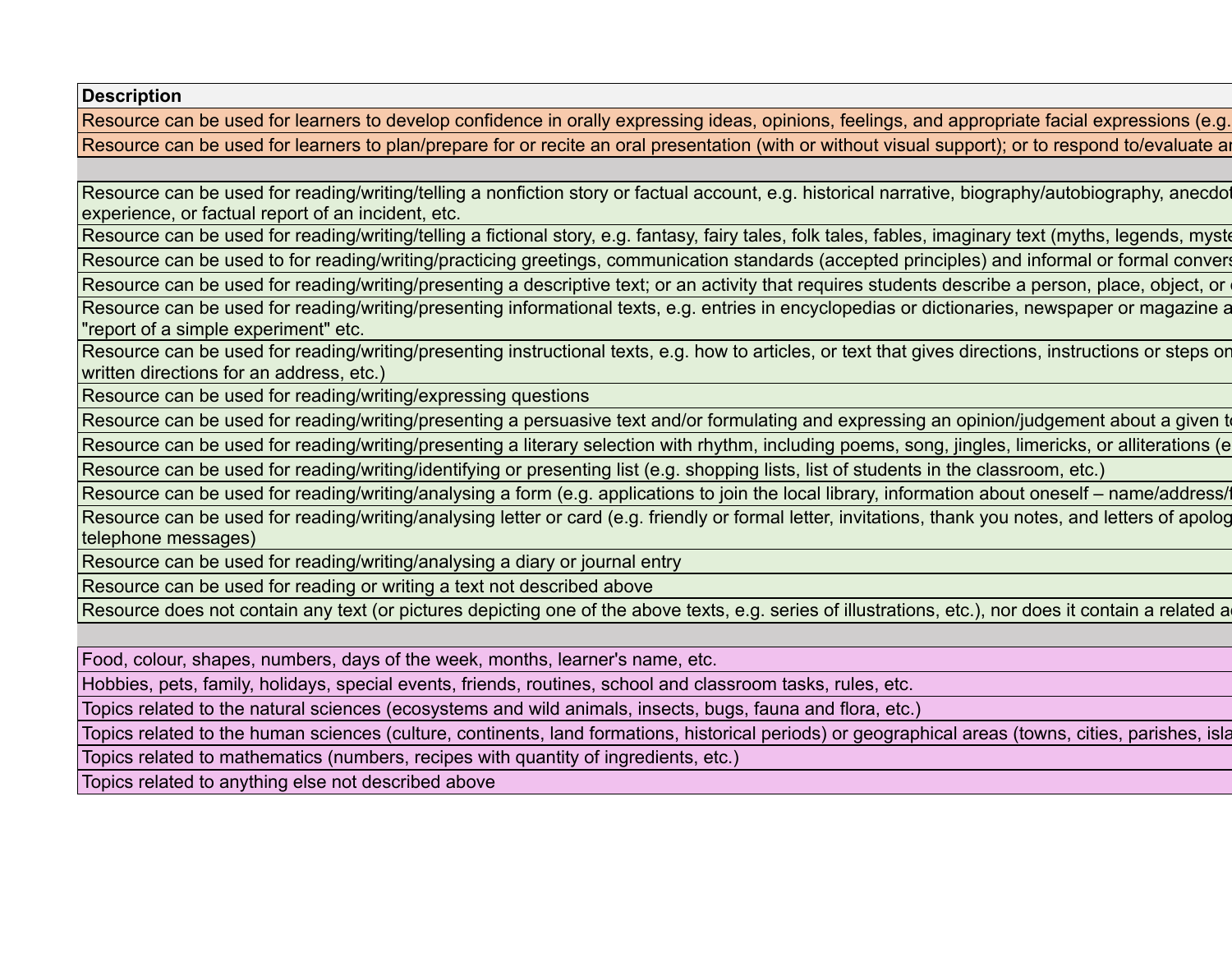| Description |
|---|
| Resource can be used for learners to develop confidence in orally expressing ideas, opinions, feelings, and appropriate facial expressions (e.g. |
| Resource can be used for learners to plan/prepare for or recite an oral presentation (with or without visual support); or to respond to/evaluate ar |
| |
| Resource can be used for reading/writing/telling a nonfiction story or factual account, e.g. historical narrative, biography/autobiography, anecdot experience, or factual report of an incident, etc. |
| Resource can be used for reading/writing/telling a fictional story, e.g. fantasy, fairy tales, folk tales, fables, imaginary text (myths, legends, myste |
| Resource can be used to for reading/writing/practicing greetings, communication standards (accepted principles) and informal or formal convers |
| Resource can be used for reading/writing/presenting a descriptive text; or an activity that requires students describe a person, place, object, or e |
| Resource can be used for reading/writing/presenting informational texts, e.g. entries in encyclopedias or dictionaries, newspaper or magazine a "report of a simple experiment" etc. |
| Resource can be used for reading/writing/presenting instructional texts, e.g. how to articles, or text that gives directions, instructions or steps on written directions for an address, etc.) |
| Resource can be used for reading/writing/expressing questions |
| Resource can be used for reading/writing/presenting a persuasive text and/or formulating and expressing an opinion/judgement about a given to |
| Resource can be used for reading/writing/presenting a literary selection with rhythm, including poems, song, jingles, limericks, or alliterations (e |
| Resource can be used for reading/writing/identifying or presenting list (e.g. shopping lists, list of students in the classroom, etc.) |
| Resource can be used for reading/writing/analysing a form (e.g. applications to join the local library, information about oneself – name/address/t |
| Resource can be used for reading/writing/analysing letter or card (e.g. friendly or formal letter, invitations, thank you notes, and letters of apolog telephone messages) |
| Resource can be used for reading/writing/analysing a diary or journal entry |
| Resource can be used for reading or writing a text not described above |
| Resource does not contain any text (or pictures depicting one of the above texts, e.g. series of illustrations, etc.), nor does it contain a related ac |
| |
| Food, colour, shapes, numbers, days of the week, months, learner's name, etc. |
| Hobbies, pets, family, holidays, special events, friends, routines, school and classroom tasks, rules, etc. |
| Topics related to the natural sciences (ecosystems and wild animals, insects, bugs, fauna and flora, etc.) |
| Topics related to the human sciences (culture, continents, land formations, historical periods) or geographical areas (towns, cities, parishes, isla |
| Topics related to mathematics (numbers, recipes with quantity of ingredients, etc.) |
| Topics related to anything else not described above |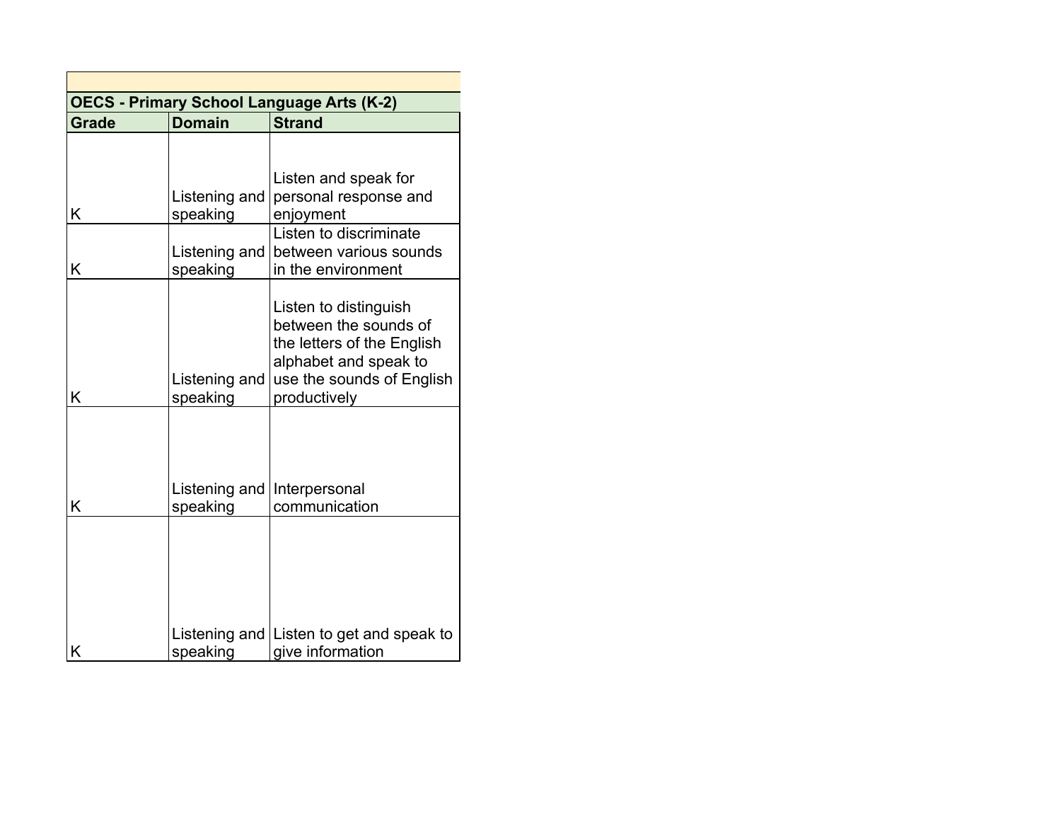| OECS - Primary School Language Arts (K-2) | | |
|---|---|---|
| **Grade** | **Domain** | **Strand** |
| K | Listening and speaking | Listen and speak for personal response and enjoyment |
| K | Listening and speaking | Listen to discriminate between various sounds in the environment |
| K | Listening and speaking | Listen to distinguish between the sounds of the letters of the English alphabet and speak to use the sounds of English productively |
| K | Listening and speaking | Interpersonal communication |
| K | Listening and speaking | Listen to get and speak to give information |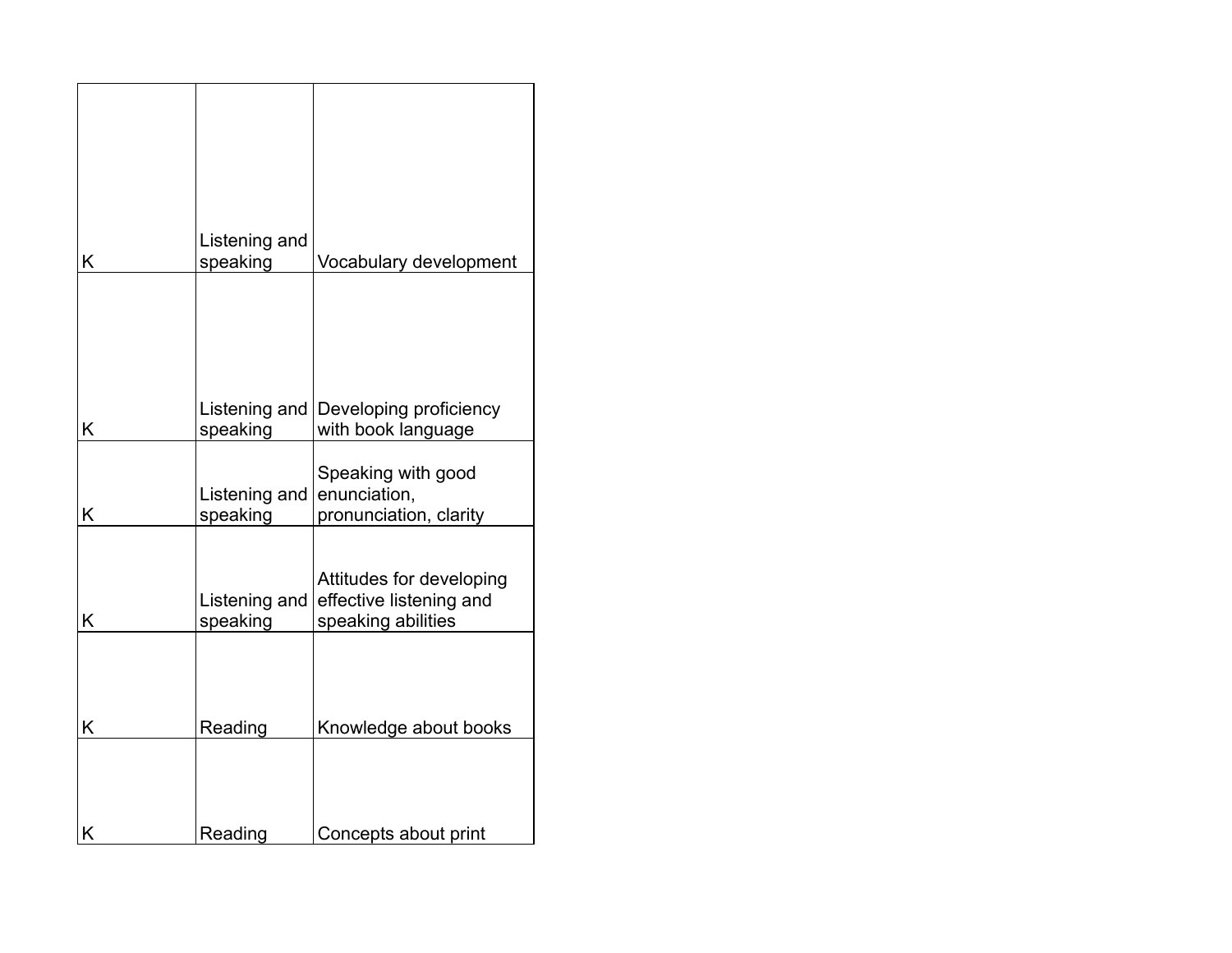| | | |
|---|---|---|
| K | Listening and speaking | Vocabulary development |
| K | Listening and speaking | Developing proficiency with book language |
| K | Listening and speaking | Speaking with good enunciation, pronunciation, clarity |
| K | Listening and speaking | Attitudes for developing effective listening and speaking abilities |
| K | Reading | Knowledge about books |
| K | Reading | Concepts about print |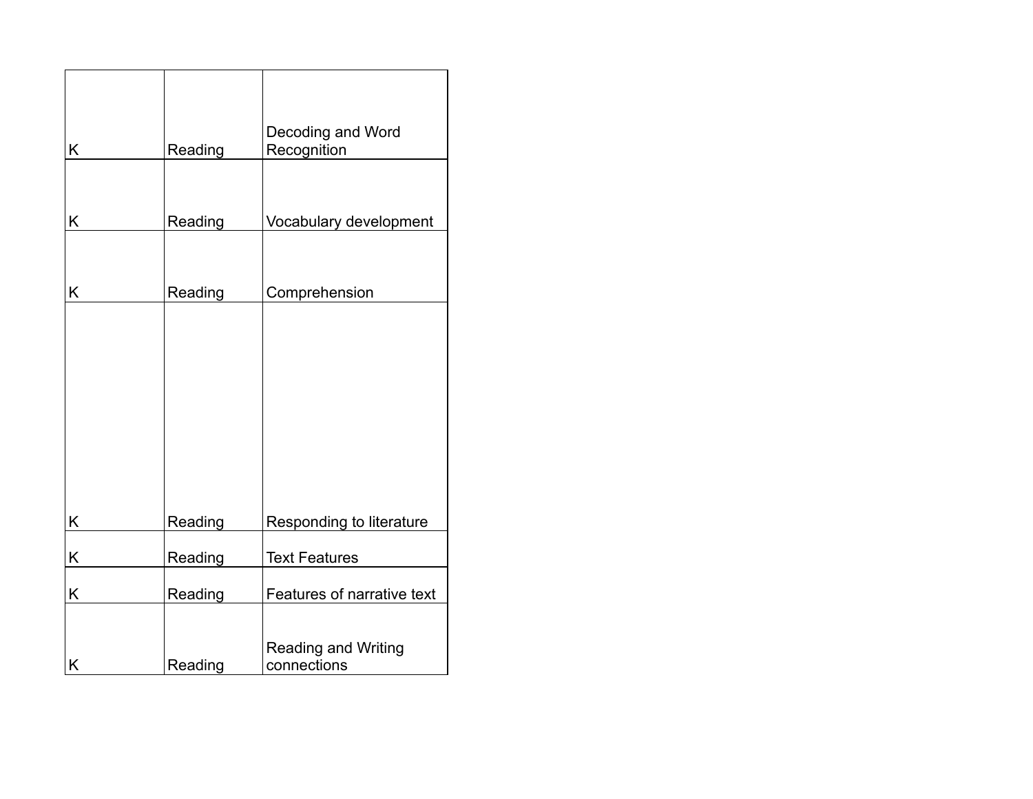| | | |
|---|---|---|
| K | Reading | Decoding and Word Recognition |
| K | Reading | Vocabulary development |
| K | Reading | Comprehension |
| K | Reading | Responding to literature |
| K | Reading | Text Features |
| K | Reading | Features of narrative text |
| K | Reading | Reading and Writing connections |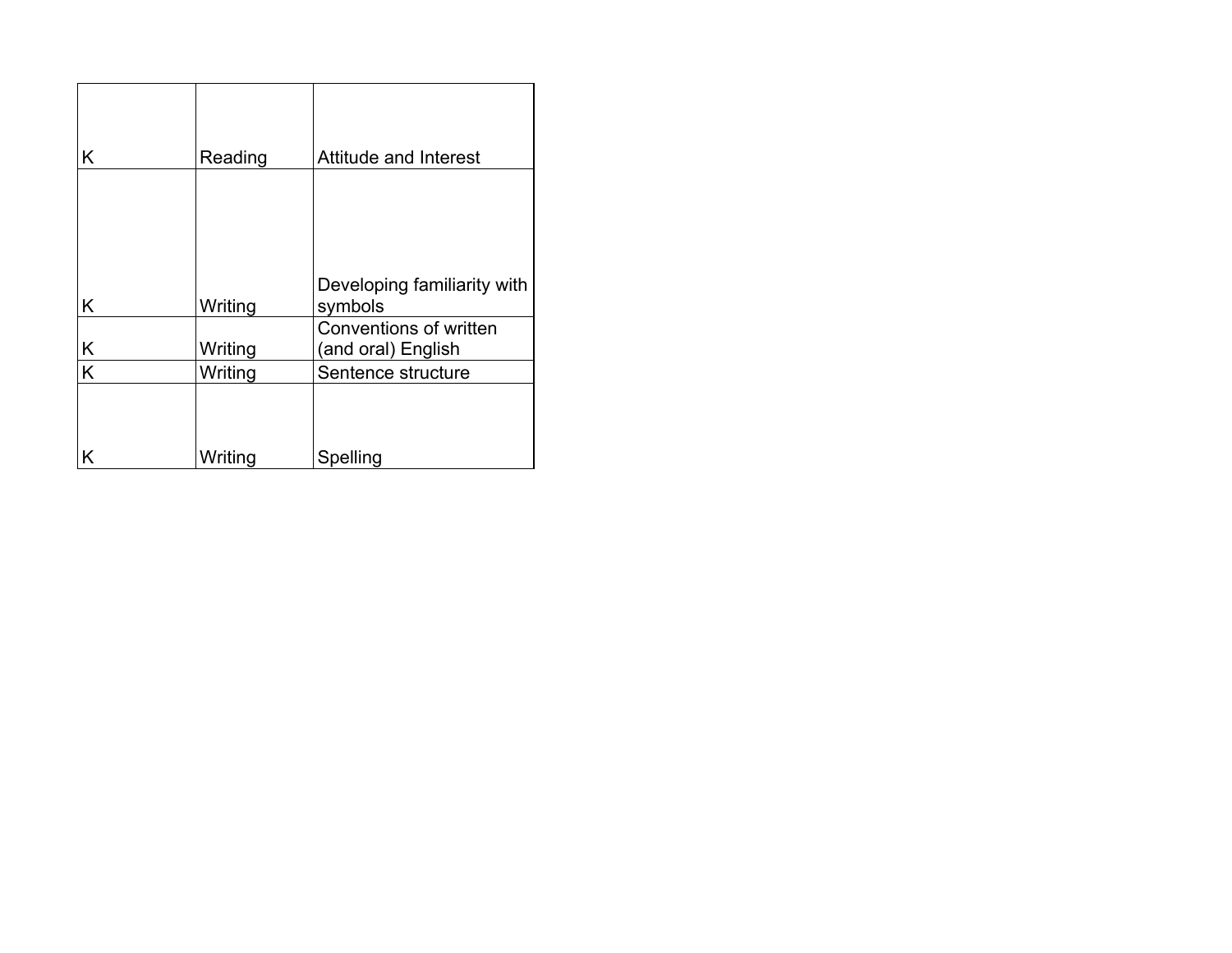| | | |
|---|---|---|
| K | Reading | Attitude and Interest |
| K | Writing | Developing familiarity with symbols |
| K | Writing | Conventions of written (and oral) English |
| K | Writing | Sentence structure |
| K | Writing | Spelling |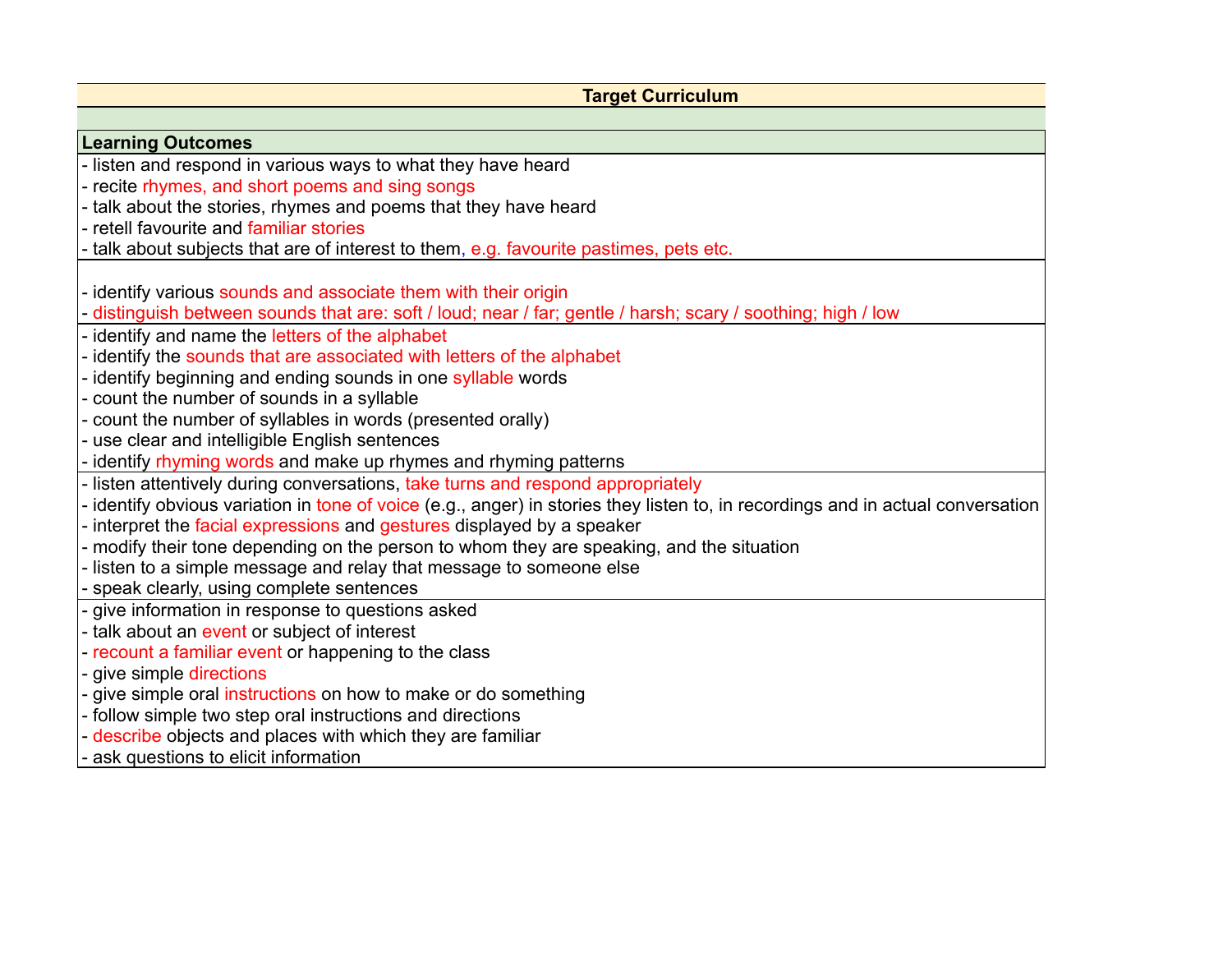| Target Curriculum |
|---|
| |
| **Learning Outcomes** |
| - listen and respond in various ways to what they have heard<br>- recite rhymes, and short poems and sing songs<br>- talk about the stories, rhymes and poems that they have heard<br>- retell favourite and familiar stories<br>- talk about subjects that are of interest to them, e.g. favourite pastimes, pets etc. |
| - identify various sounds and associate them with their origin<br>- distinguish between sounds that are: soft / loud; near / far; gentle / harsh; scary / soothing; high / low |
| - identify and name the letters of the alphabet<br>- identify the sounds that are associated with letters of the alphabet<br>- identify beginning and ending sounds in one syllable words<br>- count the number of sounds in a syllable<br>- count the number of syllables in words (presented orally)<br>- use clear and intelligible English sentences<br>- identify rhyming words and make up rhymes and rhyming patterns |
| - listen attentively during conversations, take turns and respond appropriately<br>- identify obvious variation in tone of voice (e.g., anger) in stories they listen to, in recordings and in actual conversation<br>- interpret the facial expressions and gestures displayed by a speaker<br>- modify their tone depending on the person to whom they are speaking, and the situation<br>- listen to a simple message and relay that message to someone else<br>- speak clearly, using complete sentences |
| - give information in response to questions asked<br>- talk about an event or subject of interest<br>- recount a familiar event or happening to the class<br>- give simple directions<br>- give simple oral instructions on how to make or do something<br>- follow simple two step oral instructions and directions<br>- describe objects and places with which they are familiar<br>- ask questions to elicit information |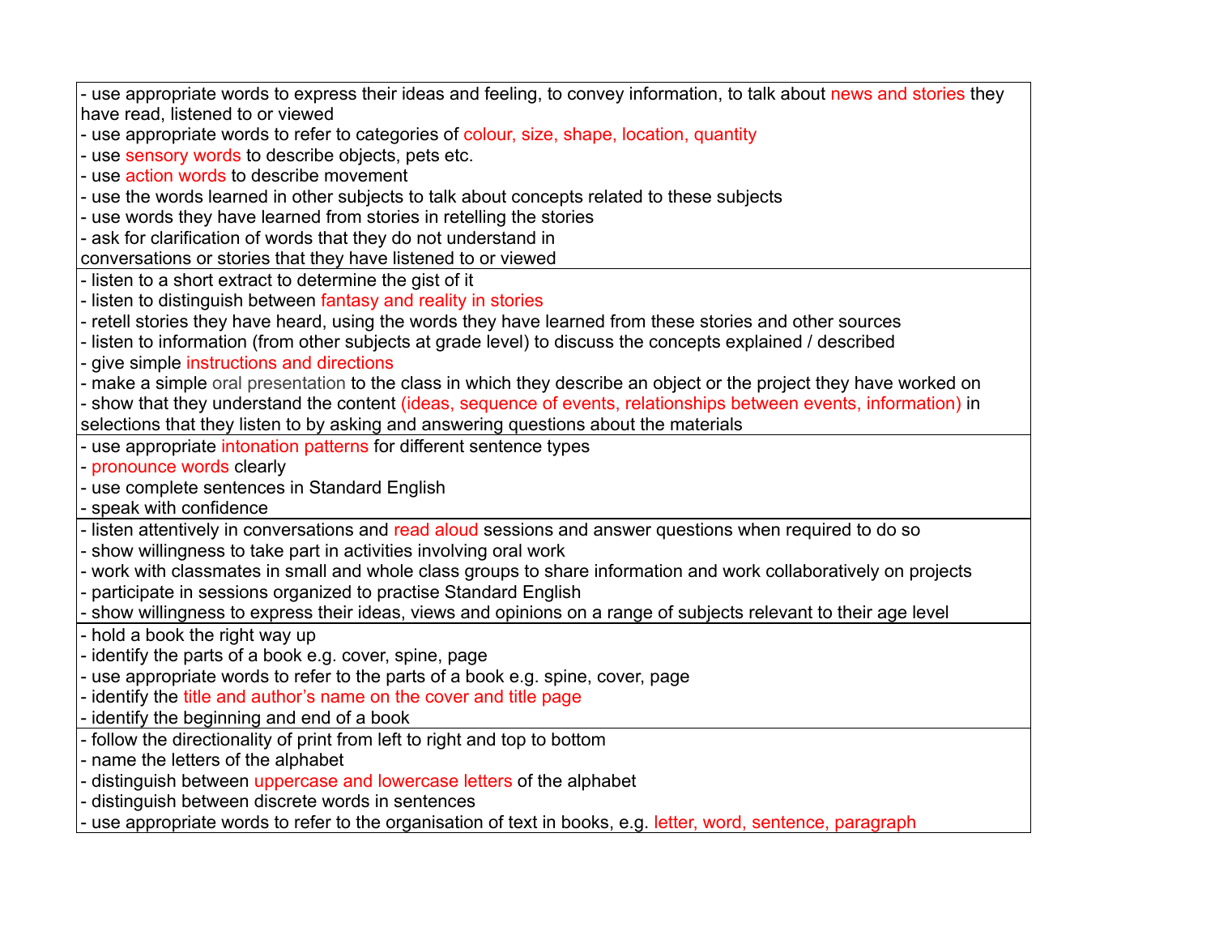| |
|---|
| - use appropriate words to express their ideas and feeling, to convey information, to talk about news and stories they have read, listened to or viewed<br>- use appropriate words to refer to categories of colour, size, shape, location, quantity<br>- use sensory words to describe objects, pets etc.<br>- use action words to describe movement<br>- use the words learned in other subjects to talk about concepts related to these subjects<br>- use words they have learned from stories in retelling the stories<br>- ask for clarification of words that they do not understand in conversations or stories that they have listened to or viewed |
| - listen to a short extract to determine the gist of it<br>- listen to distinguish between fantasy and reality in stories<br>- retell stories they have heard, using the words they have learned from these stories and other sources<br>- listen to information (from other subjects at grade level) to discuss the concepts explained / described<br>- give simple instructions and directions<br>- make a simple oral presentation to the class in which they describe an object or the project they have worked on<br>- show that they understand the content (ideas, sequence of events, relationships between events, information) in selections that they listen to by asking and answering questions about the materials |
| - use appropriate intonation patterns for different sentence types<br>- pronounce words clearly<br>- use complete sentences in Standard English<br>- speak with confidence |
| - listen attentively in conversations and read aloud sessions and answer questions when required to do so<br>- show willingness to take part in activities involving oral work<br>- work with classmates in small and whole class groups to share information and work collaboratively on projects<br>- participate in sessions organized to practise Standard English<br>- show willingness to express their ideas, views and opinions on a range of subjects relevant to their age level |
| - hold a book the right way up<br>- identify the parts of a book e.g. cover, spine, page<br>- use appropriate words to refer to the parts of a book e.g. spine, cover, page<br>- identify the title and author's name on the cover and title page<br>- identify the beginning and end of a book |
| - follow the directionality of print from left to right and top to bottom<br>- name the letters of the alphabet<br>- distinguish between uppercase and lowercase letters of the alphabet<br>- distinguish between discrete words in sentences<br>- use appropriate words to refer to the organisation of text in books, e.g. letter, word, sentence, paragraph |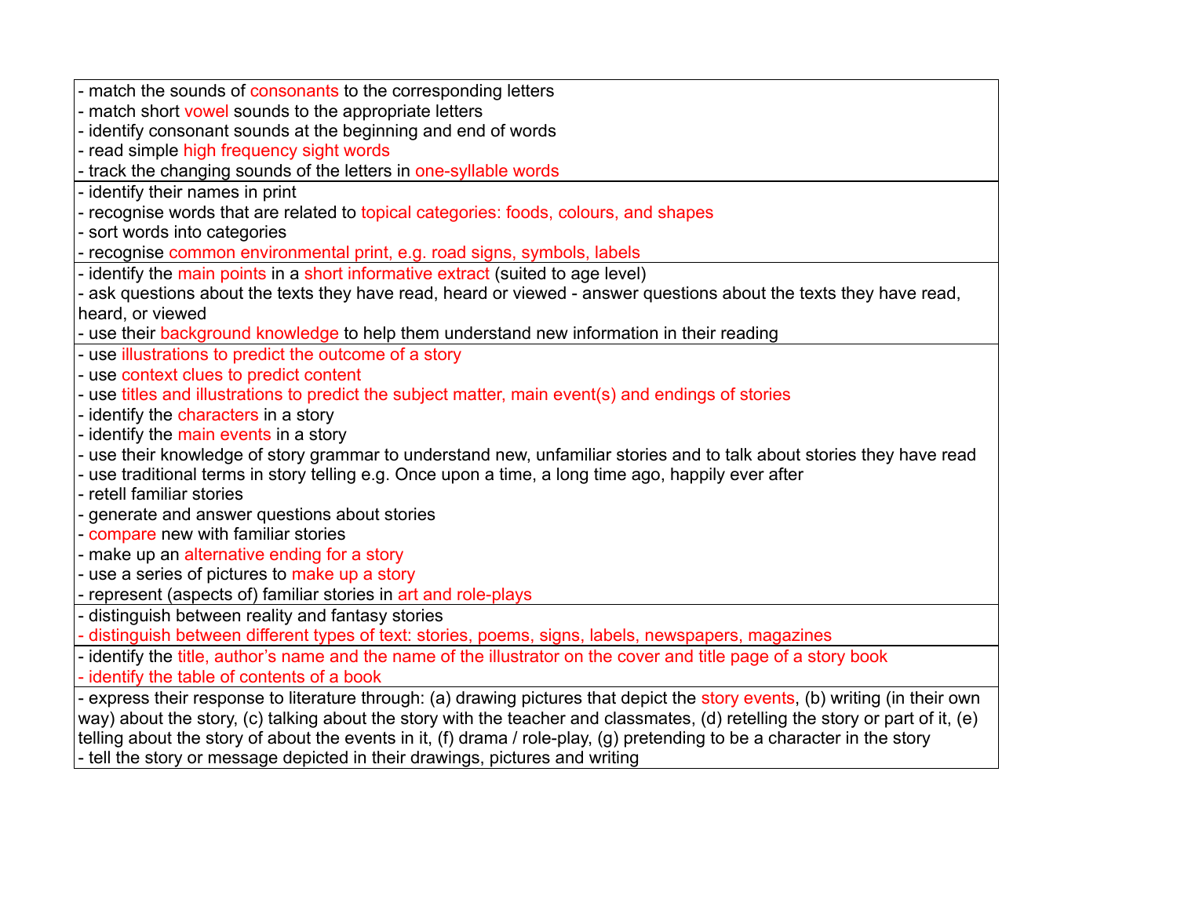| |
|---|
| - match the sounds of consonants to the corresponding letters<br>- match short vowel sounds to the appropriate letters<br>- identify consonant sounds at the beginning and end of words<br>- read simple high frequency sight words<br>- track the changing sounds of the letters in one-syllable words |
| - identify their names in print<br>- recognise words that are related to topical categories: foods, colours, and shapes<br>- sort words into categories<br>- recognise common environmental print, e.g. road signs, symbols, labels |
| - identify the main points in a short informative extract (suited to age level)<br>- ask questions about the texts they have read, heard or viewed - answer questions about the texts they have read, heard, or viewed<br>- use their background knowledge to help them understand new information in their reading |
| - use illustrations to predict the outcome of a story<br>- use context clues to predict content<br>- use titles and illustrations to predict the subject matter, main event(s) and endings of stories<br>- identify the characters in a story<br>- identify the main events in a story<br>- use their knowledge of story grammar to understand new, unfamiliar stories and to talk about stories they have read<br>- use traditional terms in story telling e.g. Once upon a time, a long time ago, happily ever after<br>- retell familiar stories<br>- generate and answer questions about stories<br>- compare new with familiar stories<br>- make up an alternative ending for a story<br>- use a series of pictures to make up a story<br>- represent (aspects of) familiar stories in art and role-plays |
| - distinguish between reality and fantasy stories<br>- distinguish between different types of text: stories, poems, signs, labels, newspapers, magazines |
| - identify the title, author's name and the name of the illustrator on the cover and title page of a story book<br>- identify the table of contents of a book |
| - express their response to literature through: (a) drawing pictures that depict the story events, (b) writing (in their own way) about the story, (c) talking about the story with the teacher and classmates, (d) retelling the story or part of it, (e) telling about the story of about the events in it, (f) drama / role-play, (g) pretending to be a character in the story<br>- tell the story or message depicted in their drawings, pictures and writing |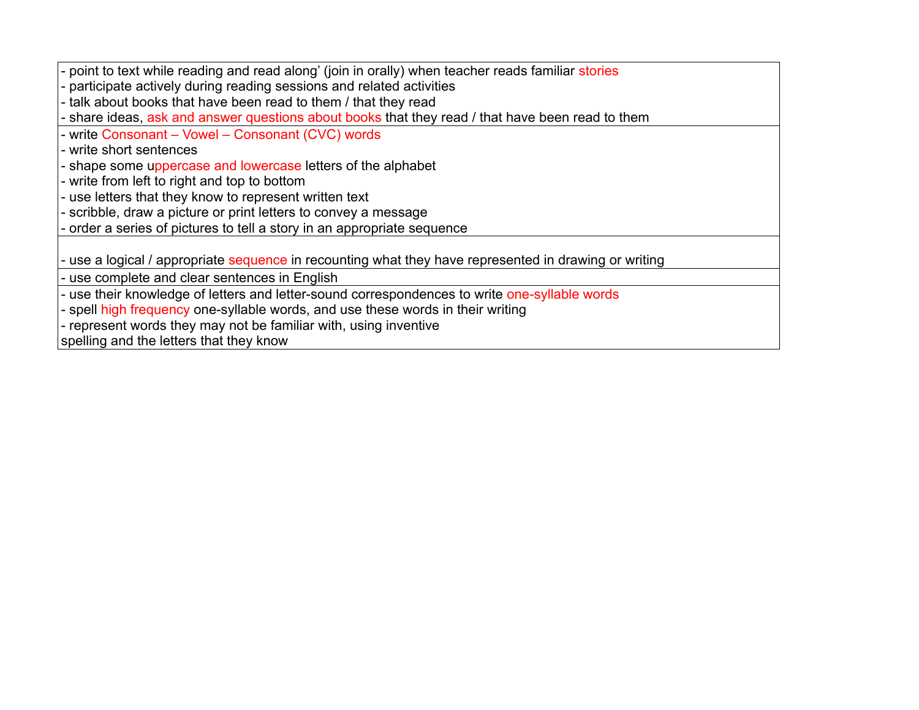| |
|---|
| - point to text while reading and read along' (join in orally) when teacher reads familiar stories<br>- participate actively during reading sessions and related activities<br>- talk about books that have been read to them / that they read<br>- share ideas, ask and answer questions about books that they read / that have been read to them |
| - write Consonant – Vowel – Consonant (CVC) words<br>- write short sentences<br>- shape some uppercase and lowercase letters of the alphabet<br>- write from left to right and top to bottom<br>- use letters that they know to represent written text<br>- scribble, draw a picture or print letters to convey a message<br>- order a series of pictures to tell a story in an appropriate sequence |
| - use a logical / appropriate sequence in recounting what they have represented in drawing or writing |
| - use complete and clear sentences in English |
| - use their knowledge of letters and letter-sound correspondences to write one-syllable words<br>- spell high frequency one-syllable words, and use these words in their writing<br>- represent words they may not be familiar with, using inventive spelling and the letters that they know |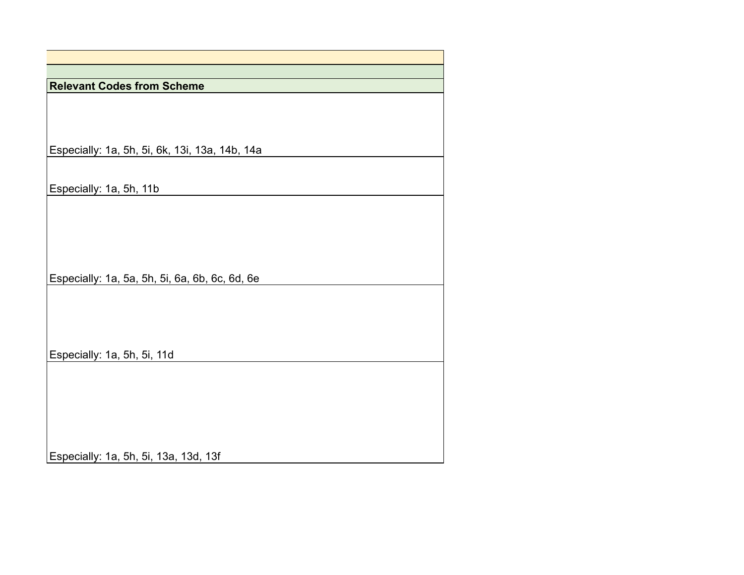| Relevant Codes from Scheme |
|---|
| Especially: 1a, 5h, 5i, 6k, 13i, 13a, 14b, 14a |
| Especially: 1a, 5h, 11b |
| Especially: 1a, 5a, 5h, 5i, 6a, 6b, 6c, 6d, 6e |
| Especially: 1a, 5h, 5i, 11d |
| Especially: 1a, 5h, 5i, 13a, 13d, 13f |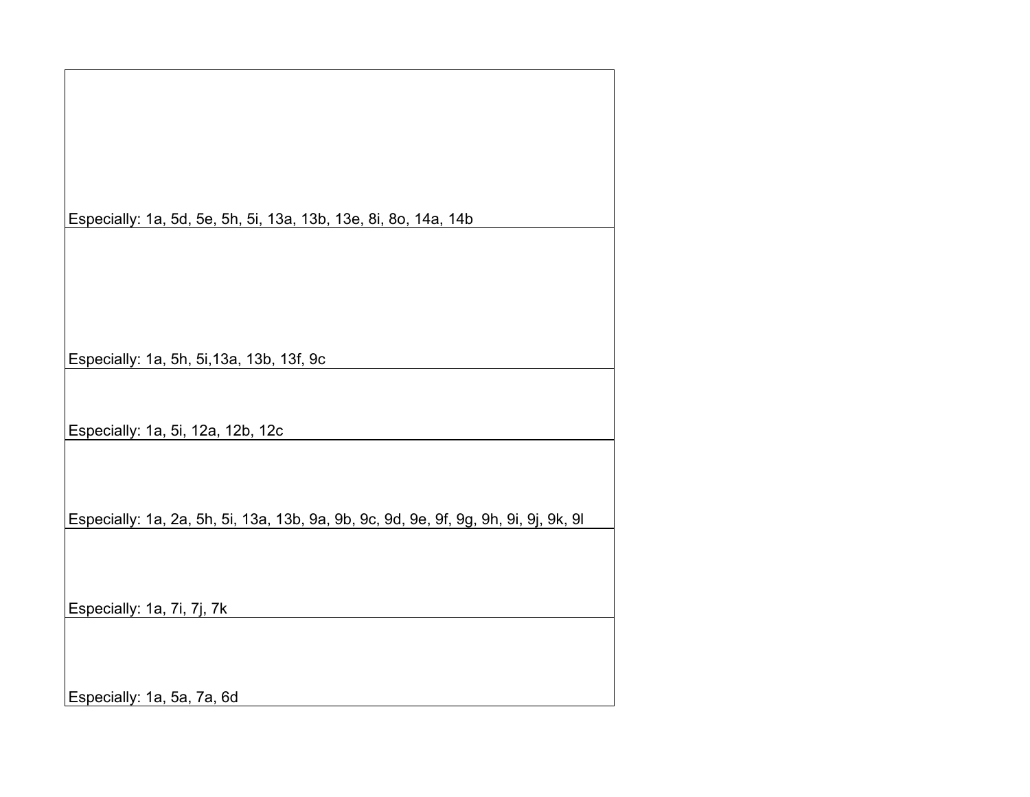| |
|---|
| Especially: 1a, 5d, 5e, 5h, 5i, 13a, 13b, 13e, 8i, 8o, 14a, 14b |
| Especially: 1a, 5h, 5i,13a, 13b, 13f, 9c |
| Especially: 1a, 5i, 12a, 12b, 12c |
| Especially: 1a, 2a, 5h, 5i, 13a, 13b, 9a, 9b, 9c, 9d, 9e, 9f, 9g, 9h, 9i, 9j, 9k, 9l |
| Especially: 1a, 7i, 7j, 7k |
| Especially: 1a, 5a, 7a, 6d |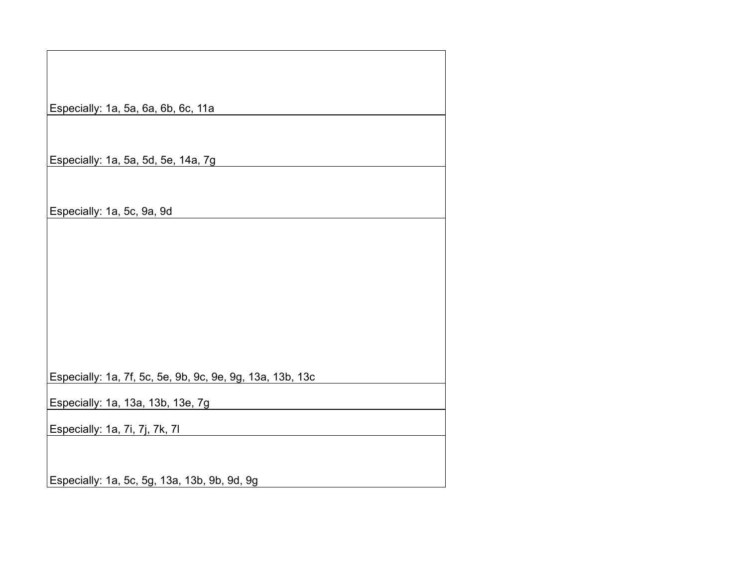| |
|---|
| Especially: 1a, 5a, 6a, 6b, 6c, 11a |
| Especially: 1a, 5a, 5d, 5e, 14a, 7g |
| Especially: 1a, 5c, 9a, 9d |
| Especially: 1a, 7f, 5c, 5e, 9b, 9c, 9e, 9g, 13a, 13b, 13c |
| Especially: 1a, 13a, 13b, 13e, 7g |
| Especially: 1a, 7i, 7j, 7k, 7l |
| Especially: 1a, 5c, 5g, 13a, 13b, 9b, 9d, 9g |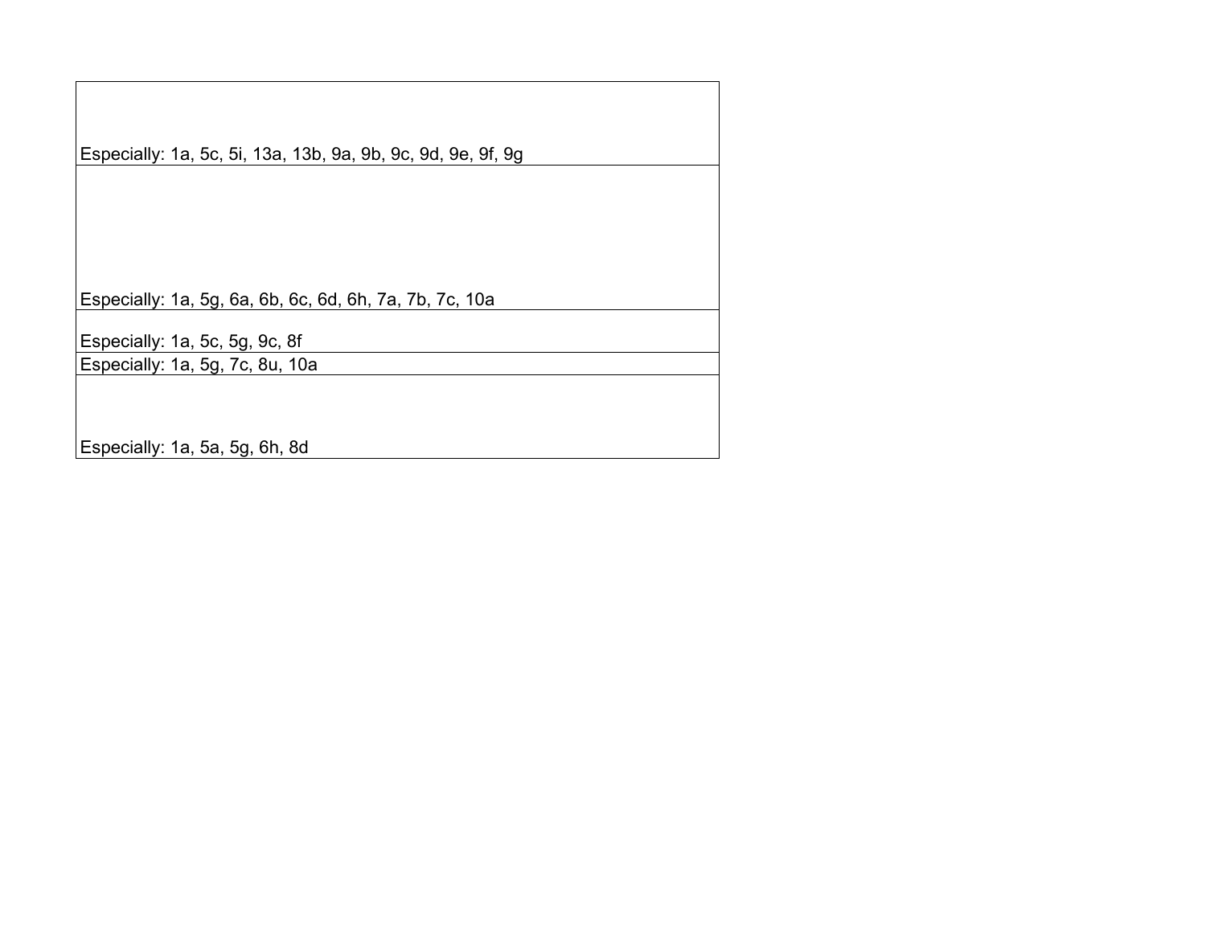| |
|---|
| Especially: 1a, 5c, 5i, 13a, 13b, 9a, 9b, 9c, 9d, 9e, 9f, 9g |
| Especially: 1a, 5g, 6a, 6b, 6c, 6d, 6h, 7a, 7b, 7c, 10a |
| Especially: 1a, 5c, 5g, 9c, 8f |
| Especially: 1a, 5g, 7c, 8u, 10a |
| Especially: 1a, 5a, 5g, 6h, 8d |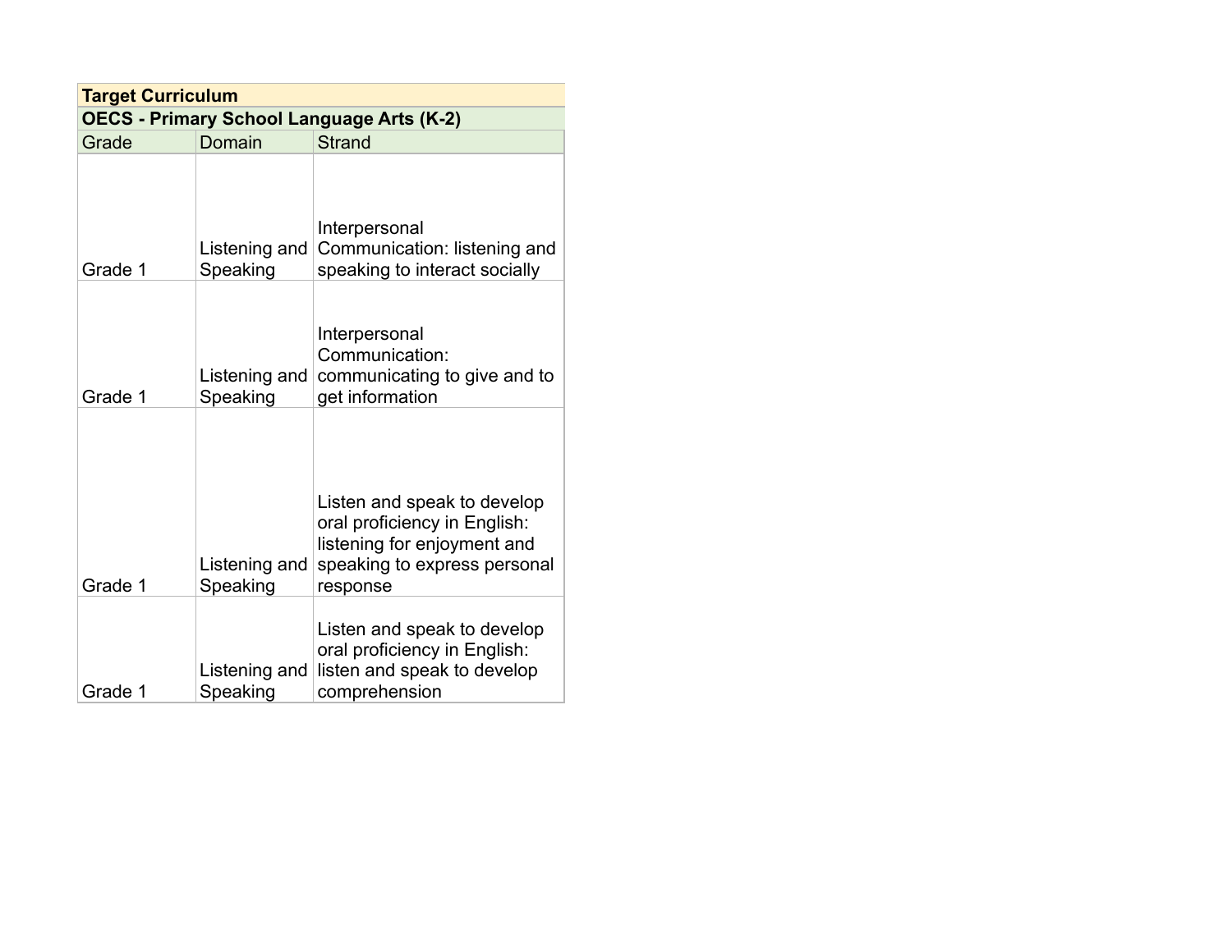| Target Curriculum | | |
|---|---|---|
| **OECS - Primary School Language Arts (K-2)** | | |
| Grade | Domain | Strand |
| Grade 1 | Listening and Speaking | Interpersonal Communication: listening and speaking to interact socially |
| Grade 1 | Listening and Speaking | Interpersonal Communication: communicating to give and to get information |
| Grade 1 | Listening and Speaking | Listen and speak to develop oral proficiency in English: listening for enjoyment and speaking to express personal response |
| Grade 1 | Listening and Speaking | Listen and speak to develop oral proficiency in English: listen and speak to develop comprehension |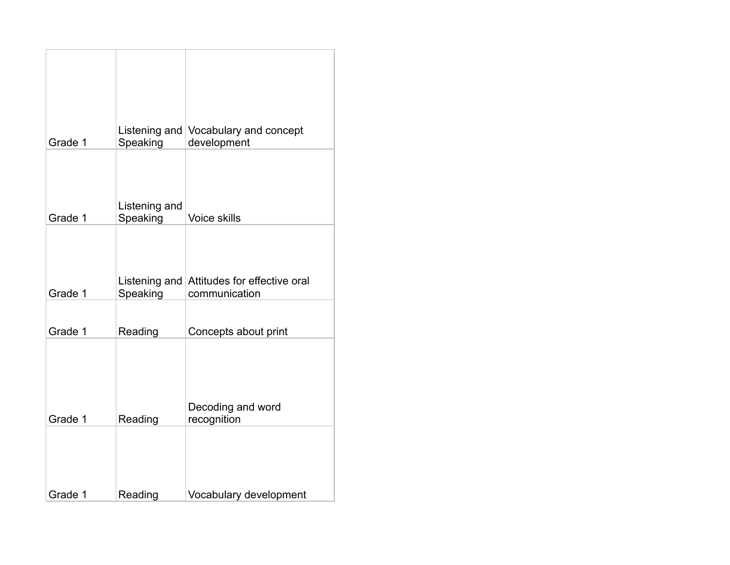| | | |
|---|---|---|
| Grade 1 | Listening and Speaking | Vocabulary and concept development |
| Grade 1 | Listening and Speaking | Voice skills |
| Grade 1 | Listening and Speaking | Attitudes for effective oral communication |
| Grade 1 | Reading | Concepts about print |
| Grade 1 | Reading | Decoding and word recognition |
| Grade 1 | Reading | Vocabulary development |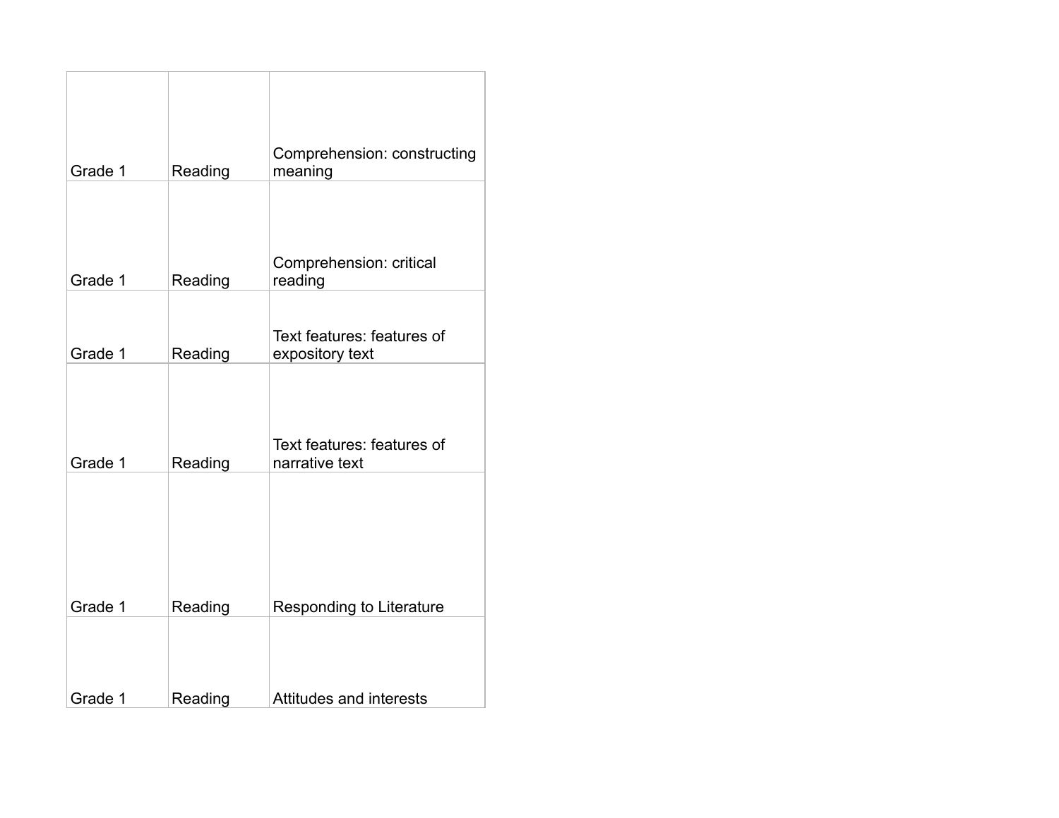| | | |
|---|---|---|
| Grade 1 | Reading | Comprehension: constructing meaning |
| Grade 1 | Reading | Comprehension: critical reading |
| Grade 1 | Reading | Text features: features of expository text |
| Grade 1 | Reading | Text features: features of narrative text |
| Grade 1 | Reading | Responding to Literature |
| Grade 1 | Reading | Attitudes and interests |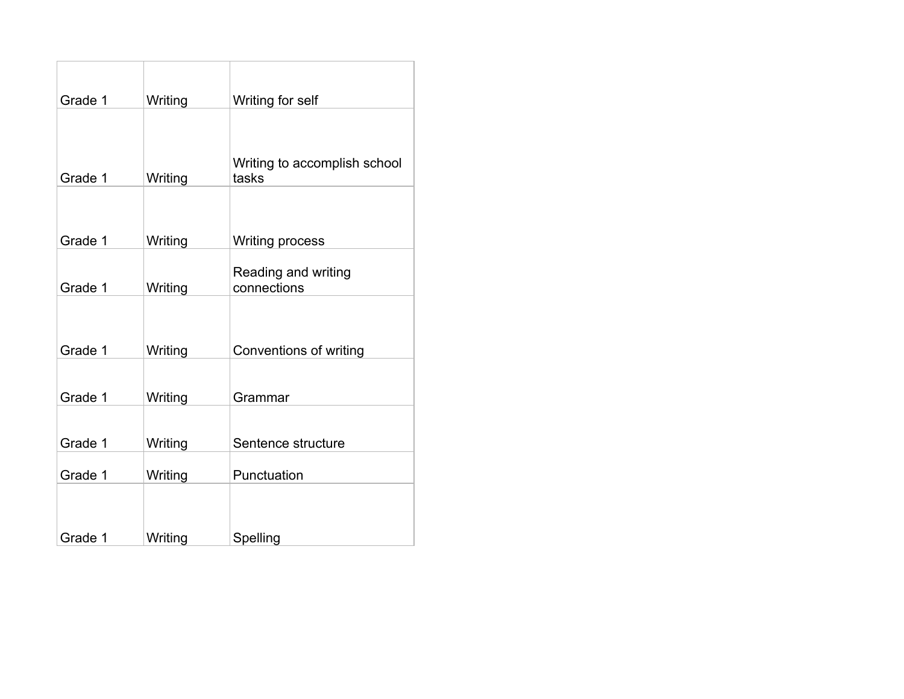| | | |
|---|---|---|
| Grade 1 | Writing | Writing for self |
| Grade 1 | Writing | Writing to accomplish school tasks |
| Grade 1 | Writing | Writing process |
| Grade 1 | Writing | Reading and writing connections |
| Grade 1 | Writing | Conventions of writing |
| Grade 1 | Writing | Grammar |
| Grade 1 | Writing | Sentence structure |
| Grade 1 | Writing | Punctuation |
| Grade 1 | Writing | Spelling |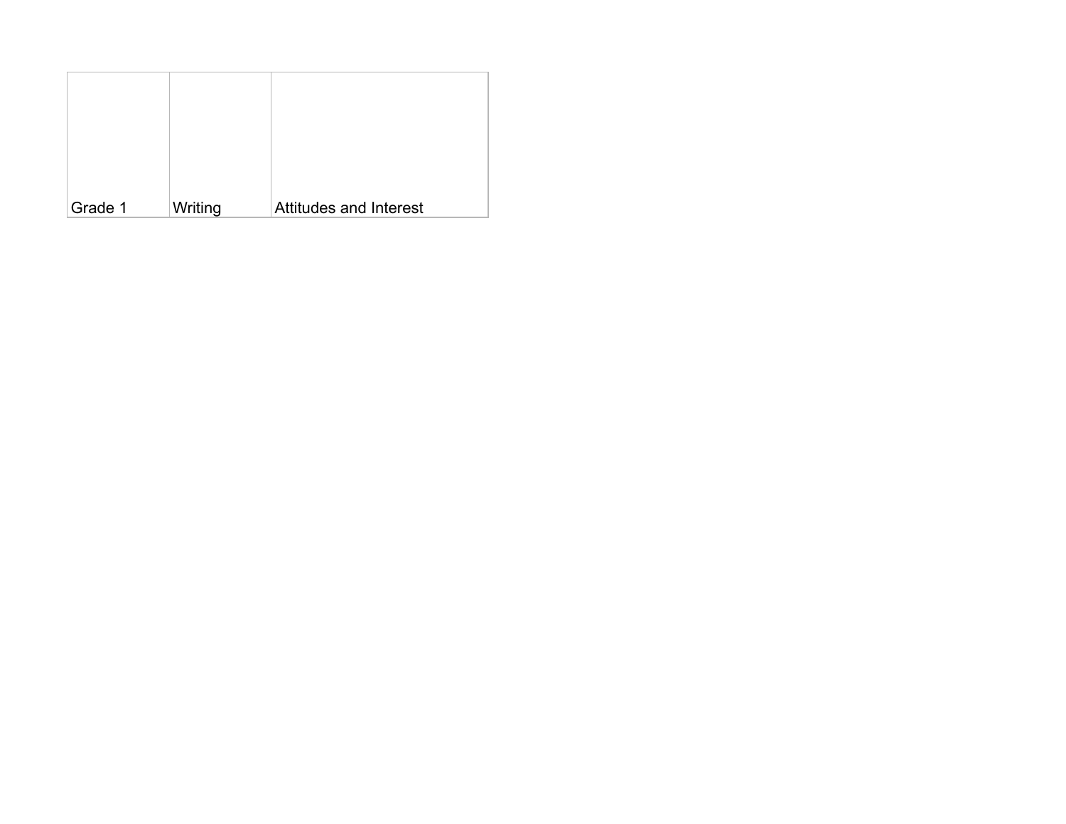| Grade 1 | Writing | Attitudes and Interest |
|---|---|---|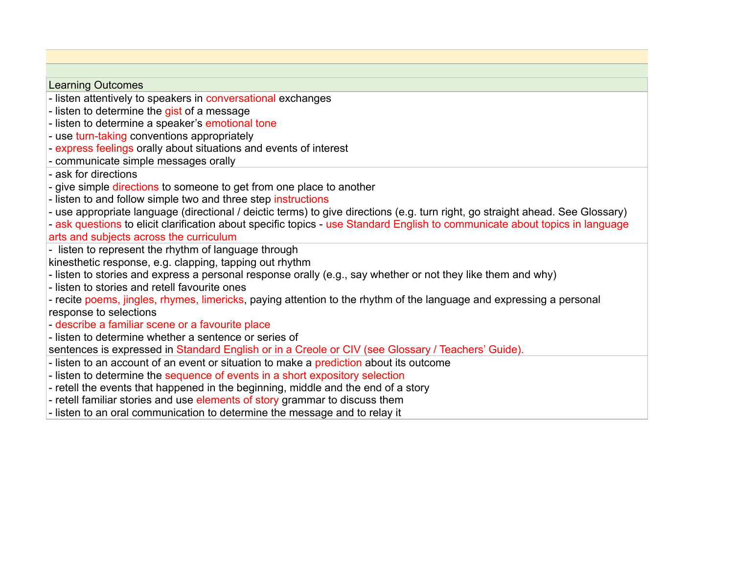| Learning Outcomes |
| --- |
| - listen attentively to speakers in conversational exchanges<br>- listen to determine the gist of a message<br>- listen to determine a speaker's emotional tone<br>- use turn-taking conventions appropriately<br>- express feelings orally about situations and events of interest<br>- communicate simple messages orally |
| - ask for directions<br>- give simple directions to someone to get from one place to another<br>- listen to and follow simple two and three step instructions<br>- use appropriate language (directional / deictic terms) to give directions (e.g. turn right, go straight ahead. See Glossary)<br>- ask questions to elicit clarification about specific topics - use Standard English to communicate about topics in language arts and subjects across the curriculum |
| - listen to represent the rhythm of language through kinesthetic response, e.g. clapping, tapping out rhythm<br>- listen to stories and express a personal response orally (e.g., say whether or not they like them and why)<br>- listen to stories and retell favourite ones<br>- recite poems, jingles, rhymes, limericks, paying attention to the rhythm of the language and expressing a personal response to selections<br>- describe a familiar scene or a favourite place<br>- listen to determine whether a sentence or series of sentences is expressed in Standard English or in a Creole or CIV (see Glossary / Teachers' Guide). |
| - listen to an account of an event or situation to make a prediction about its outcome<br>- listen to determine the sequence of events in a short expository selection<br>- retell the events that happened in the beginning, middle and the end of a story<br>- retell familiar stories and use elements of story grammar to discuss them<br>- listen to an oral communication to determine the message and to relay it |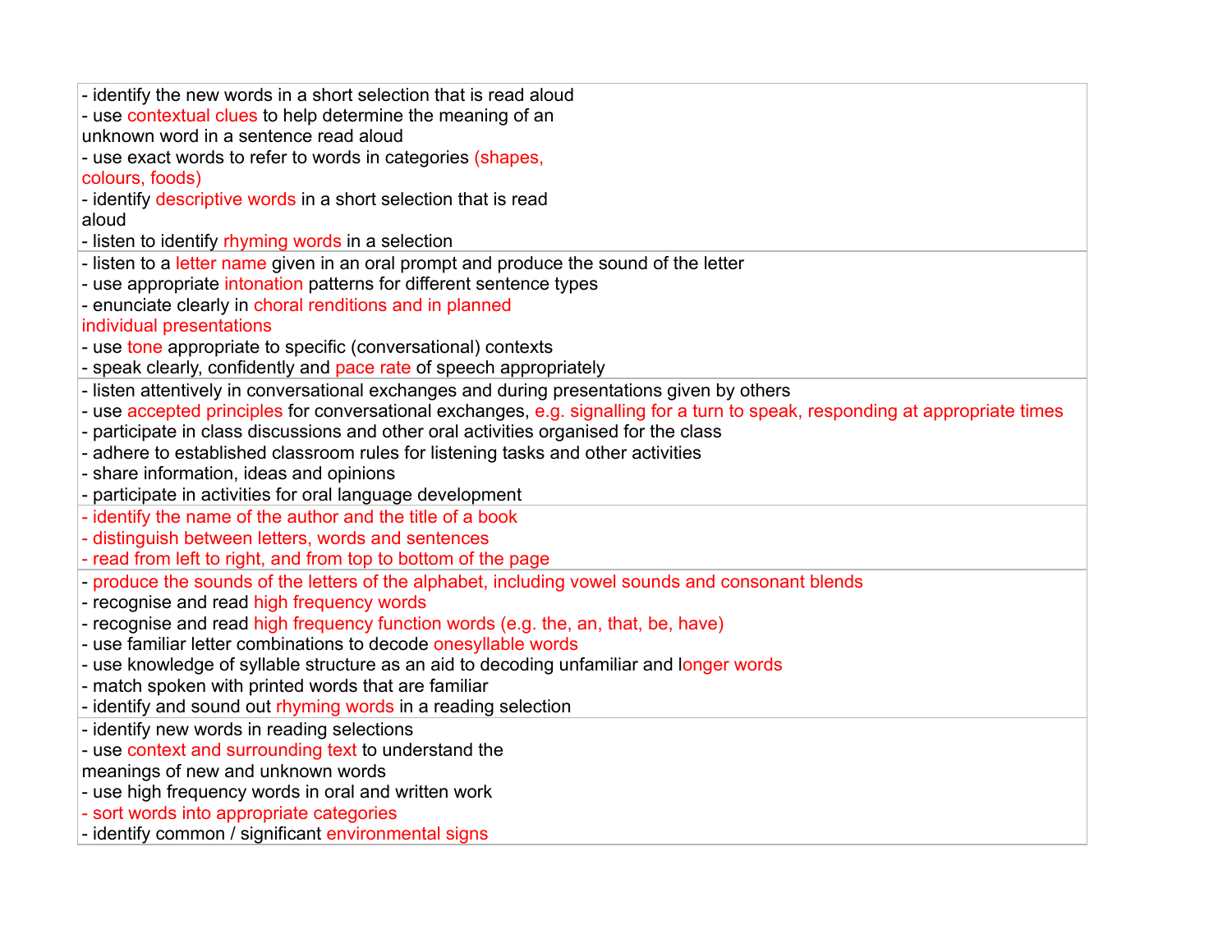| |
|---|
| - identify the new words in a short selection that is read aloud<br>- use contextual clues to help determine the meaning of an unknown word in a sentence read aloud<br>- use exact words to refer to words in categories (shapes, colours, foods)<br>- identify descriptive words in a short selection that is read aloud<br>- listen to identify rhyming words in a selection |
| - listen to a letter name given in an oral prompt and produce the sound of the letter<br>- use appropriate intonation patterns for different sentence types<br>- enunciate clearly in choral renditions and in planned individual presentations<br>- use tone appropriate to specific (conversational) contexts<br>- speak clearly, confidently and pace rate of speech appropriately |
| - listen attentively in conversational exchanges and during presentations given by others<br>- use accepted principles for conversational exchanges, e.g. signalling for a turn to speak, responding at appropriate times<br>- participate in class discussions and other oral activities organised for the class<br>- adhere to established classroom rules for listening tasks and other activities<br>- share information, ideas and opinions<br>- participate in activities for oral language development |
| - identify the name of the author and the title of a book<br>- distinguish between letters, words and sentences<br>- read from left to right, and from top to bottom of the page |
| - produce the sounds of the letters of the alphabet, including vowel sounds and consonant blends<br>- recognise and read high frequency words<br>- recognise and read high frequency function words (e.g. the, an, that, be, have)<br>- use familiar letter combinations to decode onesyllable words<br>- use knowledge of syllable structure as an aid to decoding unfamiliar and longer words<br>- match spoken with printed words that are familiar<br>- identify and sound out rhyming words in a reading selection |
| - identify new words in reading selections<br>- use context and surrounding text to understand the meanings of new and unknown words<br>- use high frequency words in oral and written work<br>- sort words into appropriate categories<br>- identify common / significant environmental signs |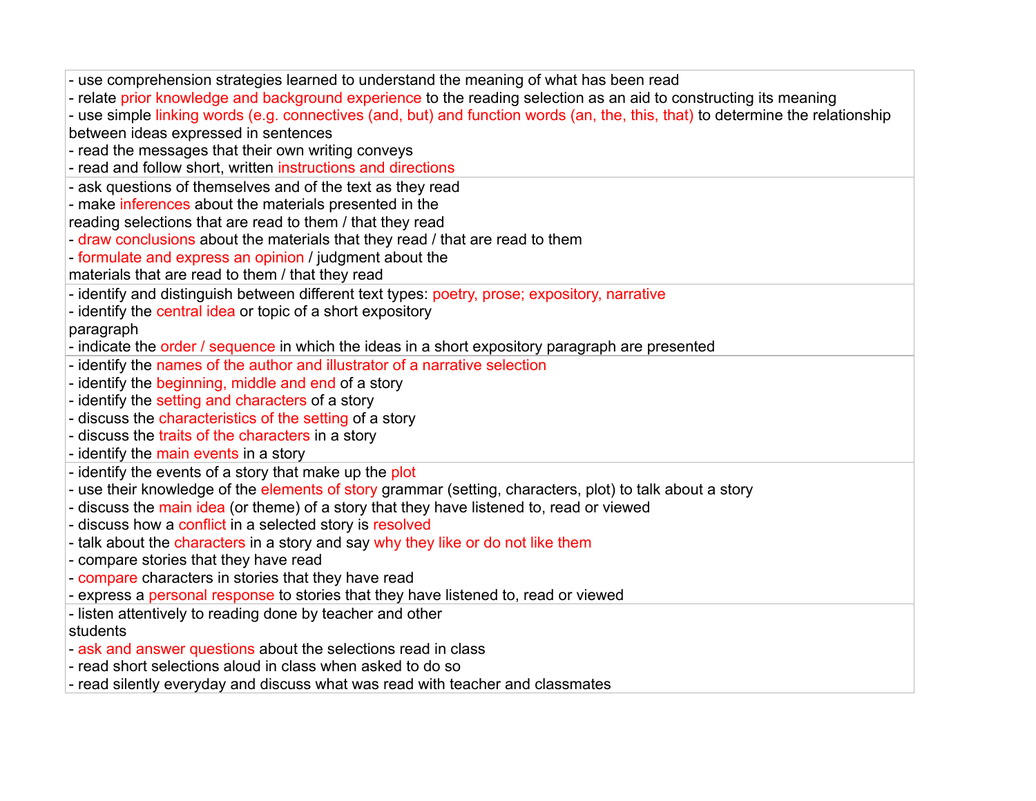| |
|---|
| - use comprehension strategies learned to understand the meaning of what has been read<br>- relate prior knowledge and background experience to the reading selection as an aid to constructing its meaning<br>- use simple linking words (e.g. connectives (and, but) and function words (an, the, this, that) to determine the relationship between ideas expressed in sentences<br>- read the messages that their own writing conveys<br>- read and follow short, written instructions and directions |
| - ask questions of themselves and of the text as they read<br>- make inferences about the materials presented in the reading selections that are read to them / that they read<br>- draw conclusions about the materials that they read / that are read to them<br>- formulate and express an opinion / judgment about the materials that are read to them / that they read |
| - identify and distinguish between different text types: poetry, prose; expository, narrative<br>- identify the central idea or topic of a short expository paragraph<br>- indicate the order / sequence in which the ideas in a short expository paragraph are presented |
| - identify the names of the author and illustrator of a narrative selection<br>- identify the beginning, middle and end of a story<br>- identify the setting and characters of a story<br>- discuss the characteristics of the setting of a story<br>- discuss the traits of the characters in a story<br>- identify the main events in a story |
| - identify the events of a story that make up the plot<br>- use their knowledge of the elements of story grammar (setting, characters, plot) to talk about a story<br>- discuss the main idea (or theme) of a story that they have listened to, read or viewed<br>- discuss how a conflict in a selected story is resolved<br>- talk about the characters in a story and say why they like or do not like them<br>- compare stories that they have read<br>- compare characters in stories that they have read<br>- express a personal response to stories that they have listened to, read or viewed |
| - listen attentively to reading done by teacher and other students<br>- ask and answer questions about the selections read in class<br>- read short selections aloud in class when asked to do so<br>- read silently everyday and discuss what was read with teacher and classmates |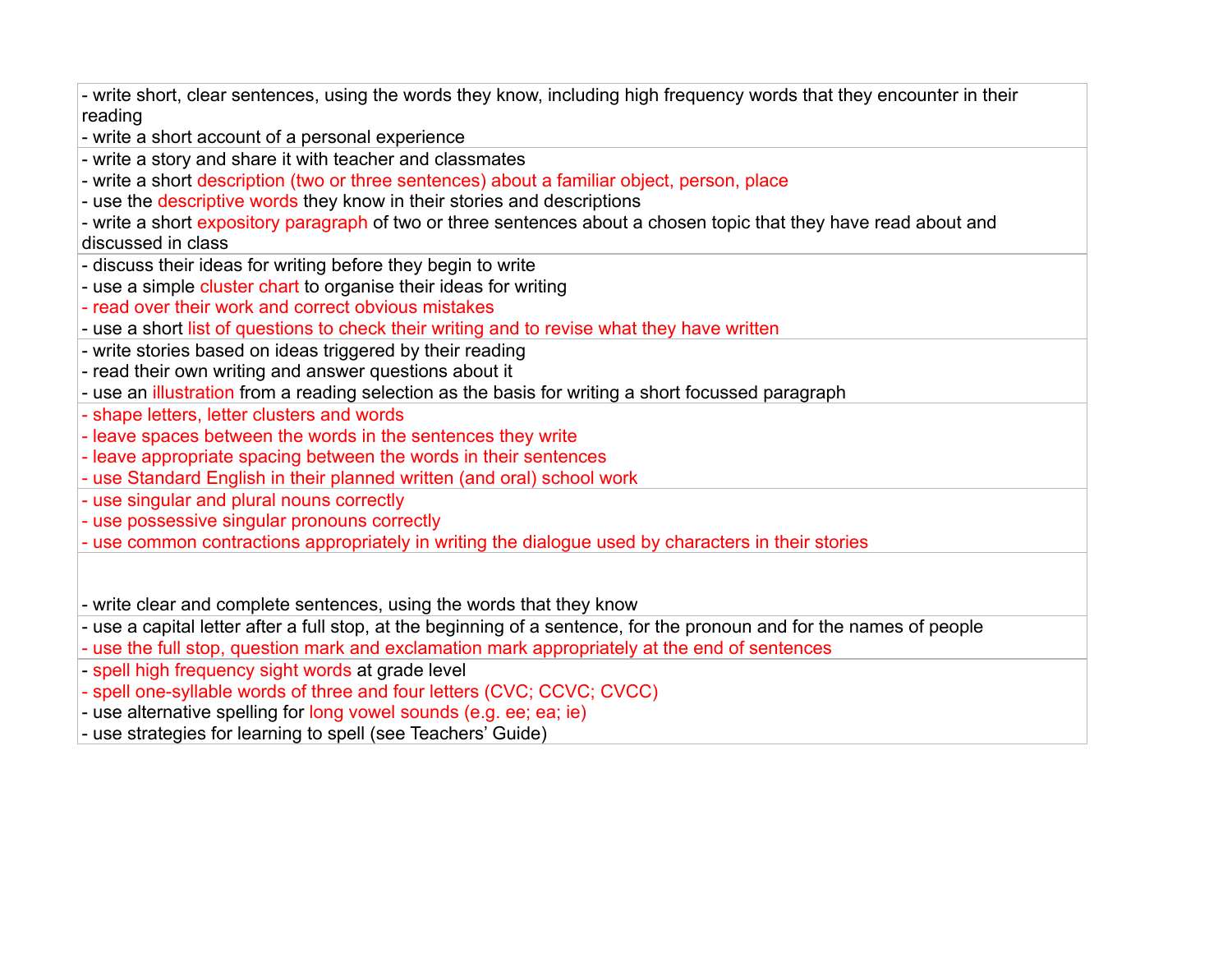| |
|---|
| - write short, clear sentences, using the words they know, including high frequency words that they encounter in their reading<br>- write a short account of a personal experience |
| - write a story and share it with teacher and classmates<br>- write a short description (two or three sentences) about a familiar object, person, place<br>- use the descriptive words they know in their stories and descriptions<br>- write a short expository paragraph of two or three sentences about a chosen topic that they have read about and discussed in class |
| - discuss their ideas for writing before they begin to write<br>- use a simple cluster chart to organise their ideas for writing<br>- read over their work and correct obvious mistakes<br>- use a short list of questions to check their writing and to revise what they have written |
| - write stories based on ideas triggered by their reading<br>- read their own writing and answer questions about it<br>- use an illustration from a reading selection as the basis for writing a short focussed paragraph |
| - shape letters, letter clusters and words<br>- leave spaces between the words in the sentences they write<br>- leave appropriate spacing between the words in their sentences<br>- use Standard English in their planned written (and oral) school work |
| - use singular and plural nouns correctly<br>- use possessive singular pronouns correctly<br>- use common contractions appropriately in writing the dialogue used by characters in their stories |
| - write clear and complete sentences, using the words that they know |
| - use a capital letter after a full stop, at the beginning of a sentence, for the pronoun and for the names of people<br>- use the full stop, question mark and exclamation mark appropriately at the end of sentences |
| - spell high frequency sight words at grade level<br>- spell one-syllable words of three and four letters (CVC; CCVC; CVCC)<br>- use alternative spelling for long vowel sounds (e.g. ee; ea; ie)<br>- use strategies for learning to spell (see Teachers' Guide) |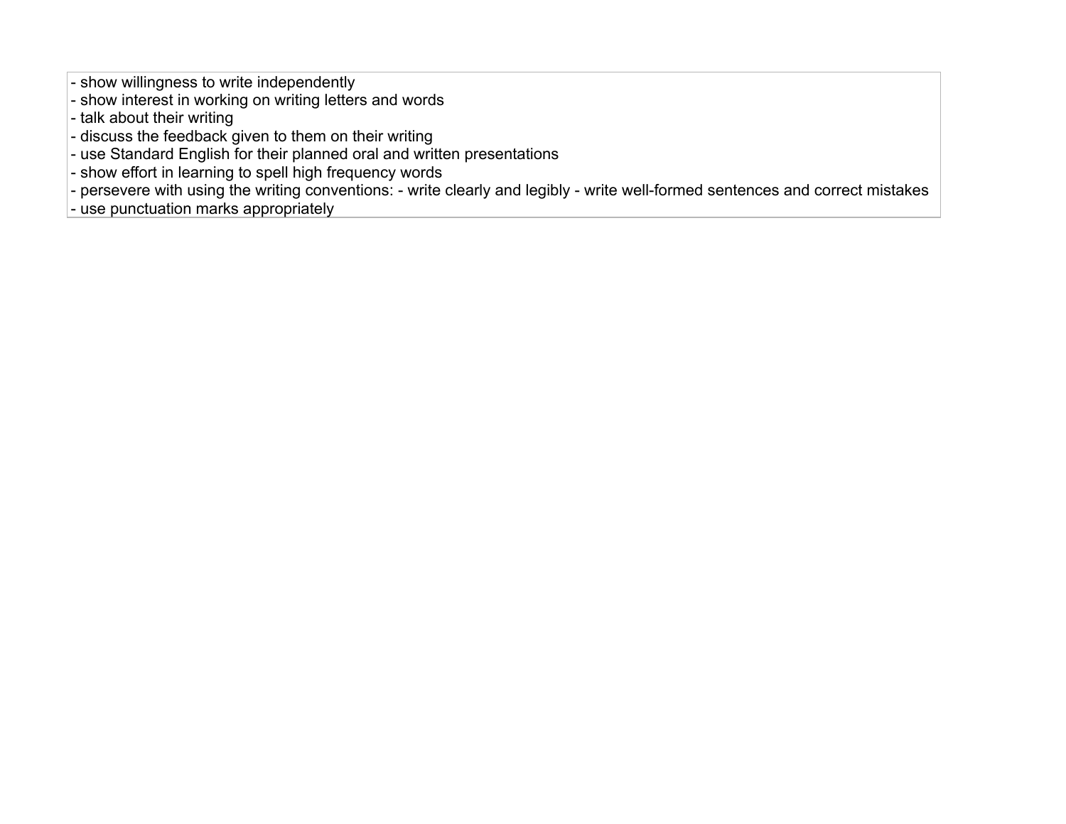- show willingness to write independently
- show interest in working on writing letters and words
- talk about their writing
- discuss the feedback given to them on their writing
- use Standard English for their planned oral and written presentations
- show effort in learning to spell high frequency words
- persevere with using the writing conventions: - write clearly and legibly - write well-formed sentences and correct mistakes
- use punctuation marks appropriately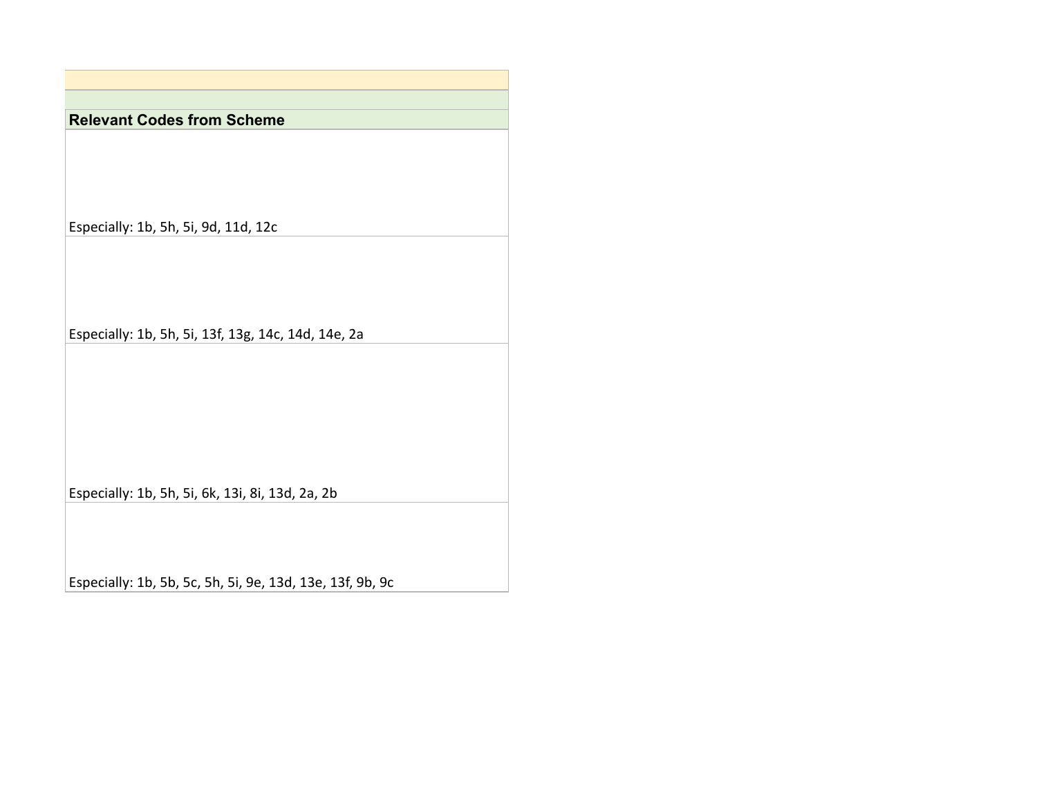| Relevant Codes from Scheme |
| --- |
| Especially: 1b, 5h, 5i, 9d, 11d, 12c |
| Especially: 1b, 5h, 5i, 13f, 13g, 14c, 14d, 14e, 2a |
| Especially: 1b, 5h, 5i, 6k, 13i, 8i, 13d, 2a, 2b |
| Especially: 1b, 5b, 5c, 5h, 5i, 9e, 13d, 13e, 13f, 9b, 9c |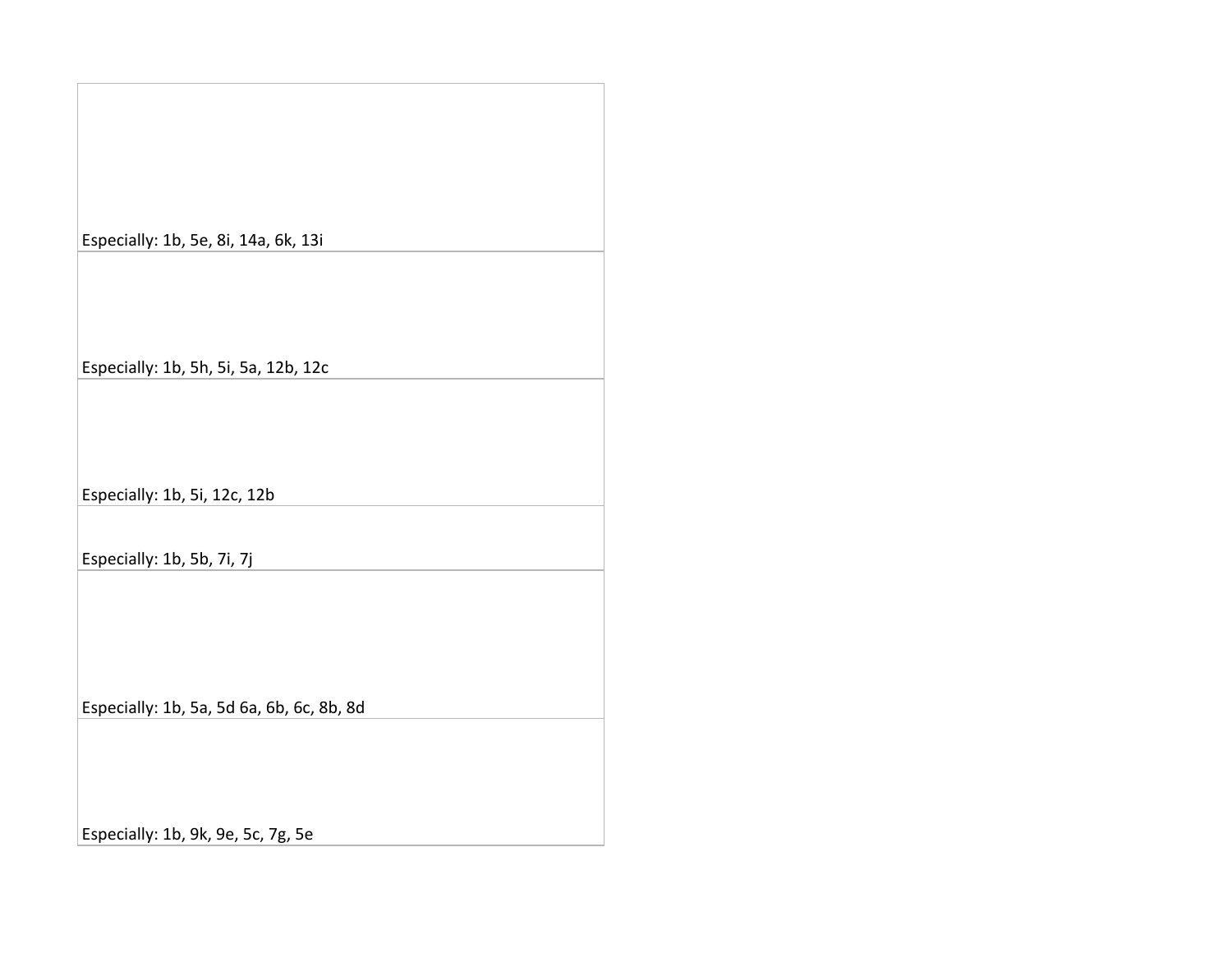| |
|---|
| Especially: 1b, 5e, 8i, 14a, 6k, 13i |
| Especially: 1b, 5h, 5i, 5a, 12b, 12c |
| Especially: 1b, 5i, 12c, 12b |
| Especially: 1b, 5b, 7i, 7j |
| Especially: 1b, 5a, 5d 6a, 6b, 6c, 8b, 8d |
| Especially: 1b, 9k, 9e, 5c, 7g, 5e |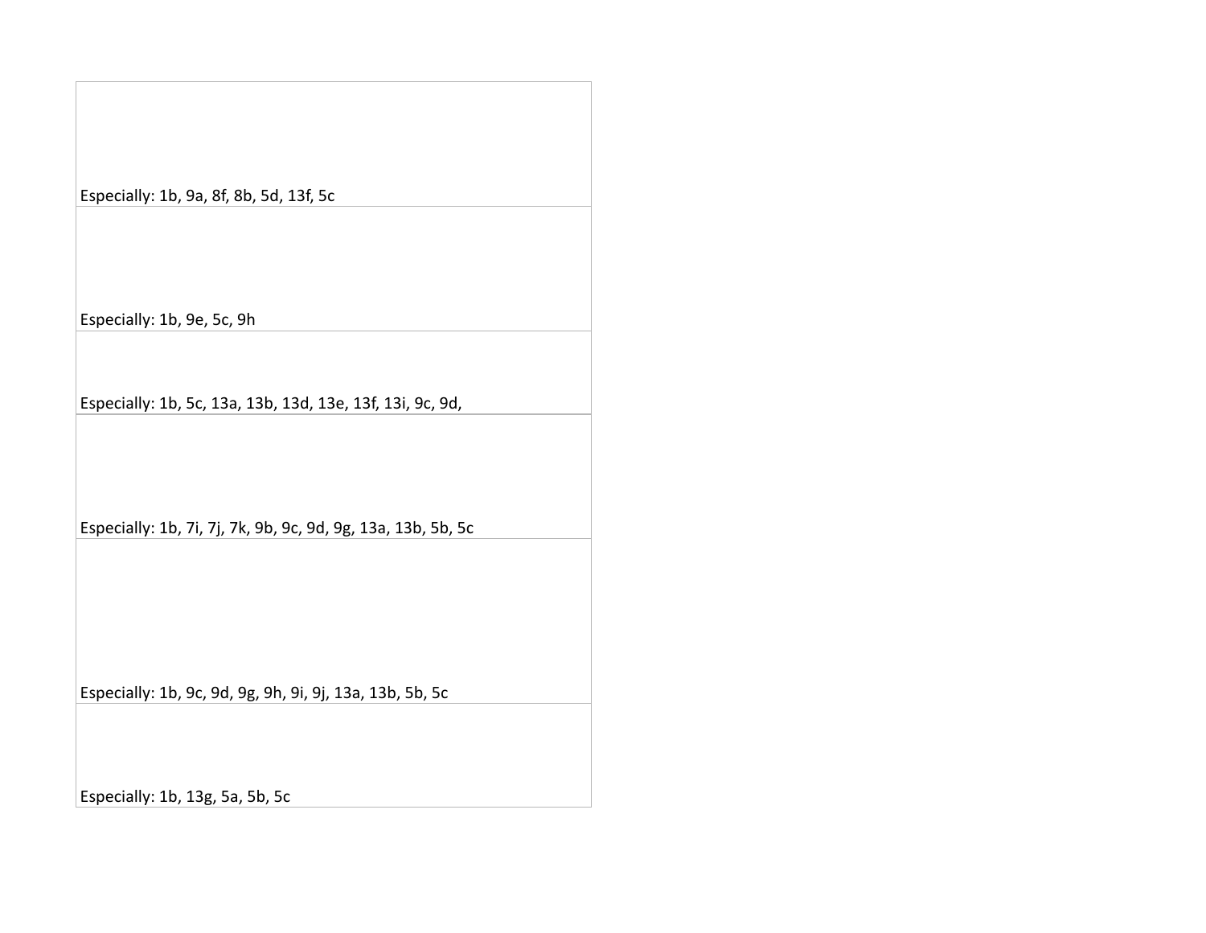| |
|---|
| Especially: 1b, 9a, 8f, 8b, 5d, 13f, 5c |
| Especially: 1b, 9e, 5c, 9h |
| Especially: 1b, 5c, 13a, 13b, 13d, 13e, 13f, 13i, 9c, 9d, |
| Especially: 1b, 7i, 7j, 7k, 9b, 9c, 9d, 9g, 13a, 13b, 5b, 5c |
| Especially: 1b, 9c, 9d, 9g, 9h, 9i, 9j, 13a, 13b, 5b, 5c |
| Especially: 1b, 13g, 5a, 5b, 5c |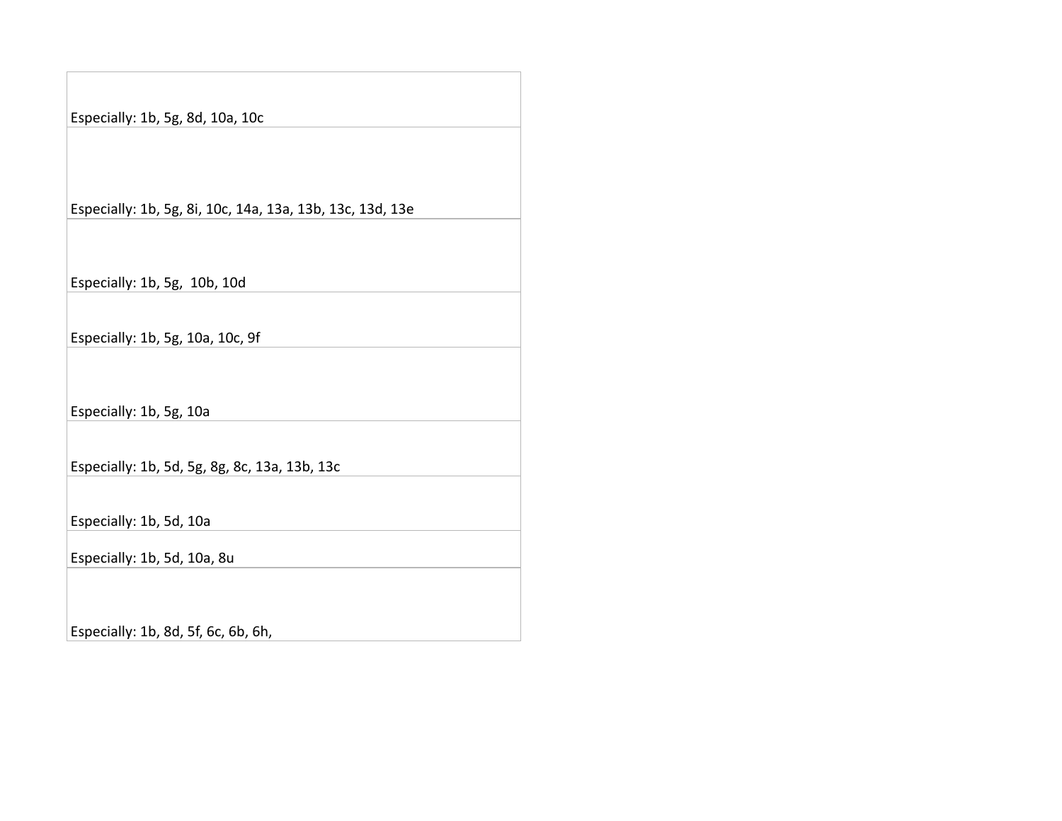| |
|---|
| Especially: 1b, 5g, 8d, 10a, 10c |
| Especially: 1b, 5g, 8i, 10c, 14a, 13a, 13b, 13c, 13d, 13e |
| Especially: 1b, 5g, 10b, 10d |
| Especially: 1b, 5g, 10a, 10c, 9f |
| Especially: 1b, 5g, 10a |
| Especially: 1b, 5d, 5g, 8g, 8c, 13a, 13b, 13c |
| Especially: 1b, 5d, 10a |
| Especially: 1b, 5d, 10a, 8u |
| Especially: 1b, 8d, 5f, 6c, 6b, 6h, |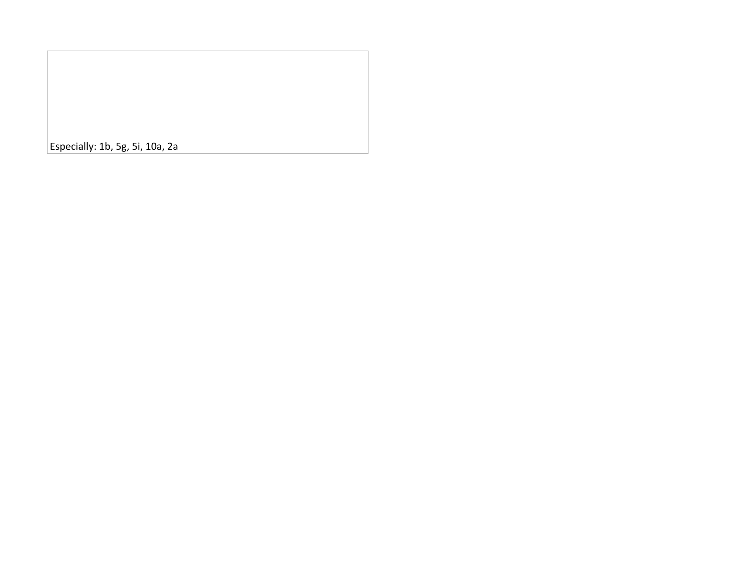Especially: 1b, 5g, 5i, 10a, 2a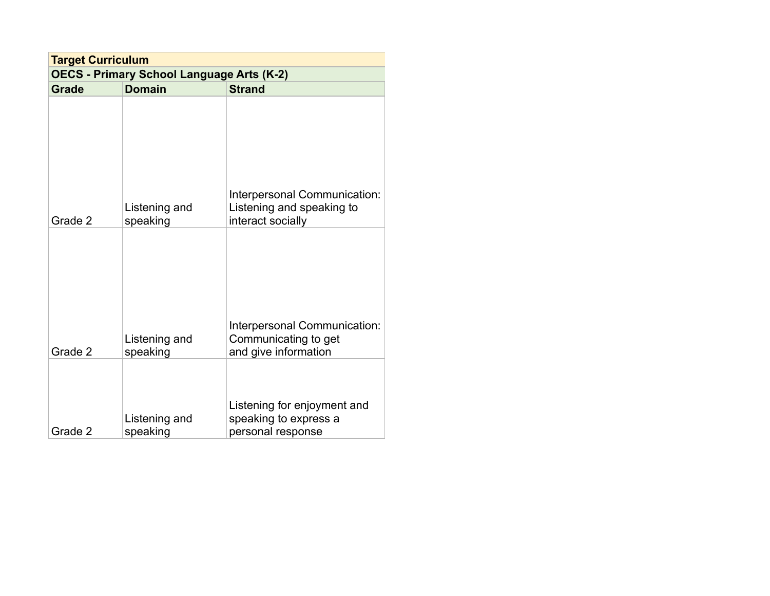| Target Curriculum | | |
|---|---|---|
| **OECS - Primary School Language Arts (K-2)** | | |
| **Grade** | **Domain** | **Strand** |
| Grade 2 | Listening and speaking | Interpersonal Communication: Listening and speaking to interact socially |
| Grade 2 | Listening and speaking | Interpersonal Communication: Communicating to get and give information |
| Grade 2 | Listening and speaking | Listening for enjoyment and speaking to express a personal response |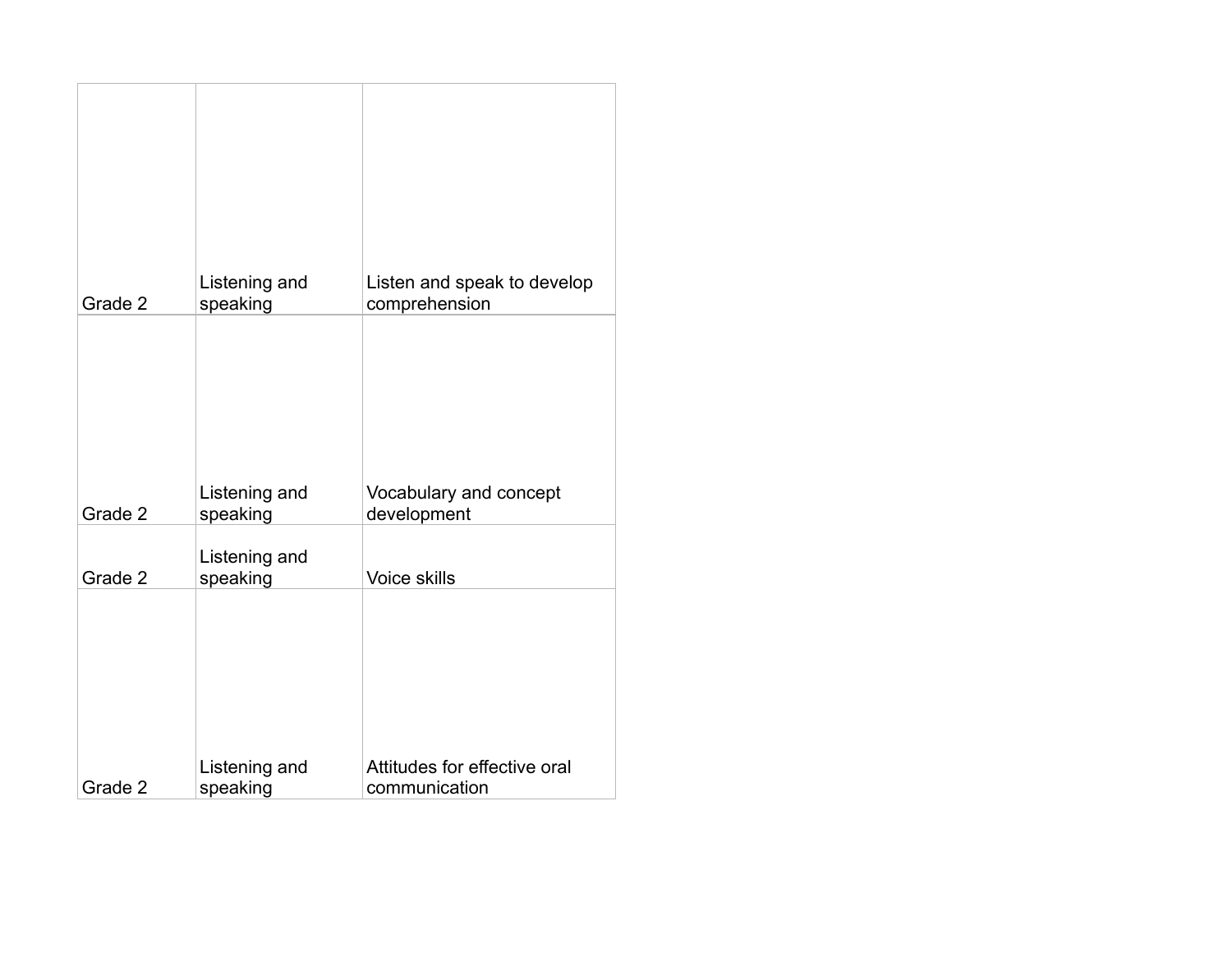| | | |
|---|---|---|
| Grade 2 | Listening and speaking | Listen and speak to develop comprehension |
| Grade 2 | Listening and speaking | Vocabulary and concept development |
| Grade 2 | Listening and speaking | Voice skills |
| Grade 2 | Listening and speaking | Attitudes for effective oral communication |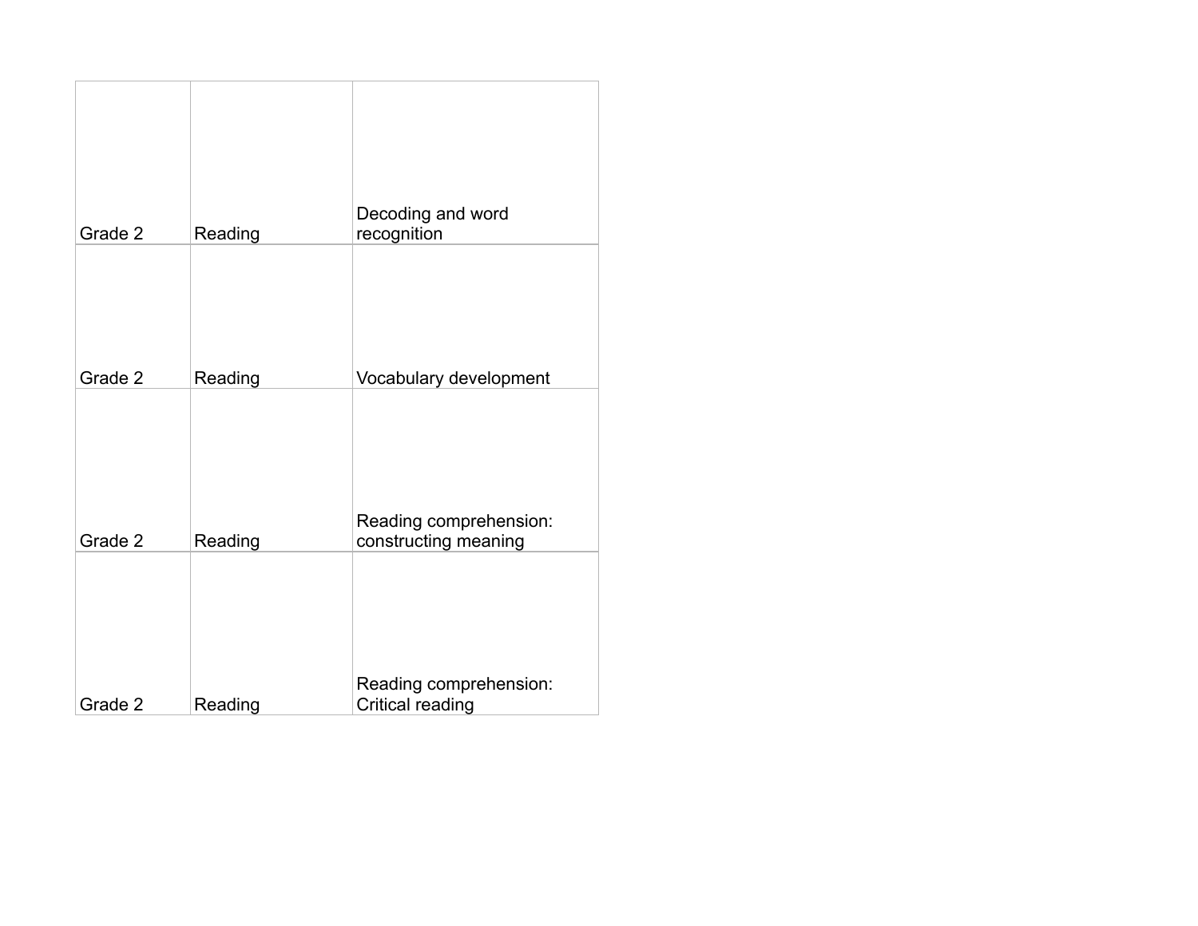| | | |
|---|---|---|
| Grade 2 | Reading | Decoding and word recognition |
| Grade 2 | Reading | Vocabulary development |
| Grade 2 | Reading | Reading comprehension: constructing meaning |
| Grade 2 | Reading | Reading comprehension: Critical reading |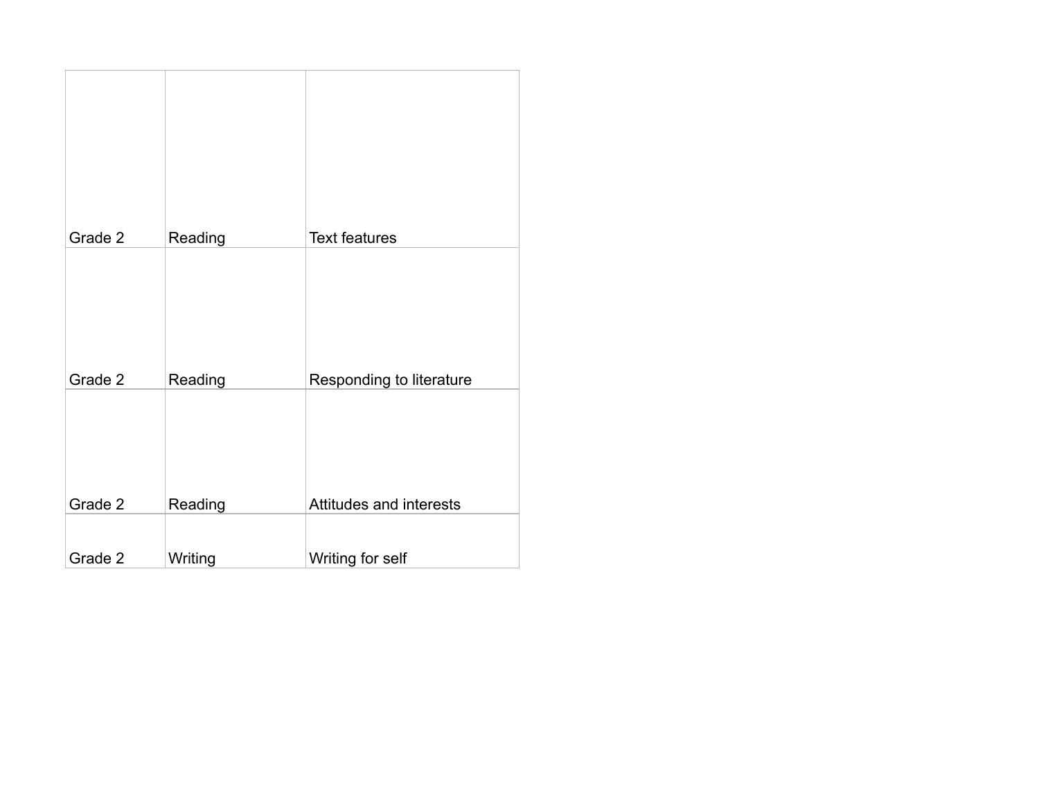| | | |
|---|---|---|
| Grade 2 | Reading | Text features |
| Grade 2 | Reading | Responding to literature |
| Grade 2 | Reading | Attitudes and interests |
| Grade 2 | Writing | Writing for self |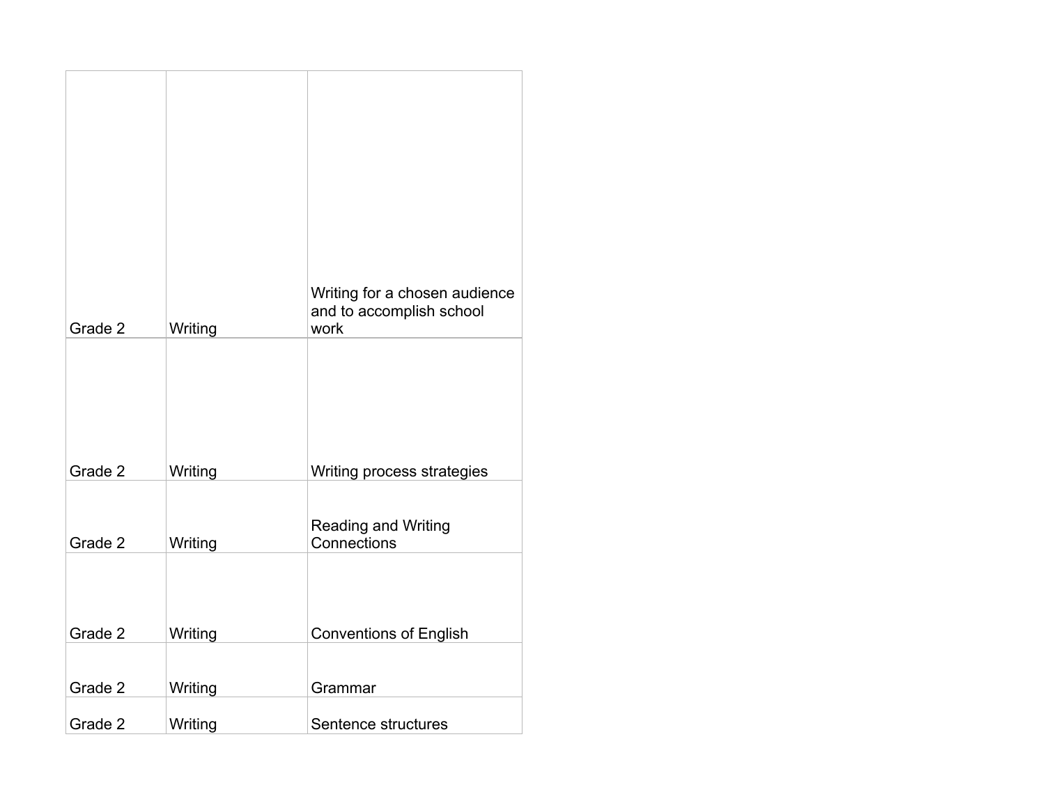| | | |
|---|---|---|
| Grade 2 | Writing | Writing for a chosen audience and to accomplish school work |
| Grade 2 | Writing | Writing process strategies |
| Grade 2 | Writing | Reading and Writing Connections |
| Grade 2 | Writing | Conventions of English |
| Grade 2 | Writing | Grammar |
| Grade 2 | Writing | Sentence structures |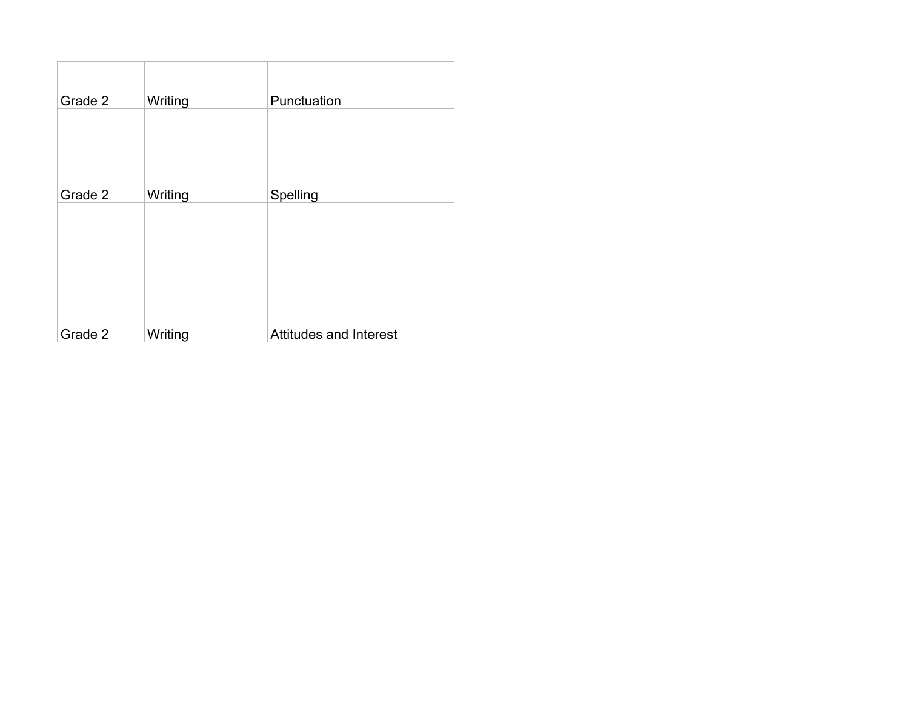| Grade 2 | Writing | Punctuation |
| --- | --- | --- |
| Grade 2 | Writing | Spelling |
| Grade 2 | Writing | Attitudes and Interest |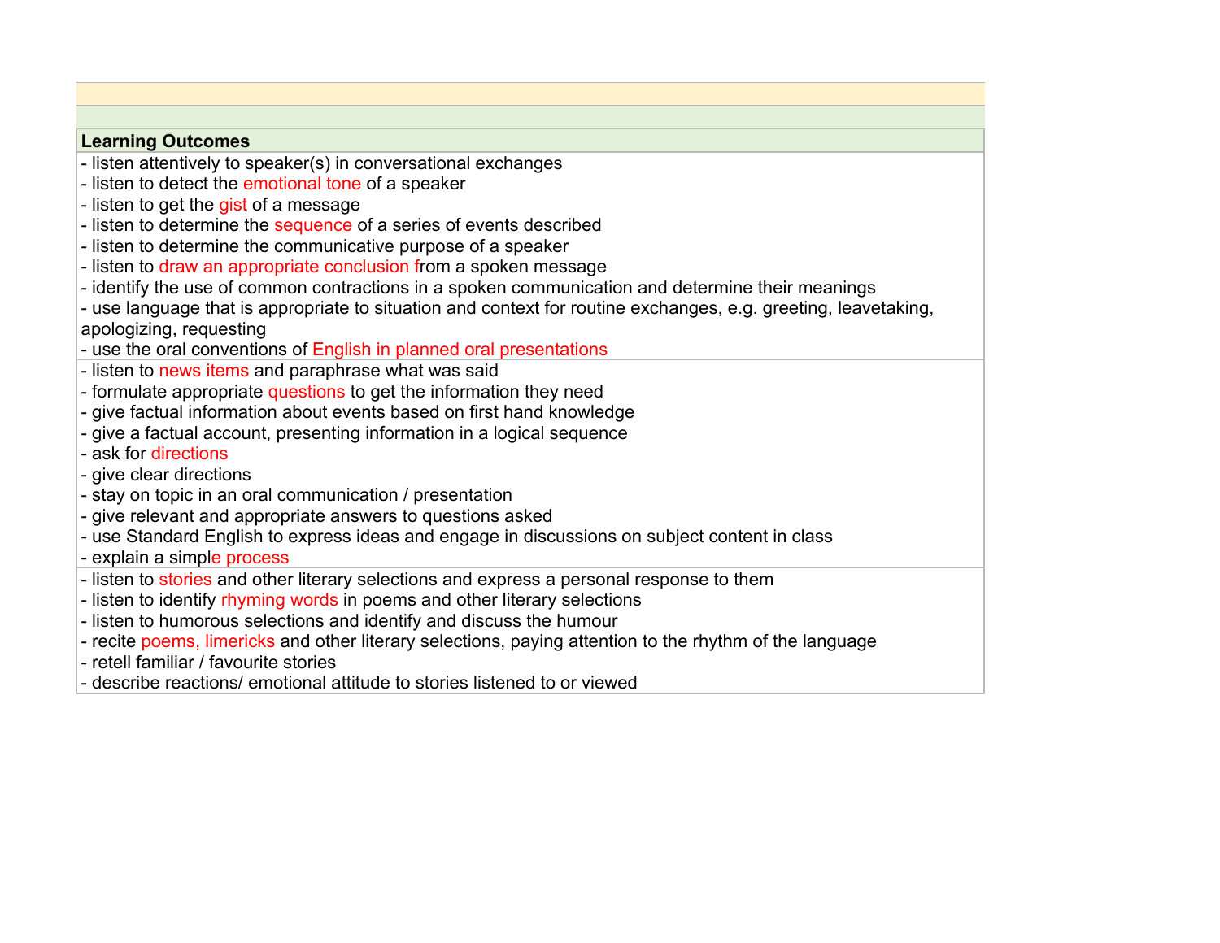| Learning Outcomes |
|---|
| - listen attentively to speaker(s) in conversational exchanges<br>- listen to detect the emotional tone of a speaker<br>- listen to get the gist of a message<br>- listen to determine the sequence of a series of events described<br>- listen to determine the communicative purpose of a speaker<br>- listen to draw an appropriate conclusion from a spoken message<br>- identify the use of common contractions in a spoken communication and determine their meanings<br>- use language that is appropriate to situation and context for routine exchanges, e.g. greeting, leavetaking, apologizing, requesting<br>- use the oral conventions of English in planned oral presentations |
| - listen to news items and paraphrase what was said<br>- formulate appropriate questions to get the information they need<br>- give factual information about events based on first hand knowledge<br>- give a factual account, presenting information in a logical sequence<br>- ask for directions<br>- give clear directions<br>- stay on topic in an oral communication / presentation<br>- give relevant and appropriate answers to questions asked<br>- use Standard English to express ideas and engage in discussions on subject content in class<br>- explain a simple process |
| - listen to stories and other literary selections and express a personal response to them<br>- listen to identify rhyming words in poems and other literary selections<br>- listen to humorous selections and identify and discuss the humour<br>- recite poems, limericks and other literary selections, paying attention to the rhythm of the language<br>- retell familiar / favourite stories<br>- describe reactions/ emotional attitude to stories listened to or viewed |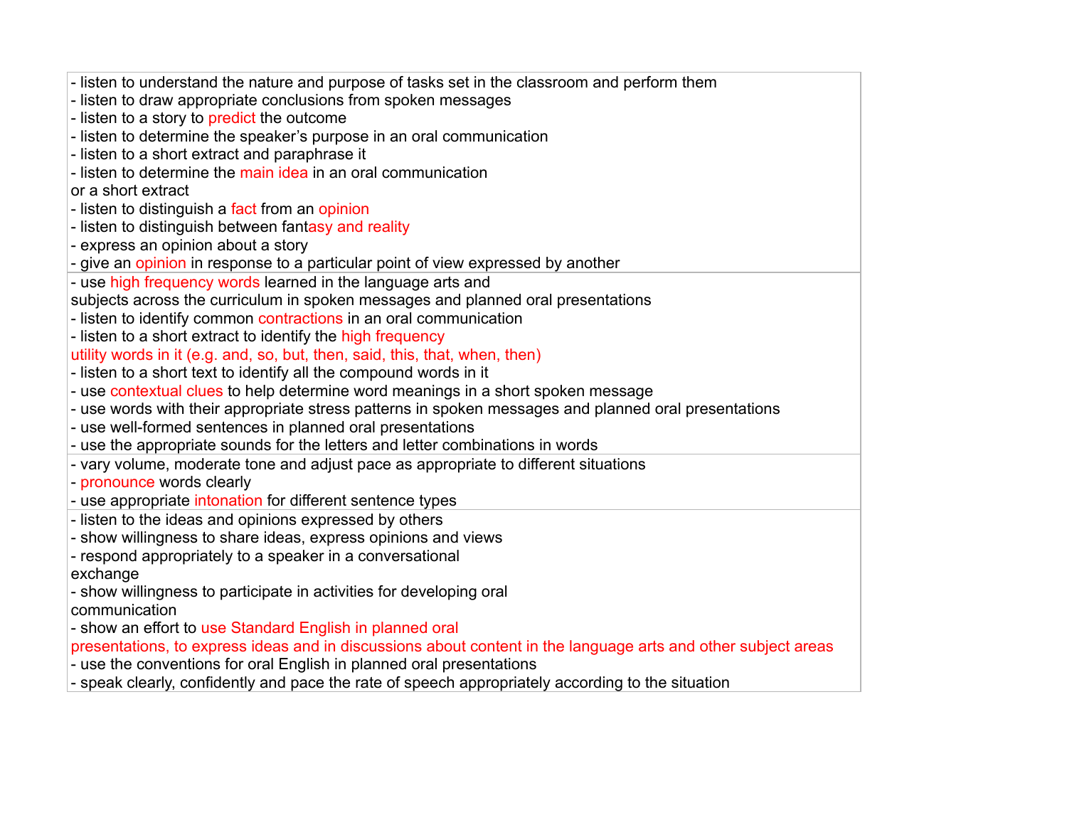| |
|---|
| - listen to understand the nature and purpose of tasks set in the classroom and perform them<br>- listen to draw appropriate conclusions from spoken messages<br>- listen to a story to predict the outcome<br>- listen to determine the speaker's purpose in an oral communication<br>- listen to a short extract and paraphrase it<br>- listen to determine the main idea in an oral communication or a short extract<br>- listen to distinguish a fact from an opinion<br>- listen to distinguish between fantasy and reality<br>- express an opinion about a story<br>- give an opinion in response to a particular point of view expressed by another |
| - use high frequency words learned in the language arts and subjects across the curriculum in spoken messages and planned oral presentations<br>- listen to identify common contractions in an oral communication<br>- listen to a short extract to identify the high frequency utility words in it (e.g. and, so, but, then, said, this, that, when, then)<br>- listen to a short text to identify all the compound words in it<br>- use contextual clues to help determine word meanings in a short spoken message<br>- use words with their appropriate stress patterns in spoken messages and planned oral presentations<br>- use well-formed sentences in planned oral presentations<br>- use the appropriate sounds for the letters and letter combinations in words |
| - vary volume, moderate tone and adjust pace as appropriate to different situations<br>- pronounce words clearly<br>- use appropriate intonation for different sentence types |
| - listen to the ideas and opinions expressed by others<br>- show willingness to share ideas, express opinions and views<br>- respond appropriately to a speaker in a conversational exchange<br>- show willingness to participate in activities for developing oral communication<br>- show an effort to use Standard English in planned oral presentations, to express ideas and in discussions about content in the language arts and other subject areas<br>- use the conventions for oral English in planned oral presentations<br>- speak clearly, confidently and pace the rate of speech appropriately according to the situation |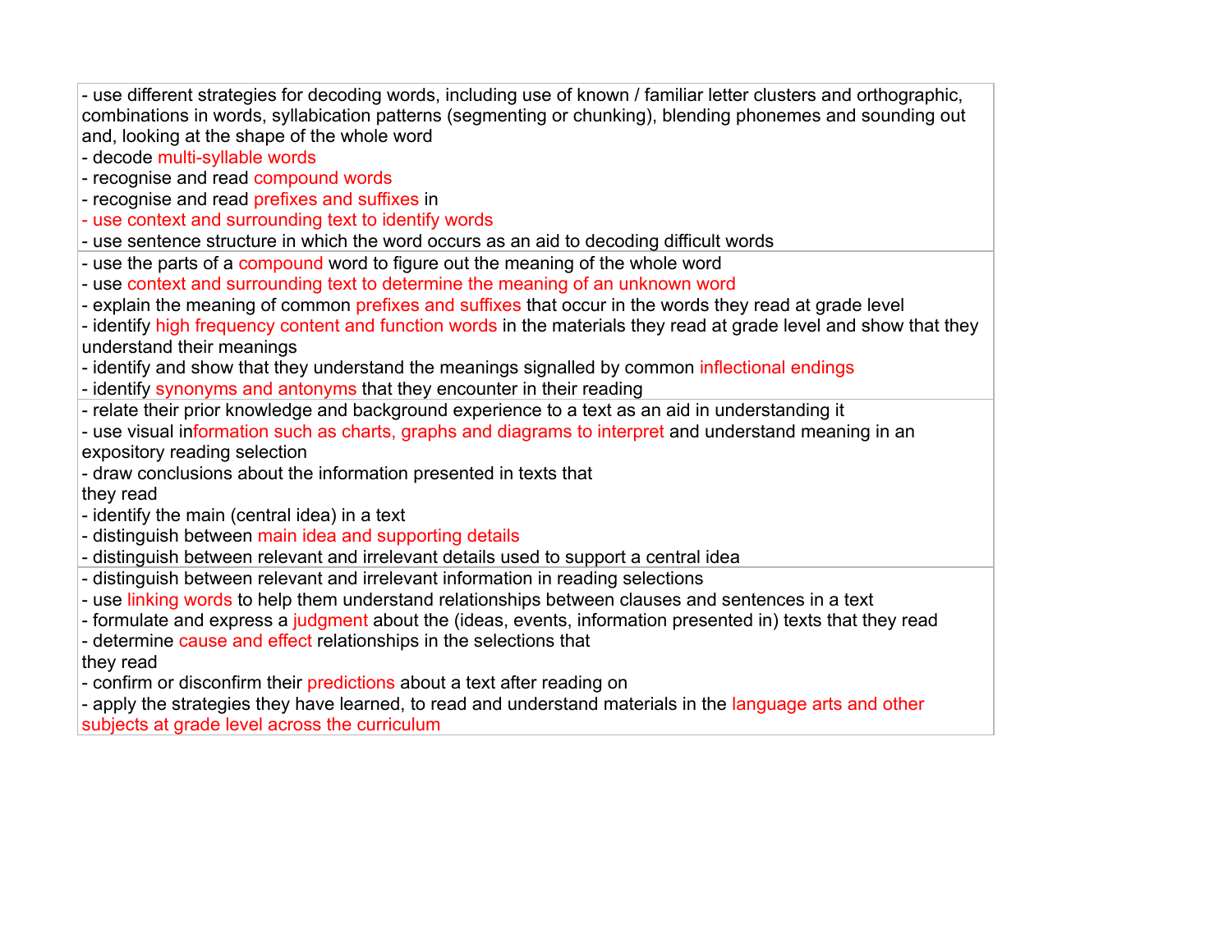| |
|---|
| - use different strategies for decoding words, including use of known / familiar letter clusters and orthographic, combinations in words, syllabication patterns (segmenting or chunking), blending phonemes and sounding out and, looking at the shape of the whole word<br>- decode multi-syllable words<br>- recognise and read compound words<br>- recognise and read prefixes and suffixes in<br>- use context and surrounding text to identify words<br>- use sentence structure in which the word occurs as an aid to decoding difficult words |
| - use the parts of a compound word to figure out the meaning of the whole word<br>- use context and surrounding text to determine the meaning of an unknown word<br>- explain the meaning of common prefixes and suffixes that occur in the words they read at grade level<br>- identify high frequency content and function words in the materials they read at grade level and show that they understand their meanings<br>- identify and show that they understand the meanings signalled by common inflectional endings<br>- identify synonyms and antonyms that they encounter in their reading |
| - relate their prior knowledge and background experience to a text as an aid in understanding it<br>- use visual information such as charts, graphs and diagrams to interpret and understand meaning in an expository reading selection<br>- draw conclusions about the information presented in texts that they read<br>- identify the main (central idea) in a text<br>- distinguish between main idea and supporting details<br>- distinguish between relevant and irrelevant details used to support a central idea |
| - distinguish between relevant and irrelevant information in reading selections<br>- use linking words to help them understand relationships between clauses and sentences in a text<br>- formulate and express a judgment about the (ideas, events, information presented in) texts that they read<br>- determine cause and effect relationships in the selections that they read<br>- confirm or disconfirm their predictions about a text after reading on<br>- apply the strategies they have learned, to read and understand materials in the language arts and other subjects at grade level across the curriculum |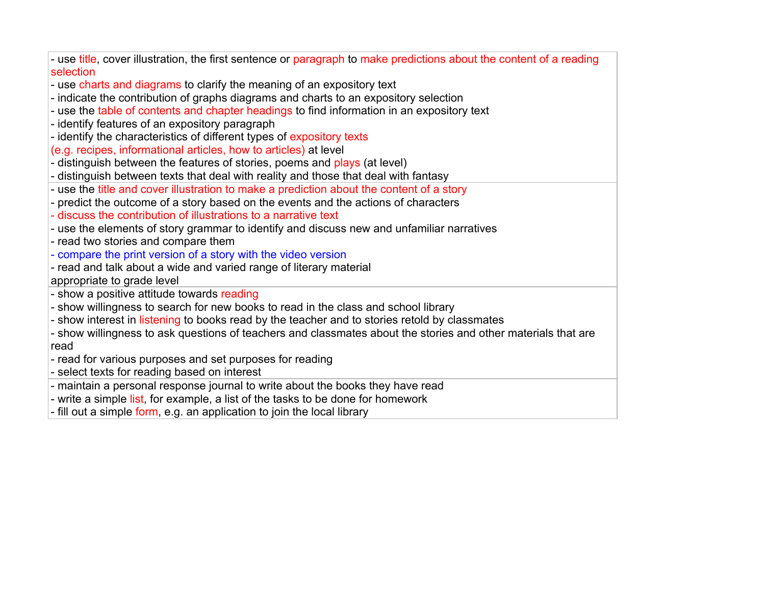| |
|---|
| - use title, cover illustration, the first sentence or paragraph to make predictions about the content of a reading selection<br>- use charts and diagrams to clarify the meaning of an expository text<br>- indicate the contribution of graphs diagrams and charts to an expository selection<br>- use the table of contents and chapter headings to find information in an expository text<br>- identify features of an expository paragraph<br>- identify the characteristics of different types of expository texts (e.g. recipes, informational articles, how to articles) at level<br>- distinguish between the features of stories, poems and plays (at level)<br>- distinguish between texts that deal with reality and those that deal with fantasy |
| - use the title and cover illustration to make a prediction about the content of a story<br>- predict the outcome of a story based on the events and the actions of characters<br>- discuss the contribution of illustrations to a narrative text<br>- use the elements of story grammar to identify and discuss new and unfamiliar narratives<br>- read two stories and compare them<br>- compare the print version of a story with the video version<br>- read and talk about a wide and varied range of literary material appropriate to grade level |
| - show a positive attitude towards reading<br>- show willingness to search for new books to read in the class and school library<br>- show interest in listening to books read by the teacher and to stories retold by classmates<br>- show willingness to ask questions of teachers and classmates about the stories and other materials that are read<br>- read for various purposes and set purposes for reading<br>- select texts for reading based on interest |
| - maintain a personal response journal to write about the books they have read<br>- write a simple list, for example, a list of the tasks to be done for homework<br>- fill out a simple form, e.g. an application to join the local library |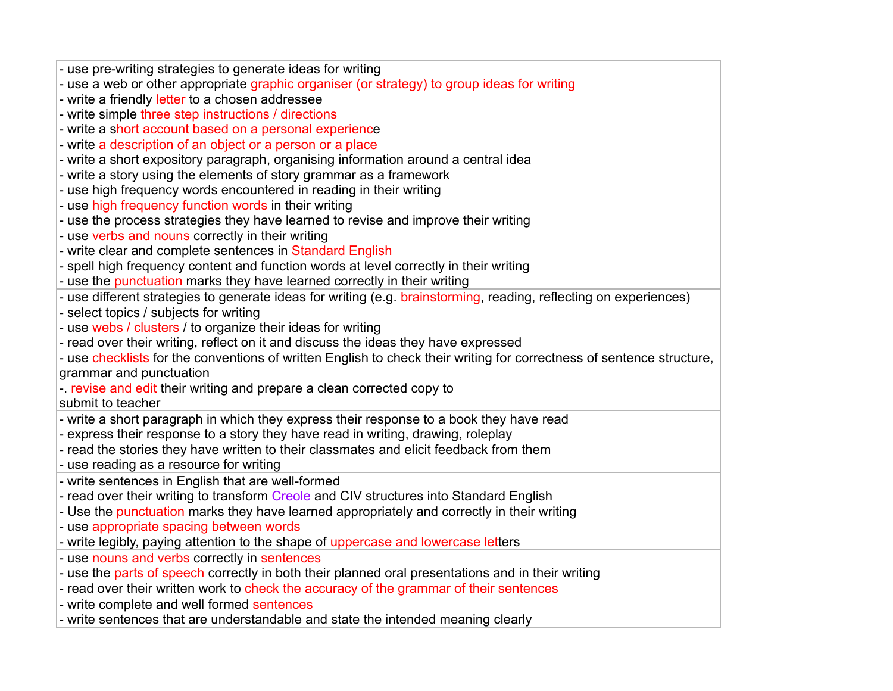| |
|---|
| - use pre-writing strategies to generate ideas for writing<br>- use a web or other appropriate graphic organiser (or strategy) to group ideas for writing<br>- write a friendly letter to a chosen addressee<br>- write simple three step instructions / directions<br>- write a short account based on a personal experience<br>- write a description of an object or a person or a place<br>- write a short expository paragraph, organising information around a central idea<br>- write a story using the elements of story grammar as a framework<br>- use high frequency words encountered in reading in their writing<br>- use high frequency function words in their writing<br>- use the process strategies they have learned to revise and improve their writing<br>- use verbs and nouns correctly in their writing<br>- write clear and complete sentences in Standard English<br>- spell high frequency content and function words at level correctly in their writing<br>- use the punctuation marks they have learned correctly in their writing |
| - use different strategies to generate ideas for writing (e.g. brainstorming, reading, reflecting on experiences)<br>- select topics / subjects for writing<br>- use webs / clusters / to organize their ideas for writing<br>- read over their writing, reflect on it and discuss the ideas they have expressed<br>- use checklists for the conventions of written English to check their writing for correctness of sentence structure, grammar and punctuation<br>-. revise and edit their writing and prepare a clean corrected copy to submit to teacher |
| - write a short paragraph in which they express their response to a book they have read<br>- express their response to a story they have read in writing, drawing, roleplay<br>- read the stories they have written to their classmates and elicit feedback from them<br>- use reading as a resource for writing |
| - write sentences in English that are well-formed<br>- read over their writing to transform Creole and CIV structures into Standard English<br>- Use the punctuation marks they have learned appropriately and correctly in their writing<br>- use appropriate spacing between words<br>- write legibly, paying attention to the shape of uppercase and lowercase letters |
| - use nouns and verbs correctly in sentences<br>- use the parts of speech correctly in both their planned oral presentations and in their writing<br>- read over their written work to check the accuracy of the grammar of their sentences |
| - write complete and well formed sentences<br>- write sentences that are understandable and state the intended meaning clearly |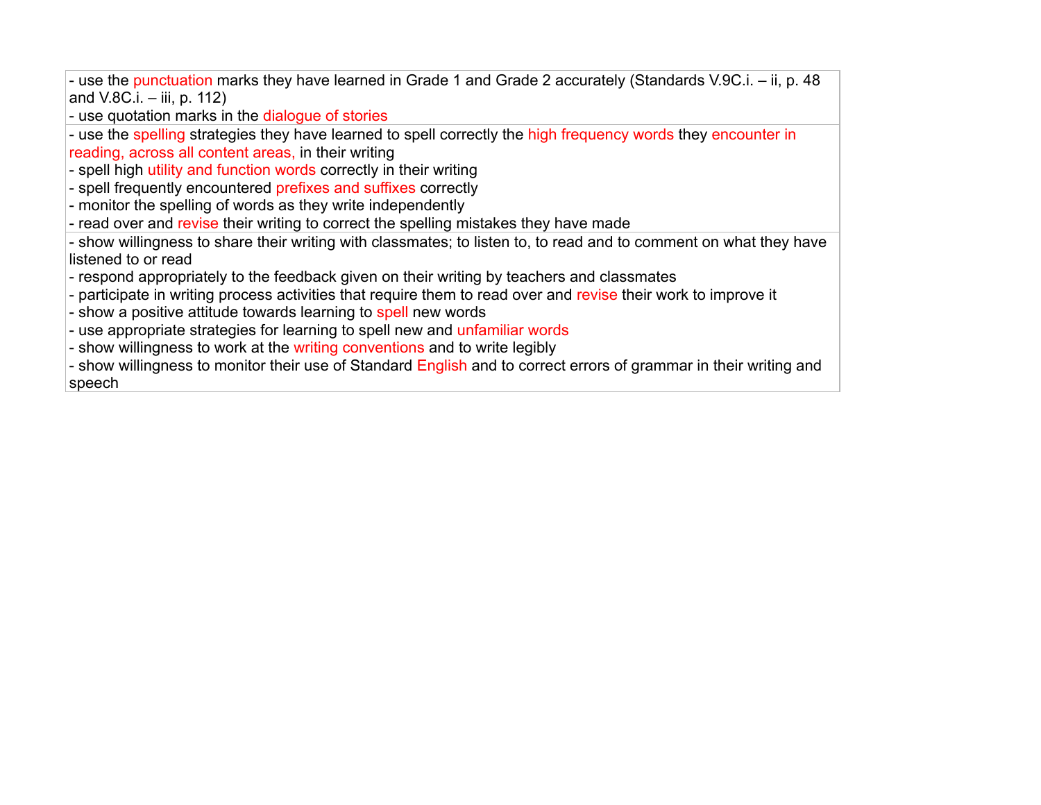| |
|---|
| - use the punctuation marks they have learned in Grade 1 and Grade 2 accurately (Standards V.9C.i. – ii, p. 48 and V.8C.i. – iii, p. 112)<br>- use quotation marks in the dialogue of stories |
| - use the spelling strategies they have learned to spell correctly the high frequency words they encounter in reading, across all content areas, in their writing<br>- spell high utility and function words correctly in their writing<br>- spell frequently encountered prefixes and suffixes correctly<br>- monitor the spelling of words as they write independently<br>- read over and revise their writing to correct the spelling mistakes they have made |
| - show willingness to share their writing with classmates; to listen to, to read and to comment on what they have listened to or read<br>- respond appropriately to the feedback given on their writing by teachers and classmates<br>- participate in writing process activities that require them to read over and revise their work to improve it<br>- show a positive attitude towards learning to spell new words<br>- use appropriate strategies for learning to spell new and unfamiliar words<br>- show willingness to work at the writing conventions and to write legibly<br>- show willingness to monitor their use of Standard English and to correct errors of grammar in their writing and speech |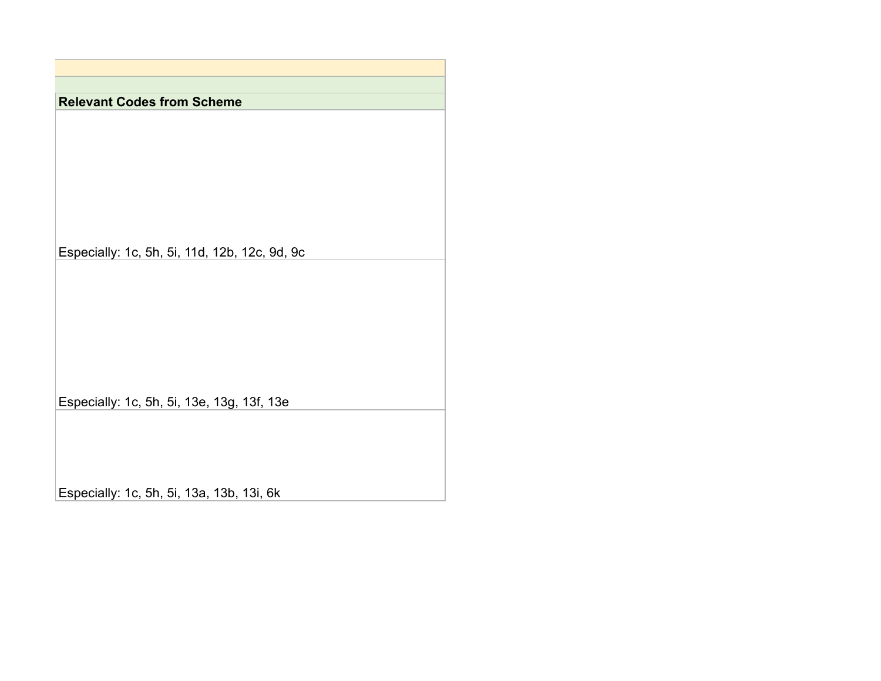| Relevant Codes from Scheme |
| --- |
| Especially: 1c, 5h, 5i, 11d, 12b, 12c, 9d, 9c |
| Especially: 1c, 5h, 5i, 13e, 13g, 13f, 13e |
| Especially: 1c, 5h, 5i, 13a, 13b, 13i, 6k |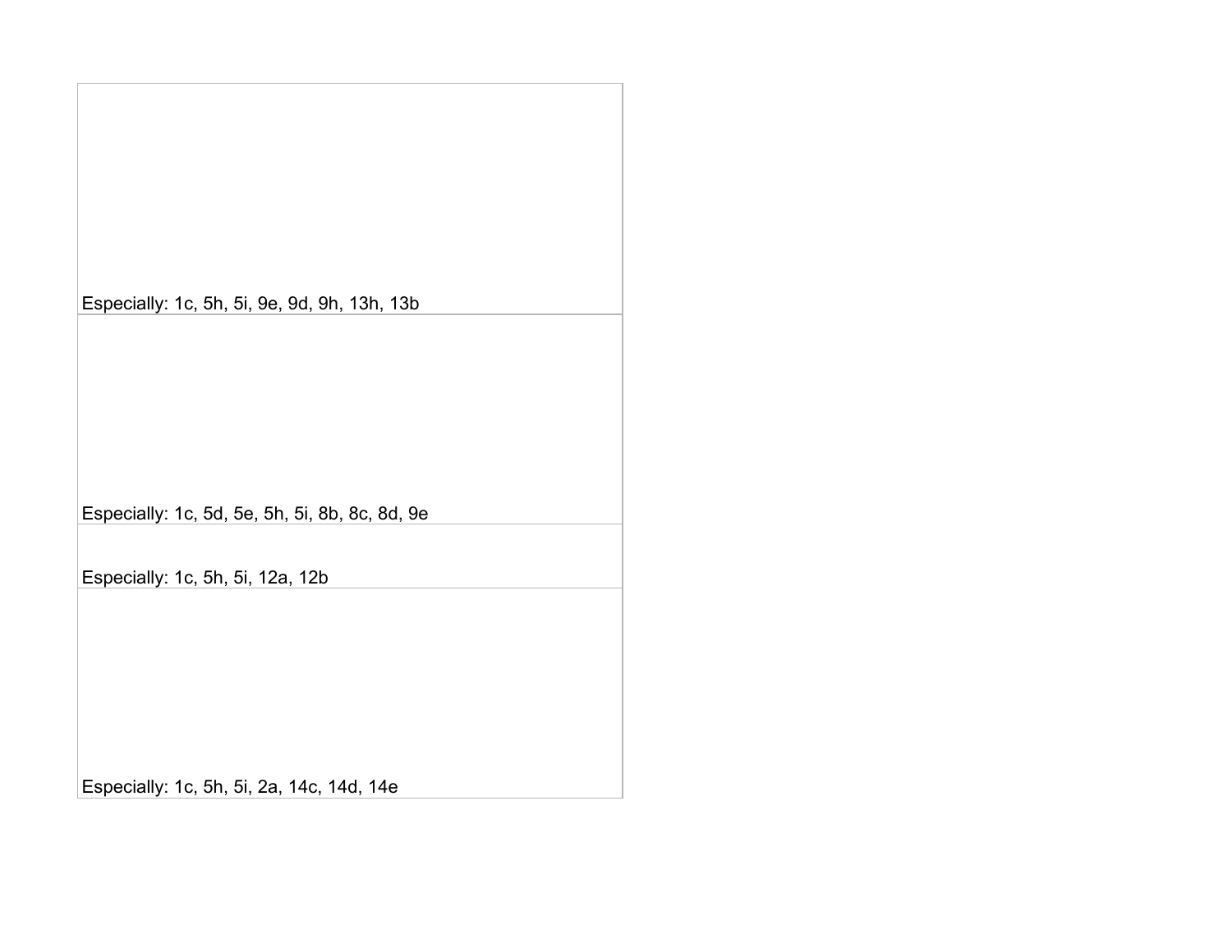| |
|---|
| Especially: 1c, 5h, 5i, 9e, 9d, 9h, 13h, 13b |
| Especially: 1c, 5d, 5e, 5h, 5i, 8b, 8c, 8d, 9e |
| Especially: 1c, 5h, 5i, 12a, 12b |
| Especially: 1c, 5h, 5i, 2a, 14c, 14d, 14e |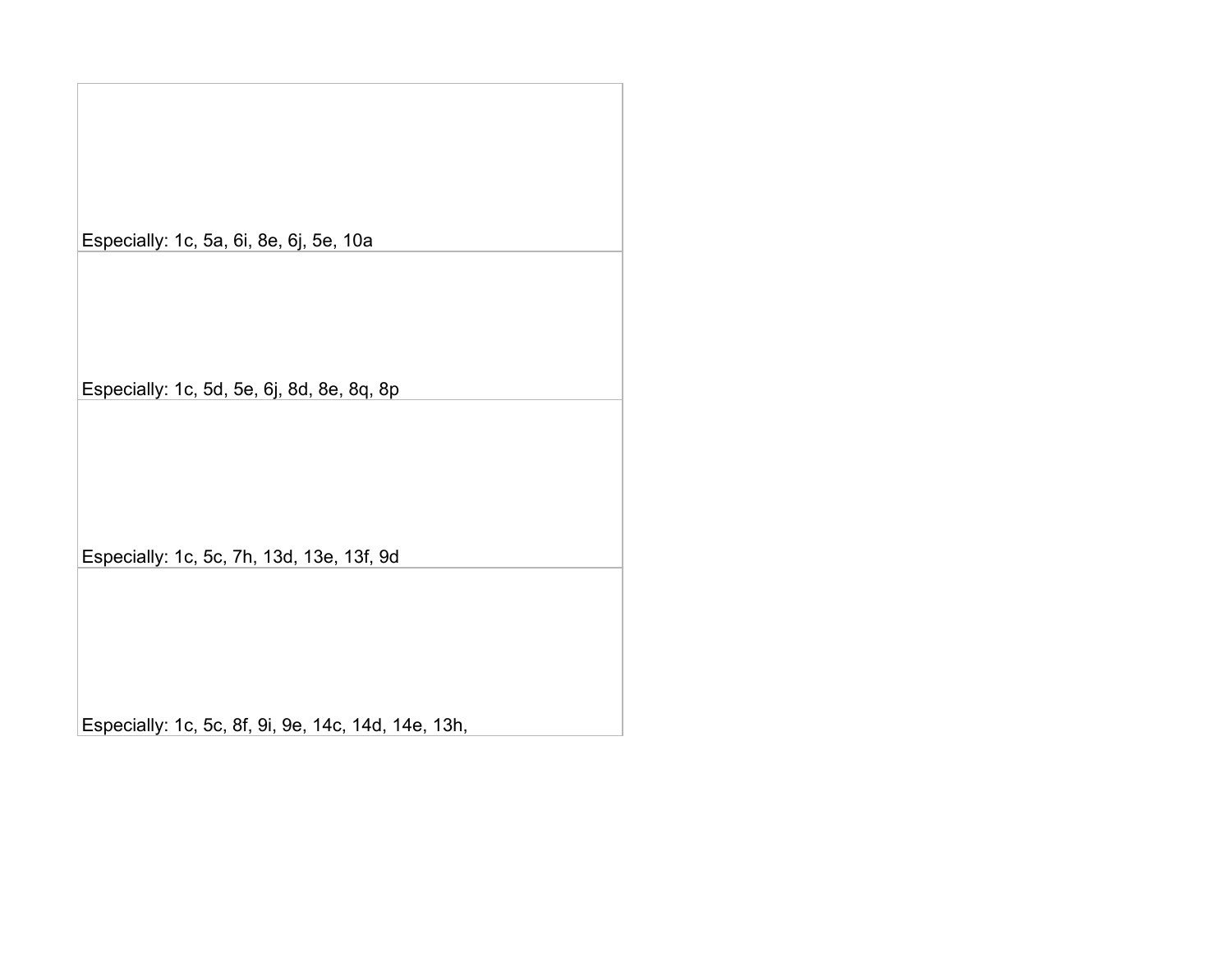| |
|---|
| Especially: 1c, 5a, 6i, 8e, 6j, 5e, 10a |
| Especially: 1c, 5d, 5e, 6j, 8d, 8e, 8q, 8p |
| Especially: 1c, 5c, 7h, 13d, 13e, 13f, 9d |
| Especially: 1c, 5c, 8f, 9i, 9e, 14c, 14d, 14e, 13h, |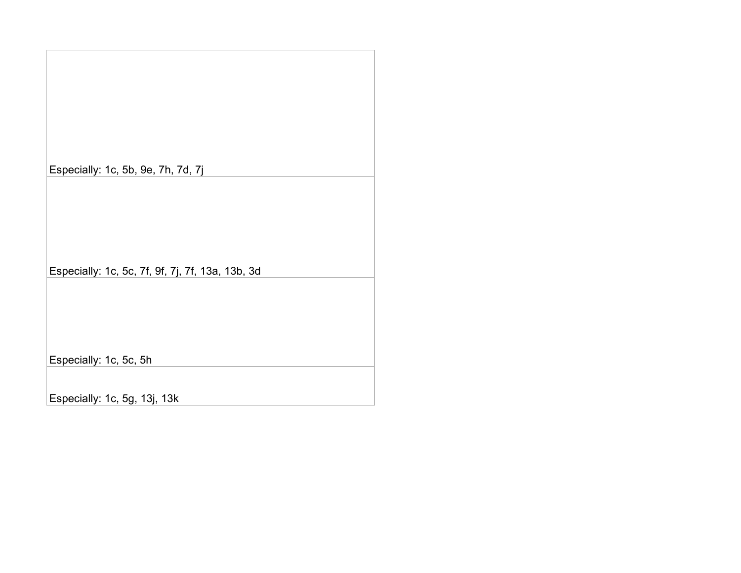| |
|---|
| Especially: 1c, 5b, 9e, 7h, 7d, 7j |
| Especially: 1c, 5c, 7f, 9f, 7j, 7f, 13a, 13b, 3d |
| Especially: 1c, 5c, 5h |
| Especially: 1c, 5g, 13j, 13k |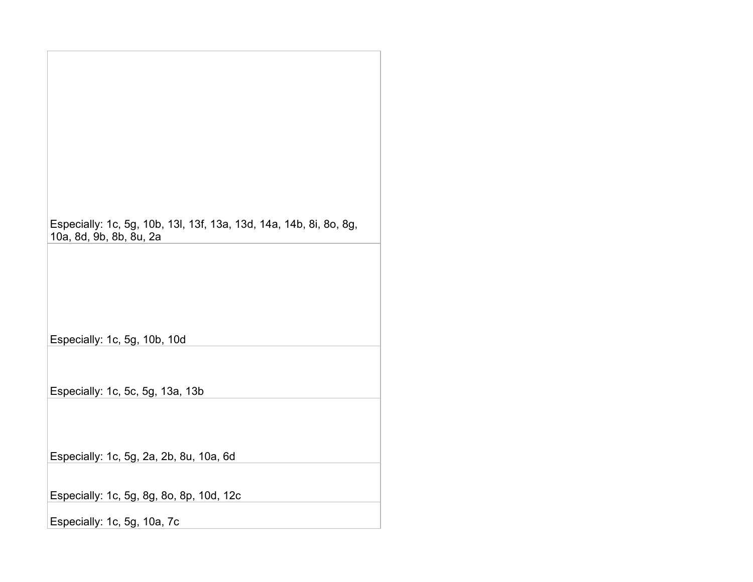| |
|---|
| Especially: 1c, 5g, 10b, 13l, 13f, 13a, 13d, 14a, 14b, 8i, 8o, 8g, 10a, 8d, 9b, 8b, 8u, 2a |
| Especially: 1c, 5g, 10b, 10d |
| Especially: 1c, 5c, 5g, 13a, 13b |
| Especially: 1c, 5g, 2a, 2b, 8u, 10a, 6d |
| Especially: 1c, 5g, 8g, 8o, 8p, 10d, 12c |
| Especially: 1c, 5g, 10a, 7c |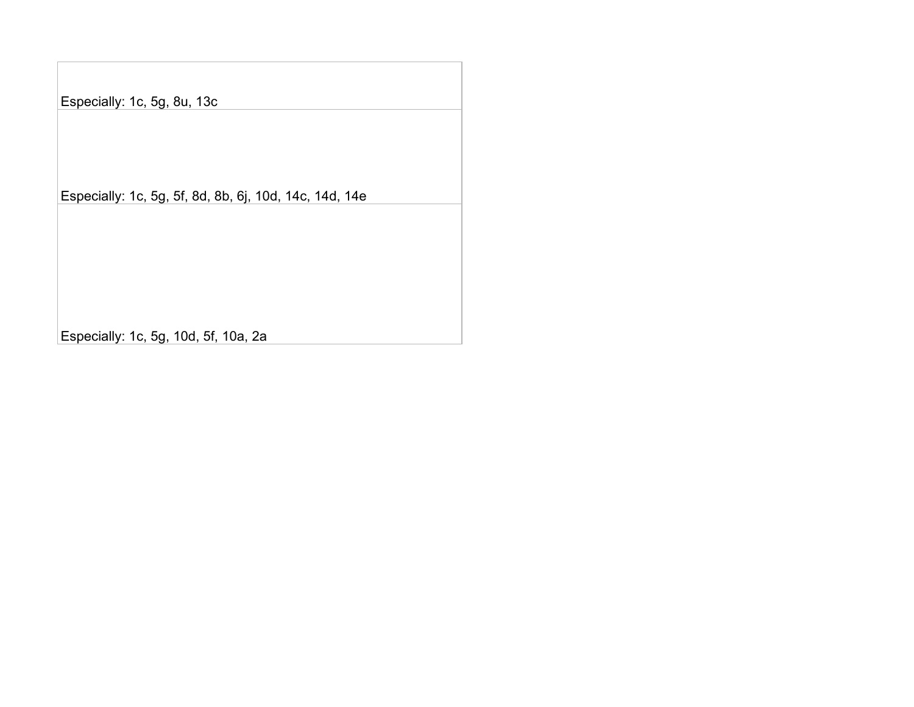| |
|---|
| Especially: 1c, 5g, 8u, 13c |
| Especially: 1c, 5g, 5f, 8d, 8b, 6j, 10d, 14c, 14d, 14e |
| Especially: 1c, 5g, 10d, 5f, 10a, 2a |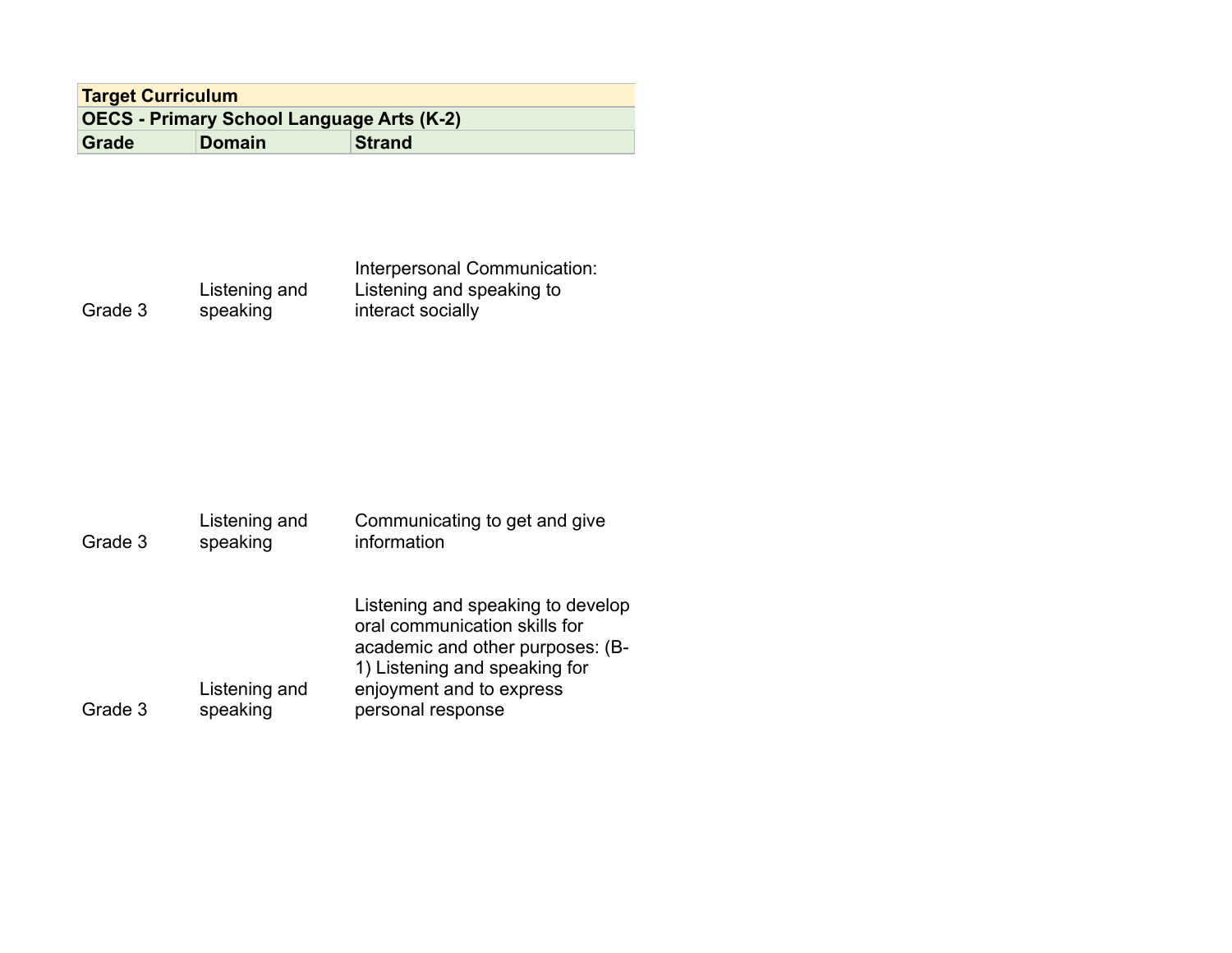| Target Curriculum | | |
|---|---|---|
| OECS - Primary School Language Arts (K-2) | | |
| Grade | Domain | Strand |
| Grade 3 | Listening and speaking | Interpersonal Communication: Listening and speaking to interact socially |
| Grade 3 | Listening and speaking | Communicating to get and give information |
| Grade 3 | Listening and speaking | Listening and speaking to develop oral communication skills for academic and other purposes: (B-1) Listening and speaking for enjoyment and to express personal response |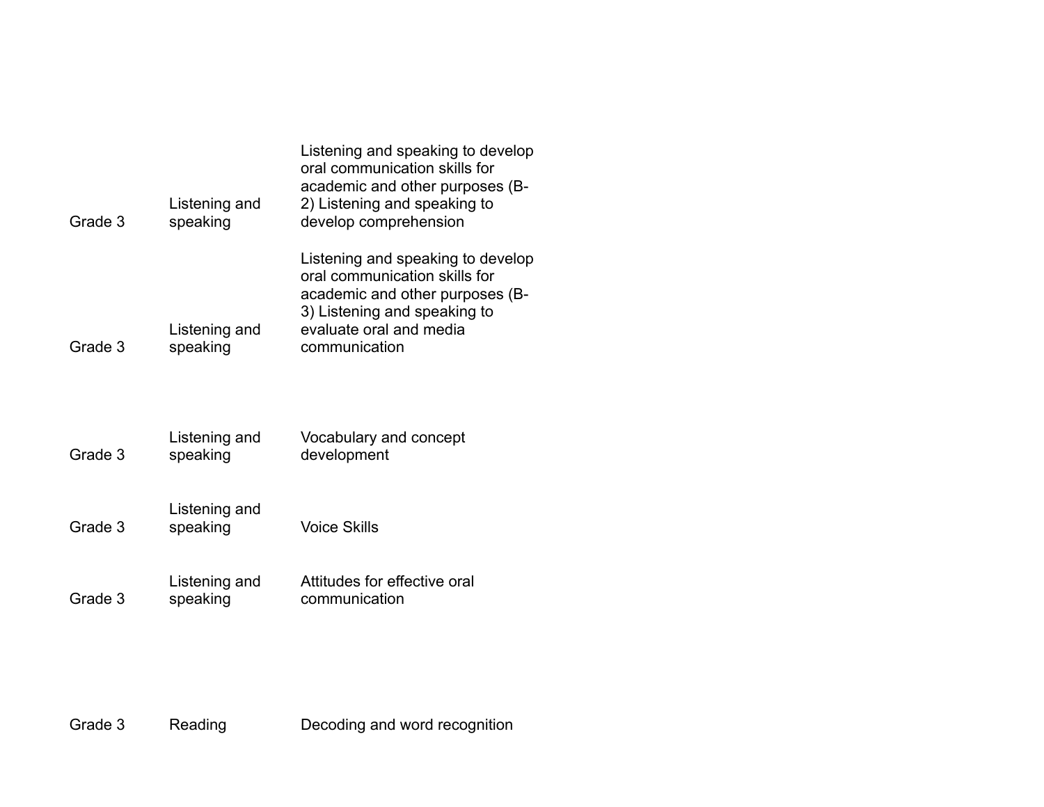| | | |
|---|---|---|
| Grade 3 | Listening and speaking | Listening and speaking to develop oral communication skills for academic and other purposes (B-2) Listening and speaking to develop comprehension |
| Grade 3 | Listening and speaking | Listening and speaking to develop oral communication skills for academic and other purposes (B-3) Listening and speaking to evaluate oral and media communication |
| Grade 3 | Listening and speaking | Vocabulary and concept development |
| Grade 3 | Listening and speaking | Voice Skills |
| Grade 3 | Listening and speaking | Attitudes for effective oral communication |
| Grade 3 | Reading | Decoding and word recognition |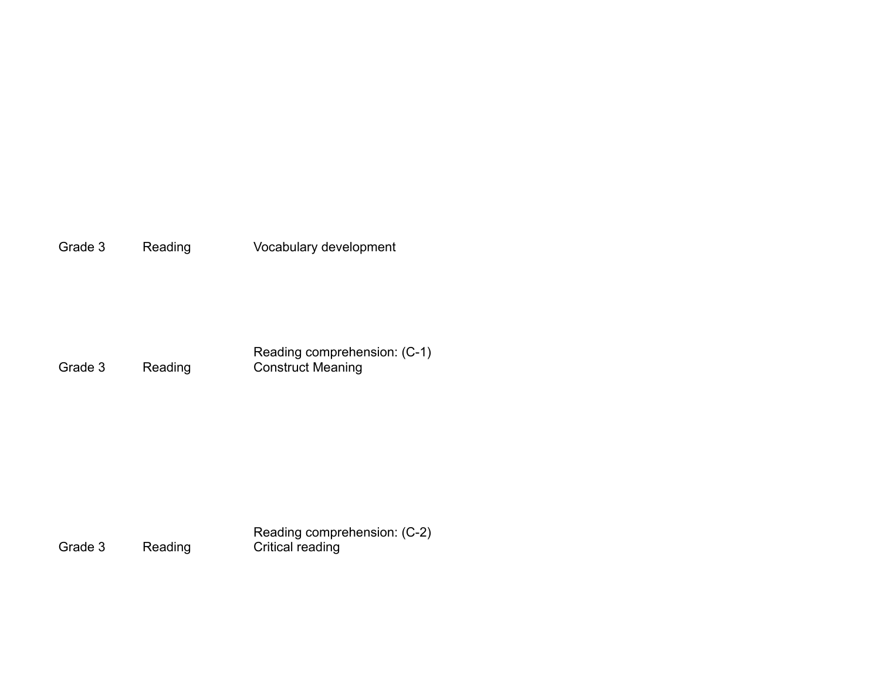| | | |
|---|---|---|
| Grade 3 | Reading | Vocabulary development |
| Grade 3 | Reading | Reading comprehension: (C-1) Construct Meaning |
| Grade 3 | Reading | Reading comprehension: (C-2) Critical reading |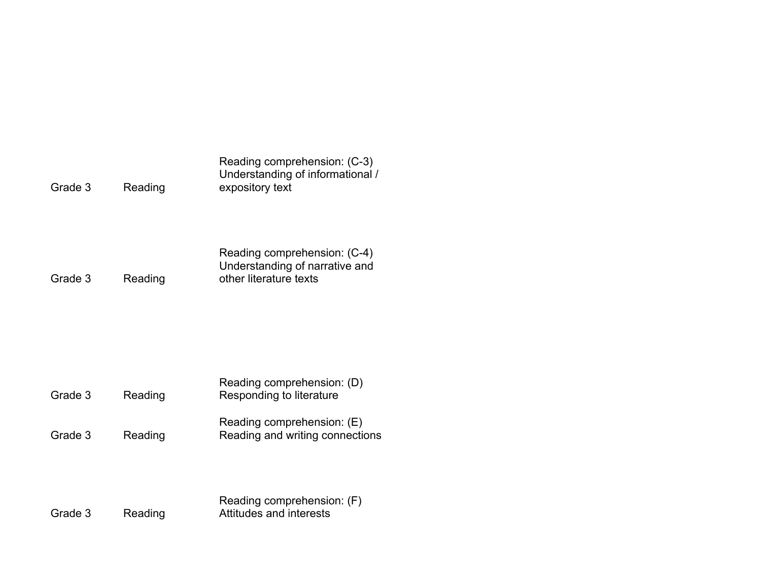| | | |
|---|---|---|
| Grade 3 | Reading | Reading comprehension: (C-3) Understanding of informational / expository text |
| Grade 3 | Reading | Reading comprehension: (C-4) Understanding of narrative and other literature texts |
| Grade 3 | Reading | Reading comprehension: (D) Responding to literature |
| Grade 3 | Reading | Reading comprehension: (E) Reading and writing connections |
| Grade 3 | Reading | Reading comprehension: (F) Attitudes and interests |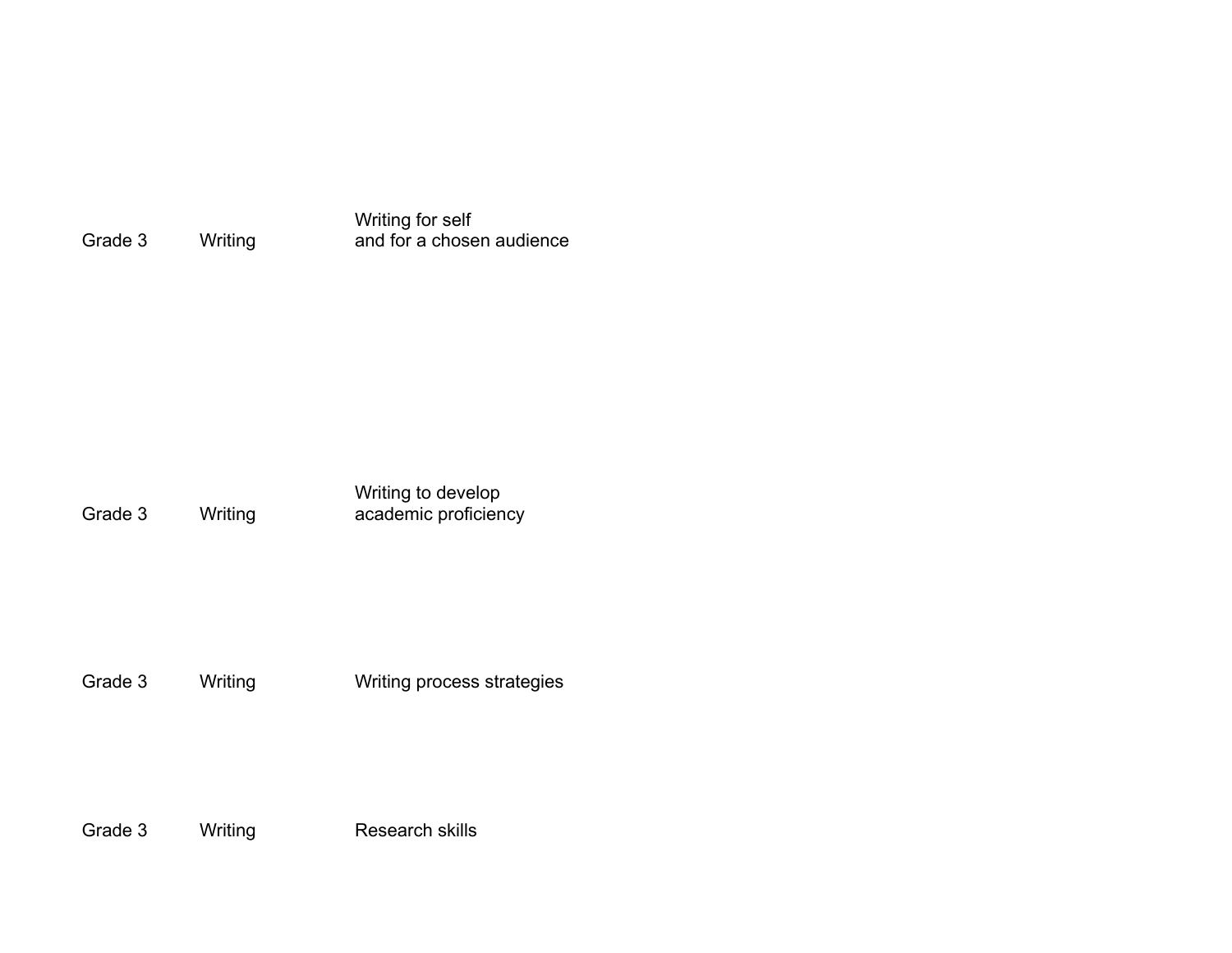| | | |
|---|---|---|
| Grade 3 | Writing | Writing for self and for a chosen audience |
| Grade 3 | Writing | Writing to develop academic proficiency |
| Grade 3 | Writing | Writing process strategies |
| Grade 3 | Writing | Research skills |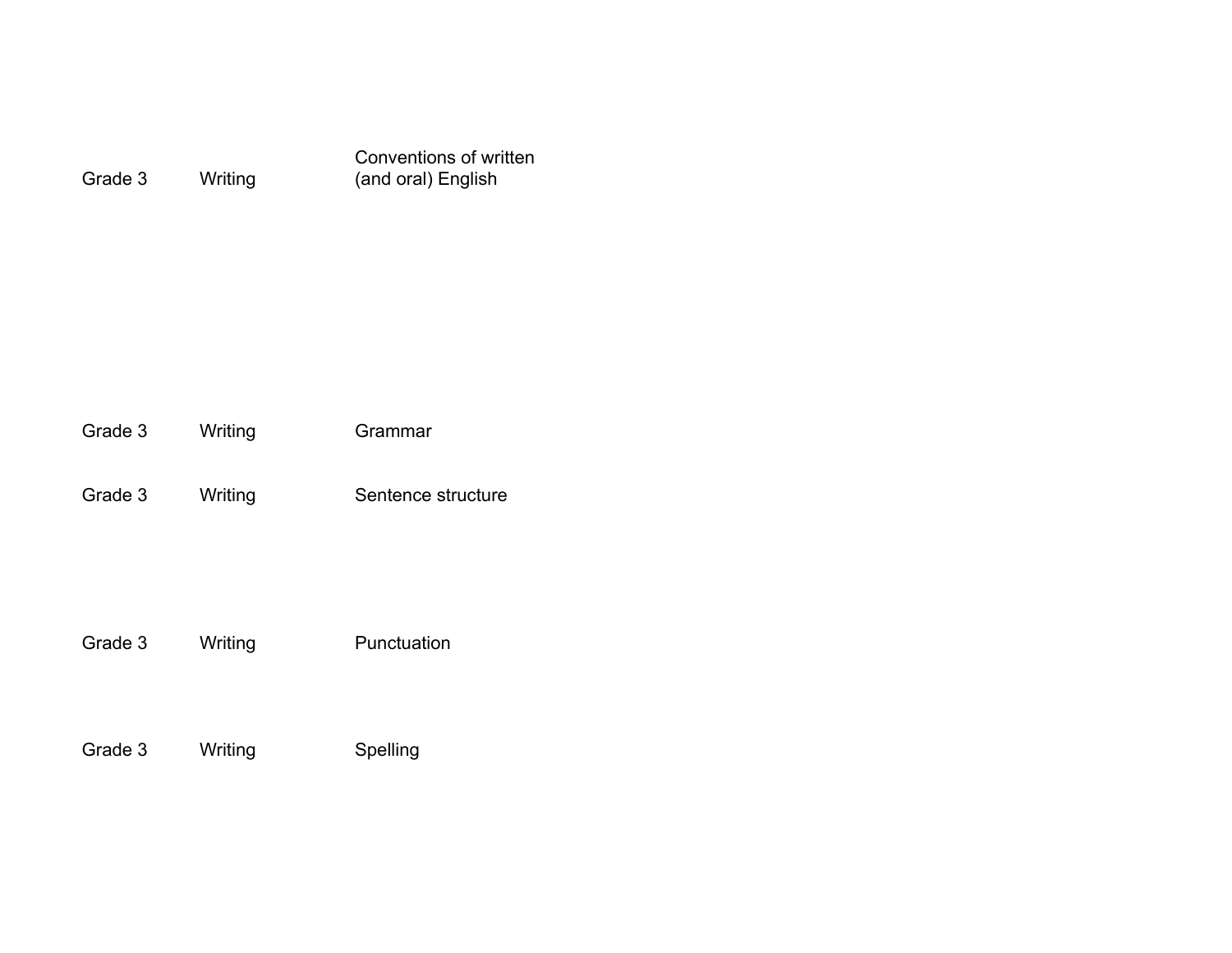| | | |
|---|---|---|
| Grade 3 | Writing | Conventions of written (and oral) English |
| Grade 3 | Writing | Grammar |
| Grade 3 | Writing | Sentence structure |
| Grade 3 | Writing | Punctuation |
| Grade 3 | Writing | Spelling |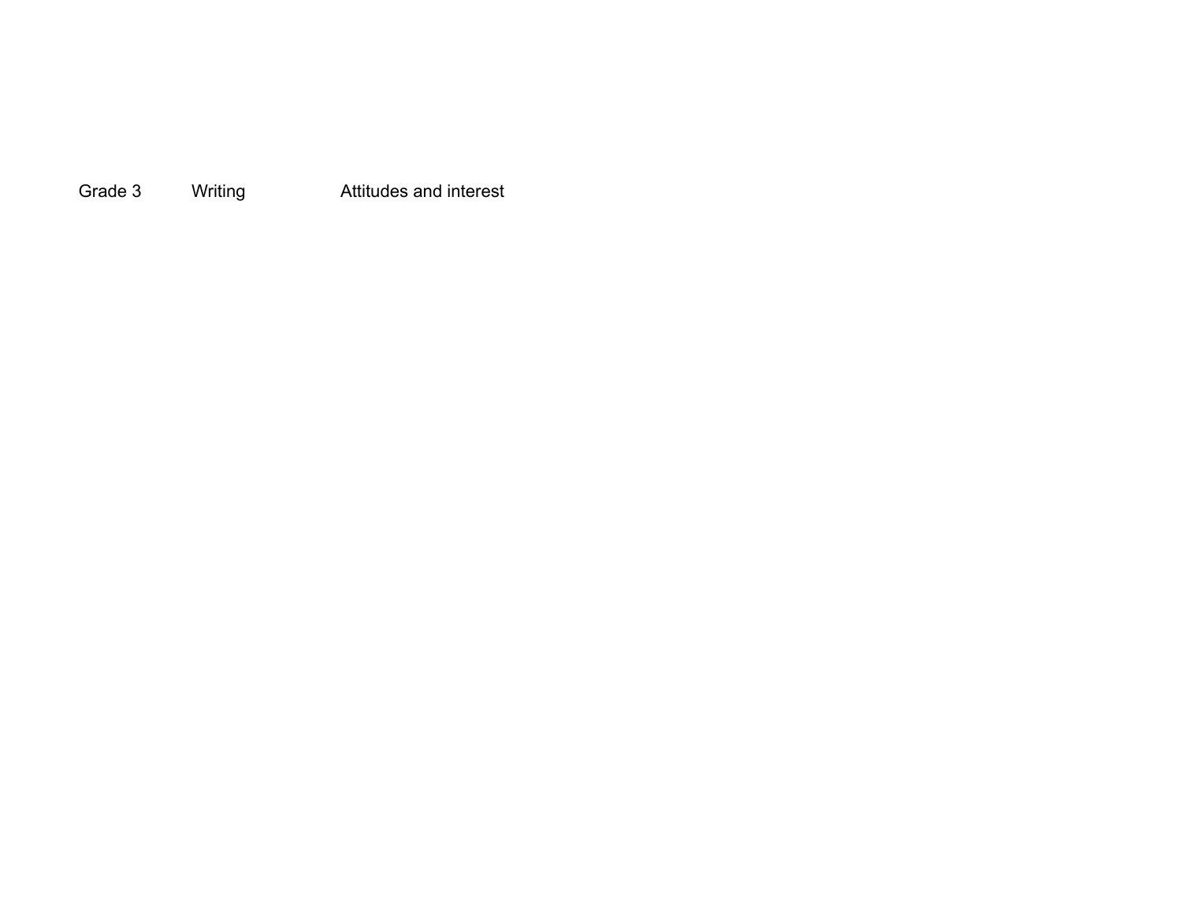Grade 3 Writing Attitudes and interest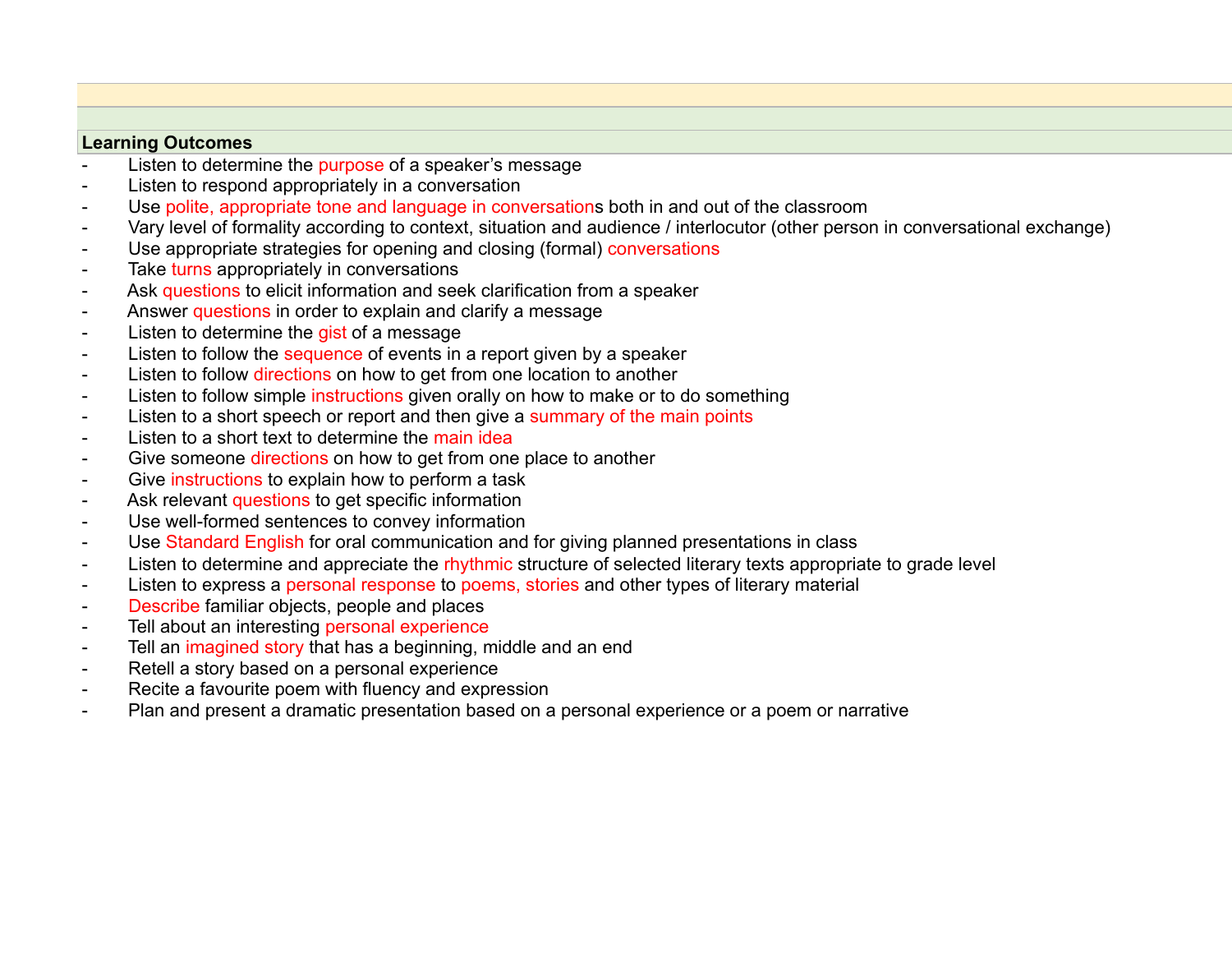**Learning Outcomes**

- Listen to determine the purpose of a speaker's message
- Listen to respond appropriately in a conversation
- Use polite, appropriate tone and language in conversations both in and out of the classroom
- Vary level of formality according to context, situation and audience / interlocutor (other person in conversational exchange)
- Use appropriate strategies for opening and closing (formal) conversations
- Take turns appropriately in conversations
- Ask questions to elicit information and seek clarification from a speaker
- Answer questions in order to explain and clarify a message
- Listen to determine the gist of a message
- Listen to follow the sequence of events in a report given by a speaker
- Listen to follow directions on how to get from one location to another
- Listen to follow simple instructions given orally on how to make or to do something
- Listen to a short speech or report and then give a summary of the main points
- Listen to a short text to determine the main idea
- Give someone directions on how to get from one place to another
- Give instructions to explain how to perform a task
- Ask relevant questions to get specific information
- Use well-formed sentences to convey information
- Use Standard English for oral communication and for giving planned presentations in class
- Listen to determine and appreciate the rhythmic structure of selected literary texts appropriate to grade level
- Listen to express a personal response to poems, stories and other types of literary material
- Describe familiar objects, people and places
- Tell about an interesting personal experience
- Tell an imagined story that has a beginning, middle and an end
- Retell a story based on a personal experience
- Recite a favourite poem with fluency and expression
- Plan and present a dramatic presentation based on a personal experience or a poem or narrative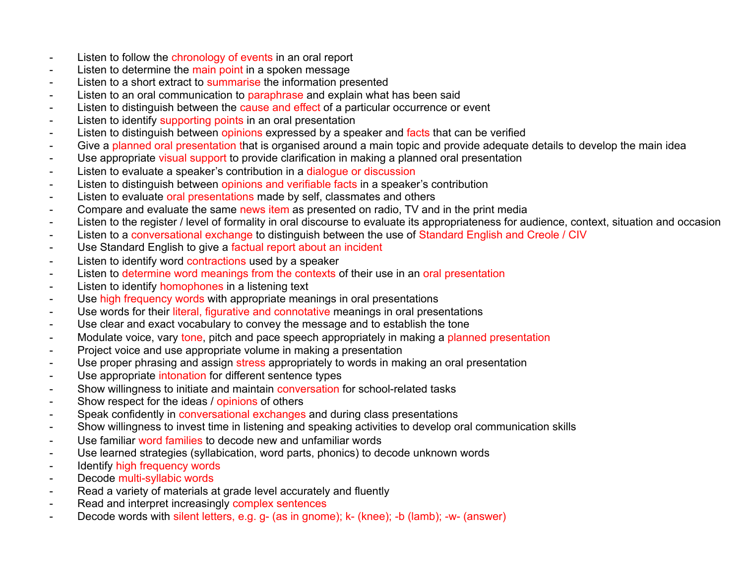- Listen to follow the chronology of events in an oral report
- Listen to determine the main point in a spoken message
- Listen to a short extract to summarise the information presented
- Listen to an oral communication to paraphrase and explain what has been said
- Listen to distinguish between the cause and effect of a particular occurrence or event
- Listen to identify supporting points in an oral presentation
- Listen to distinguish between opinions expressed by a speaker and facts that can be verified
- Give a planned oral presentation that is organised around a main topic and provide adequate details to develop the main idea
- Use appropriate visual support to provide clarification in making a planned oral presentation
- Listen to evaluate a speaker's contribution in a dialogue or discussion
- Listen to distinguish between opinions and verifiable facts in a speaker's contribution
- Listen to evaluate oral presentations made by self, classmates and others
- Compare and evaluate the same news item as presented on radio, TV and in the print media
- Listen to the register / level of formality in oral discourse to evaluate its appropriateness for audience, context, situation and occasion
- Listen to a conversational exchange to distinguish between the use of Standard English and Creole / CIV
- Use Standard English to give a factual report about an incident
- Listen to identify word contractions used by a speaker
- Listen to determine word meanings from the contexts of their use in an oral presentation
- Listen to identify homophones in a listening text
- Use high frequency words with appropriate meanings in oral presentations
- Use words for their literal, figurative and connotative meanings in oral presentations
- Use clear and exact vocabulary to convey the message and to establish the tone
- Modulate voice, vary tone, pitch and pace speech appropriately in making a planned presentation
- Project voice and use appropriate volume in making a presentation
- Use proper phrasing and assign stress appropriately to words in making an oral presentation
- Use appropriate intonation for different sentence types
- Show willingness to initiate and maintain conversation for school-related tasks
- Show respect for the ideas / opinions of others
- Speak confidently in conversational exchanges and during class presentations
- Show willingness to invest time in listening and speaking activities to develop oral communication skills
- Use familiar word families to decode new and unfamiliar words
- Use learned strategies (syllabication, word parts, phonics) to decode unknown words
- Identify high frequency words
- Decode multi-syllabic words
- Read a variety of materials at grade level accurately and fluently
- Read and interpret increasingly complex sentences
- Decode words with silent letters, e.g. g- (as in gnome); k- (knee); -b (lamb); -w- (answer)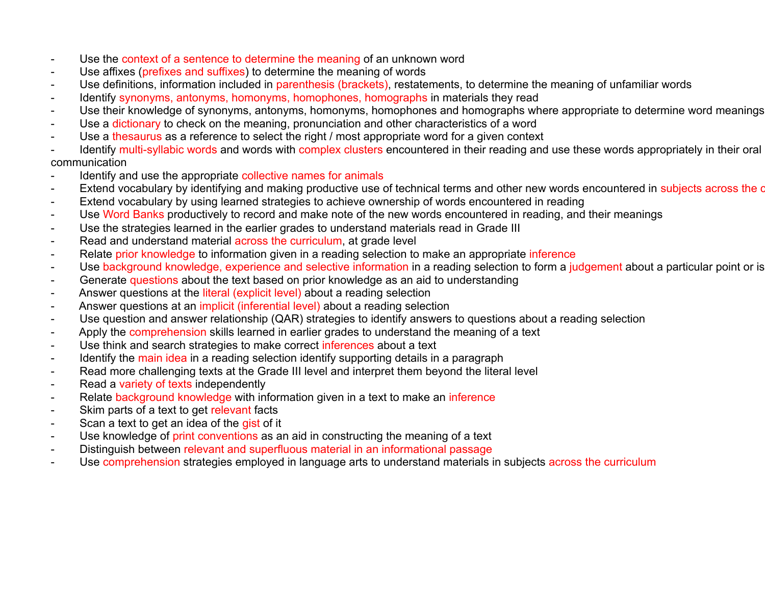- Use the context of a sentence to determine the meaning of an unknown word
- Use affixes (prefixes and suffixes) to determine the meaning of words
- Use definitions, information included in parenthesis (brackets), restatements, to determine the meaning of unfamiliar words
- Identify synonyms, antonyms, homonyms, homophones, homographs in materials they read
- Use their knowledge of synonyms, antonyms, homonyms, homophones and homographs where appropriate to determine word meanings
- Use a dictionary to check on the meaning, pronunciation and other characteristics of a word
- Use a thesaurus as a reference to select the right / most appropriate word for a given context
- Identify multi-syllabic words and words with complex clusters encountered in their reading and use these words appropriately in their oral communication
- Identify and use the appropriate collective names for animals
- Extend vocabulary by identifying and making productive use of technical terms and other new words encountered in subjects across the c
- Extend vocabulary by using learned strategies to achieve ownership of words encountered in reading
- Use Word Banks productively to record and make note of the new words encountered in reading, and their meanings
- Use the strategies learned in the earlier grades to understand materials read in Grade III
- Read and understand material across the curriculum, at grade level
- Relate prior knowledge to information given in a reading selection to make an appropriate inference
- Use background knowledge, experience and selective information in a reading selection to form a judgement about a particular point or is
- Generate questions about the text based on prior knowledge as an aid to understanding
- Answer questions at the literal (explicit level) about a reading selection
- Answer questions at an implicit (inferential level) about a reading selection
- Use question and answer relationship (QAR) strategies to identify answers to questions about a reading selection
- Apply the comprehension skills learned in earlier grades to understand the meaning of a text
- Use think and search strategies to make correct inferences about a text
- Identify the main idea in a reading selection identify supporting details in a paragraph
- Read more challenging texts at the Grade III level and interpret them beyond the literal level
- Read a variety of texts independently
- Relate background knowledge with information given in a text to make an inference
- Skim parts of a text to get relevant facts
- Scan a text to get an idea of the gist of it
- Use knowledge of print conventions as an aid in constructing the meaning of a text
- Distinguish between relevant and superfluous material in an informational passage
- Use comprehension strategies employed in language arts to understand materials in subjects across the curriculum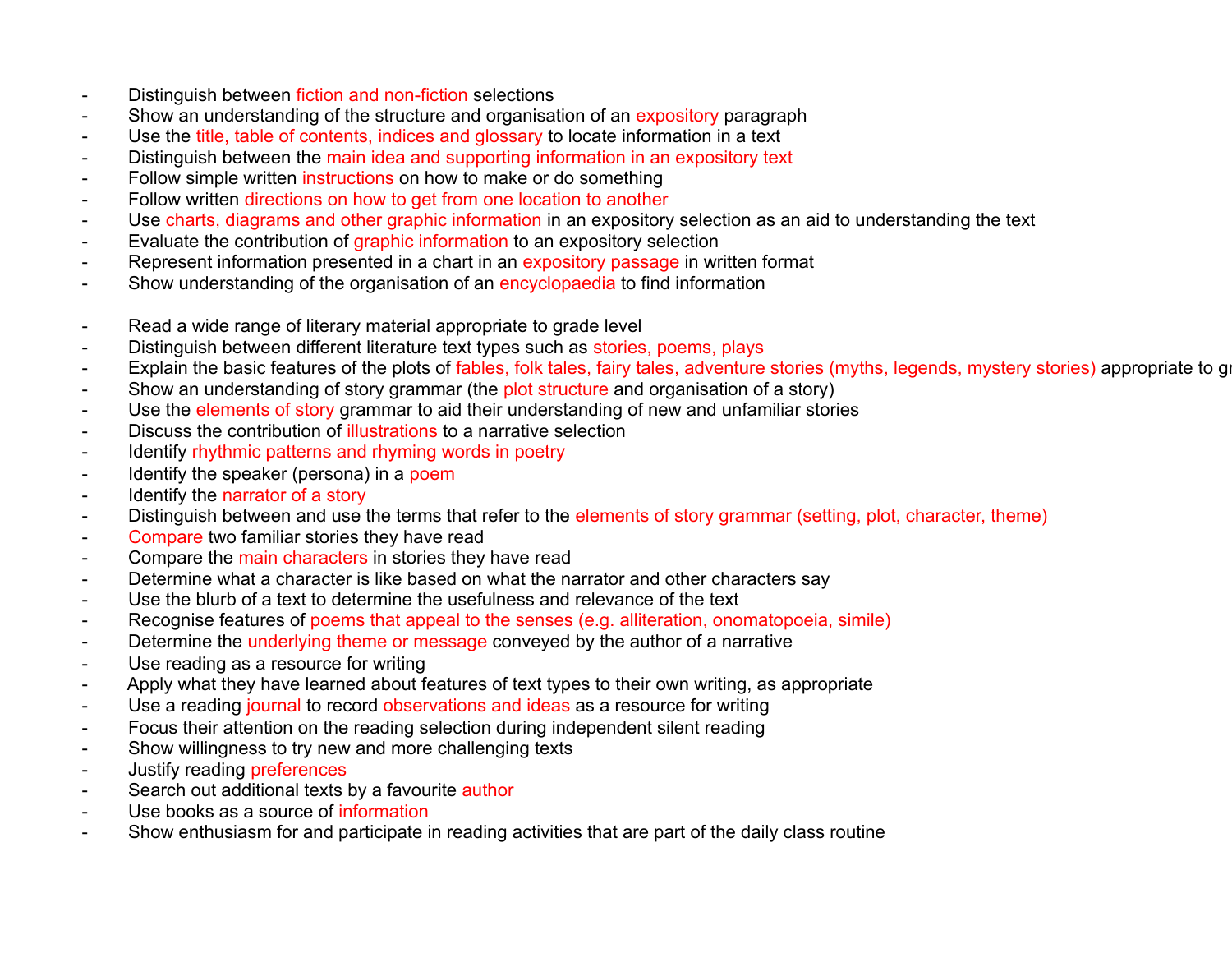- Distinguish between fiction and non-fiction selections
- Show an understanding of the structure and organisation of an expository paragraph
- Use the title, table of contents, indices and glossary to locate information in a text
- Distinguish between the main idea and supporting information in an expository text
- Follow simple written instructions on how to make or do something
- Follow written directions on how to get from one location to another
- Use charts, diagrams and other graphic information in an expository selection as an aid to understanding the text
- Evaluate the contribution of graphic information to an expository selection
- Represent information presented in a chart in an expository passage in written format
- Show understanding of the organisation of an encyclopaedia to find information

- Read a wide range of literary material appropriate to grade level
- Distinguish between different literature text types such as stories, poems, plays
- Explain the basic features of the plots of fables, folk tales, fairy tales, adventure stories (myths, legends, mystery stories) appropriate to gr
- Show an understanding of story grammar (the plot structure and organisation of a story)
- Use the elements of story grammar to aid their understanding of new and unfamiliar stories
- Discuss the contribution of illustrations to a narrative selection
- Identify rhythmic patterns and rhyming words in poetry
- Identify the speaker (persona) in a poem
- Identify the narrator of a story
- Distinguish between and use the terms that refer to the elements of story grammar (setting, plot, character, theme)
- Compare two familiar stories they have read
- Compare the main characters in stories they have read
- Determine what a character is like based on what the narrator and other characters say
- Use the blurb of a text to determine the usefulness and relevance of the text
- Recognise features of poems that appeal to the senses (e.g. alliteration, onomatopoeia, simile)
- Determine the underlying theme or message conveyed by the author of a narrative
- Use reading as a resource for writing
- Apply what they have learned about features of text types to their own writing, as appropriate
- Use a reading journal to record observations and ideas as a resource for writing
- Focus their attention on the reading selection during independent silent reading
- Show willingness to try new and more challenging texts
- Justify reading preferences
- Search out additional texts by a favourite author
- Use books as a source of information
- Show enthusiasm for and participate in reading activities that are part of the daily class routine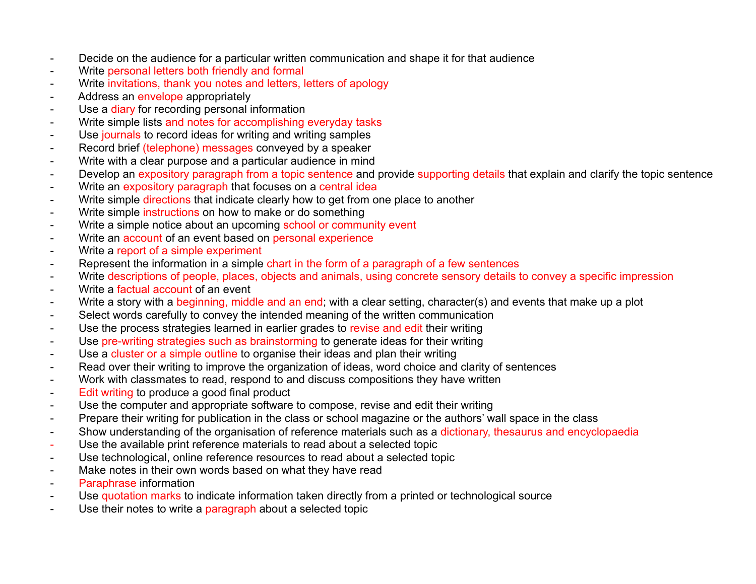- Decide on the audience for a particular written communication and shape it for that audience
- Write personal letters both friendly and formal
- Write invitations, thank you notes and letters, letters of apology
- Address an envelope appropriately
- Use a diary for recording personal information
- Write simple lists and notes for accomplishing everyday tasks
- Use journals to record ideas for writing and writing samples
- Record brief (telephone) messages conveyed by a speaker
- Write with a clear purpose and a particular audience in mind
- Develop an expository paragraph from a topic sentence and provide supporting details that explain and clarify the topic sentence
- Write an expository paragraph that focuses on a central idea
- Write simple directions that indicate clearly how to get from one place to another
- Write simple instructions on how to make or do something
- Write a simple notice about an upcoming school or community event
- Write an account of an event based on personal experience
- Write a report of a simple experiment
- Represent the information in a simple chart in the form of a paragraph of a few sentences
- Write descriptions of people, places, objects and animals, using concrete sensory details to convey a specific impression
- Write a factual account of an event
- Write a story with a beginning, middle and an end; with a clear setting, character(s) and events that make up a plot
- Select words carefully to convey the intended meaning of the written communication
- Use the process strategies learned in earlier grades to revise and edit their writing
- Use pre-writing strategies such as brainstorming to generate ideas for their writing
- Use a cluster or a simple outline to organise their ideas and plan their writing
- Read over their writing to improve the organization of ideas, word choice and clarity of sentences
- Work with classmates to read, respond to and discuss compositions they have written
- Edit writing to produce a good final product
- Use the computer and appropriate software to compose, revise and edit their writing
- Prepare their writing for publication in the class or school magazine or the authors' wall space in the class
- Show understanding of the organisation of reference materials such as a dictionary, thesaurus and encyclopaedia
- Use the available print reference materials to read about a selected topic
- Use technological, online reference resources to read about a selected topic
- Make notes in their own words based on what they have read
- Paraphrase information
- Use quotation marks to indicate information taken directly from a printed or technological source
- Use their notes to write a paragraph about a selected topic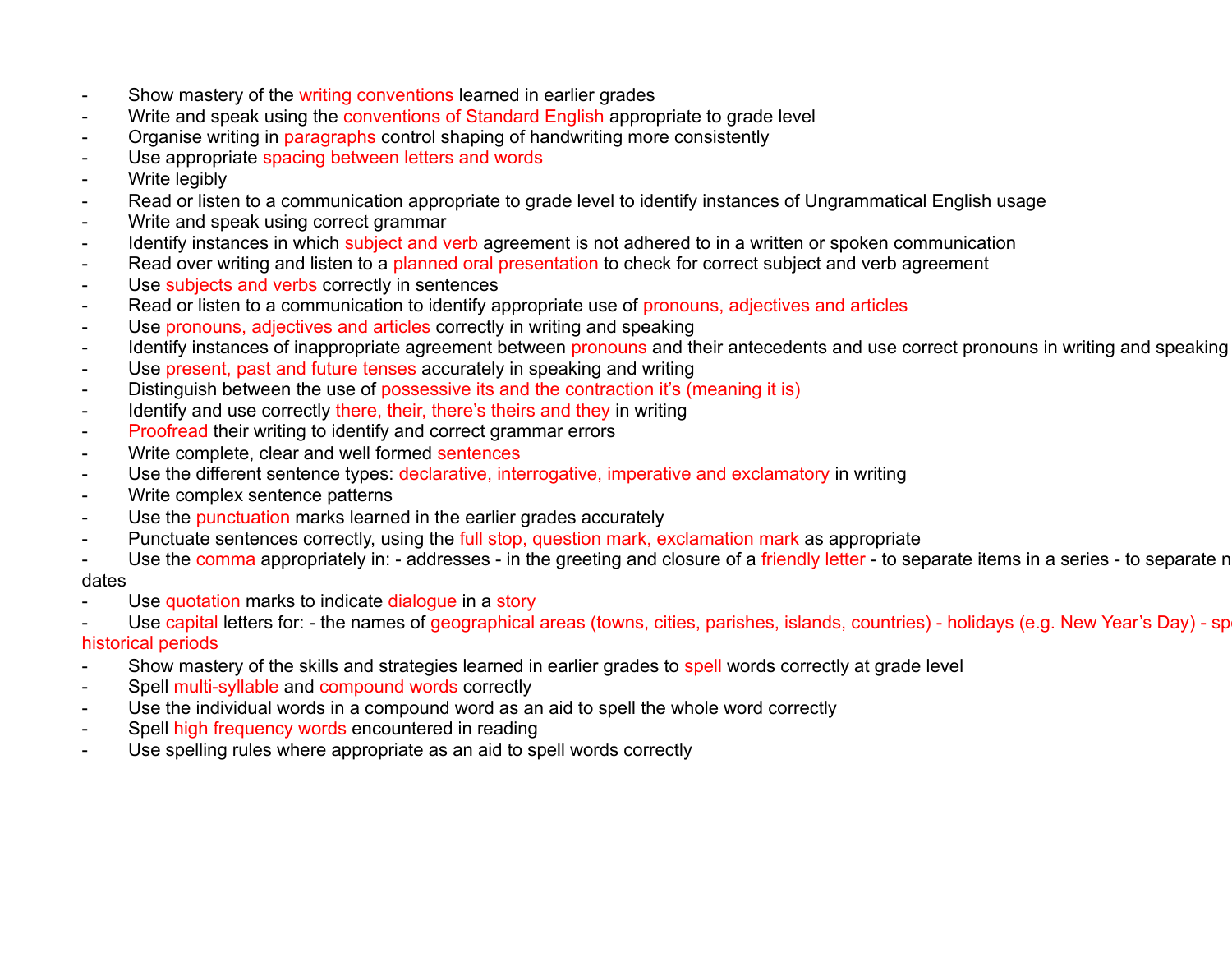- Show mastery of the writing conventions learned in earlier grades
- Write and speak using the conventions of Standard English appropriate to grade level
- Organise writing in paragraphs control shaping of handwriting more consistently
- Use appropriate spacing between letters and words
- Write legibly
- Read or listen to a communication appropriate to grade level to identify instances of Ungrammatical English usage
- Write and speak using correct grammar
- Identify instances in which subject and verb agreement is not adhered to in a written or spoken communication
- Read over writing and listen to a planned oral presentation to check for correct subject and verb agreement
- Use subjects and verbs correctly in sentences
- Read or listen to a communication to identify appropriate use of pronouns, adjectives and articles
- Use pronouns, adjectives and articles correctly in writing and speaking
- Identify instances of inappropriate agreement between pronouns and their antecedents and use correct pronouns in writing and speaking
- Use present, past and future tenses accurately in speaking and writing
- Distinguish between the use of possessive its and the contraction it's (meaning it is)
- Identify and use correctly there, their, there's theirs and they in writing
- Proofread their writing to identify and correct grammar errors
- Write complete, clear and well formed sentences
- Use the different sentence types: declarative, interrogative, imperative and exclamatory in writing
- Write complex sentence patterns
- Use the punctuation marks learned in the earlier grades accurately
- Punctuate sentences correctly, using the full stop, question mark, exclamation mark as appropriate
- Use the comma appropriately in: - addresses - in the greeting and closure of a friendly letter - to separate items in a series - to separate n dates
- Use quotation marks to indicate dialogue in a story
- Use capital letters for: - the names of geographical areas (towns, cities, parishes, islands, countries) - holidays (e.g. New Year's Day) - sp historical periods
- Show mastery of the skills and strategies learned in earlier grades to spell words correctly at grade level
- Spell multi-syllable and compound words correctly
- Use the individual words in a compound word as an aid to spell the whole word correctly
- Spell high frequency words encountered in reading
- Use spelling rules where appropriate as an aid to spell words correctly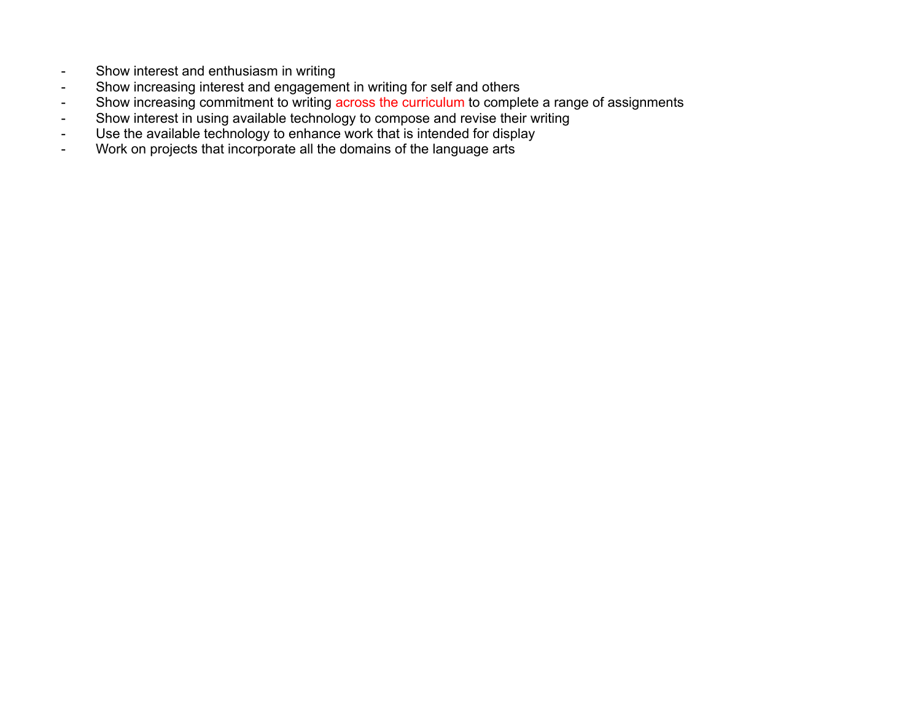- Show interest and enthusiasm in writing
- Show increasing interest and engagement in writing for self and others
- Show increasing commitment to writing across the curriculum to complete a range of assignments
- Show interest in using available technology to compose and revise their writing
- Use the available technology to enhance work that is intended for display
- Work on projects that incorporate all the domains of the language arts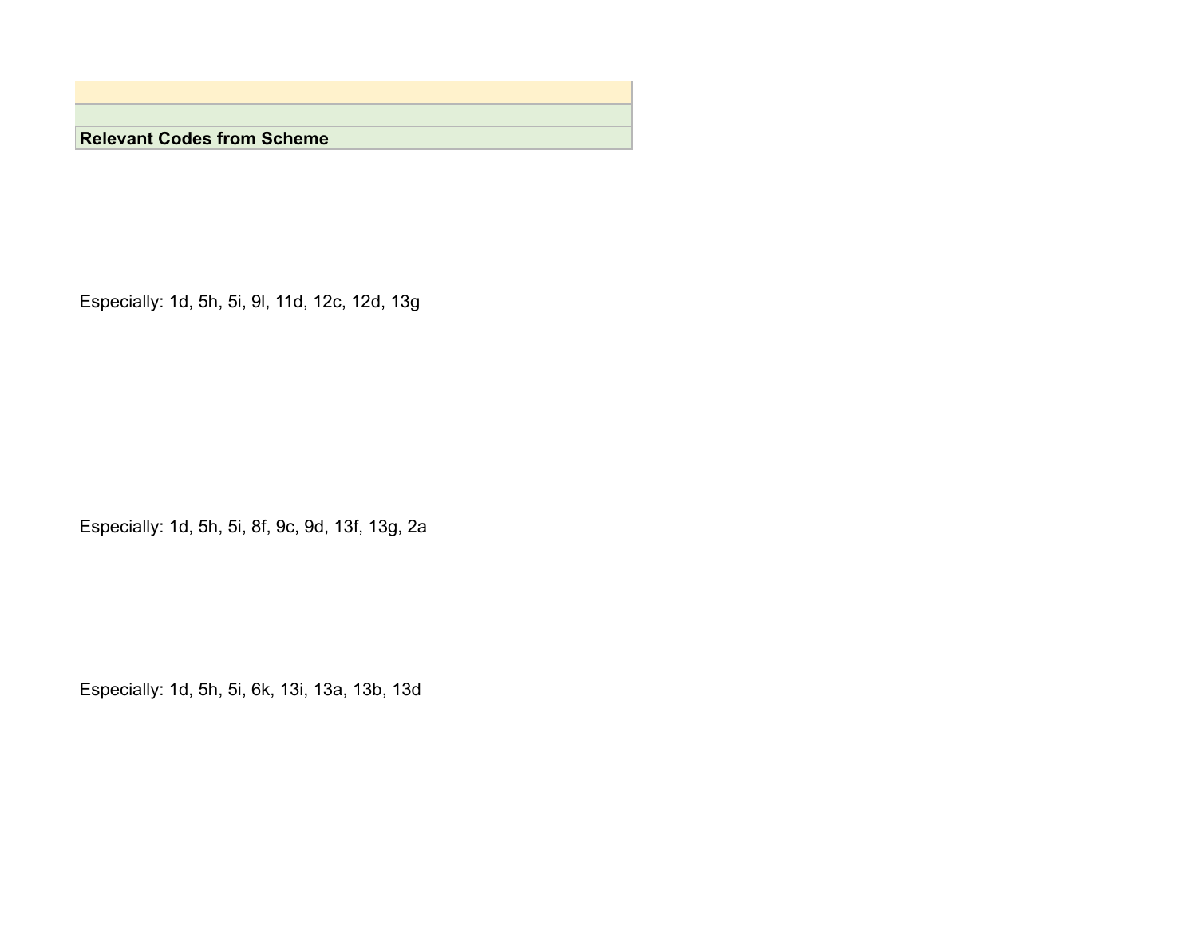| Relevant Codes from Scheme |
| --- |
| Especially: 1d, 5h, 5i, 9l, 11d, 12c, 12d, 13g |
| Especially: 1d, 5h, 5i, 8f, 9c, 9d, 13f, 13g, 2a |
| Especially: 1d, 5h, 5i, 6k, 13i, 13a, 13b, 13d |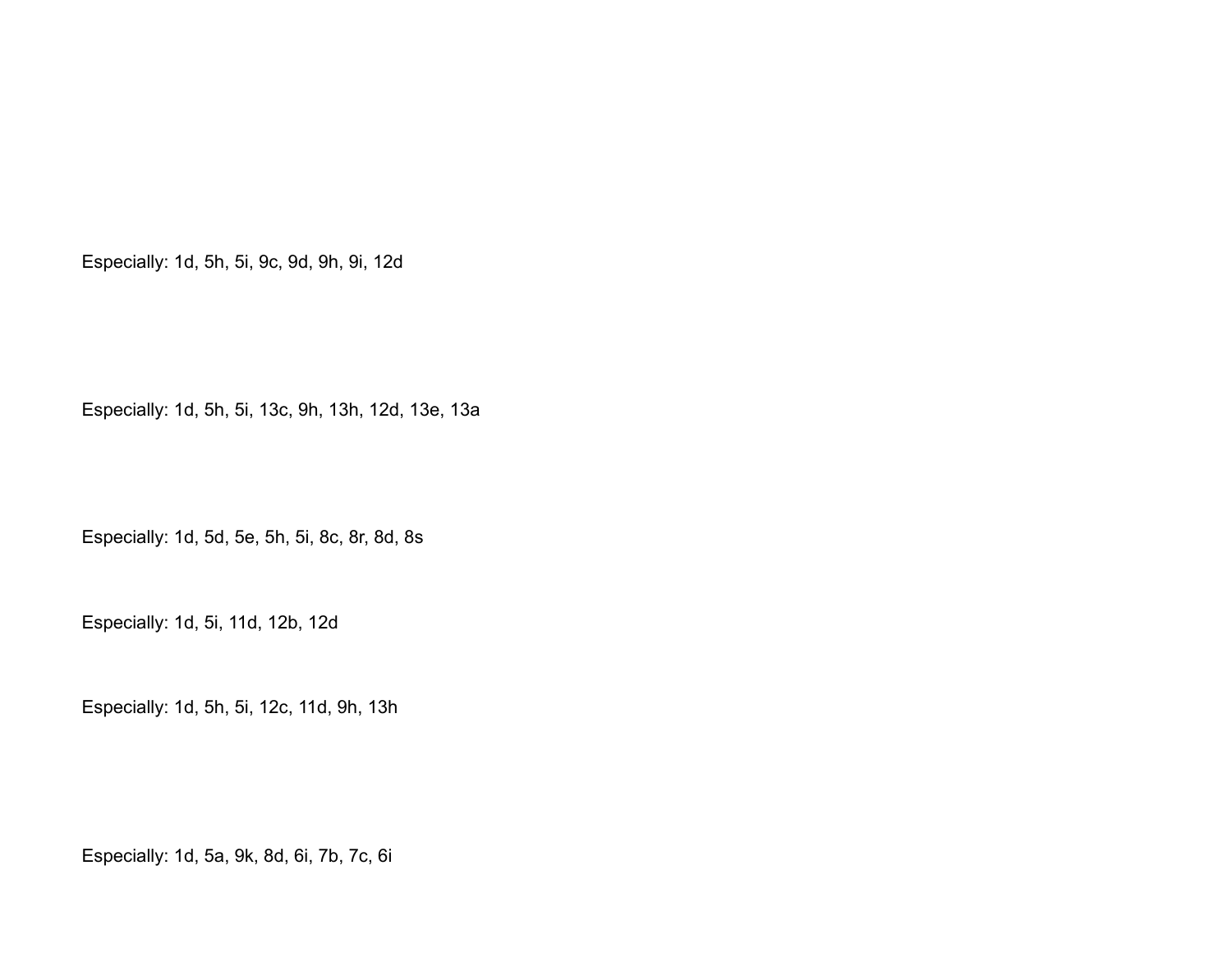Especially: 1d, 5h, 5i, 9c, 9d, 9h, 9i, 12d

Especially: 1d, 5h, 5i, 13c, 9h, 13h, 12d, 13e, 13a

Especially: 1d, 5d, 5e, 5h, 5i, 8c, 8r, 8d, 8s

Especially: 1d, 5i, 11d, 12b, 12d

Especially: 1d, 5h, 5i, 12c, 11d, 9h, 13h

Especially: 1d, 5a, 9k, 8d, 6i, 7b, 7c, 6i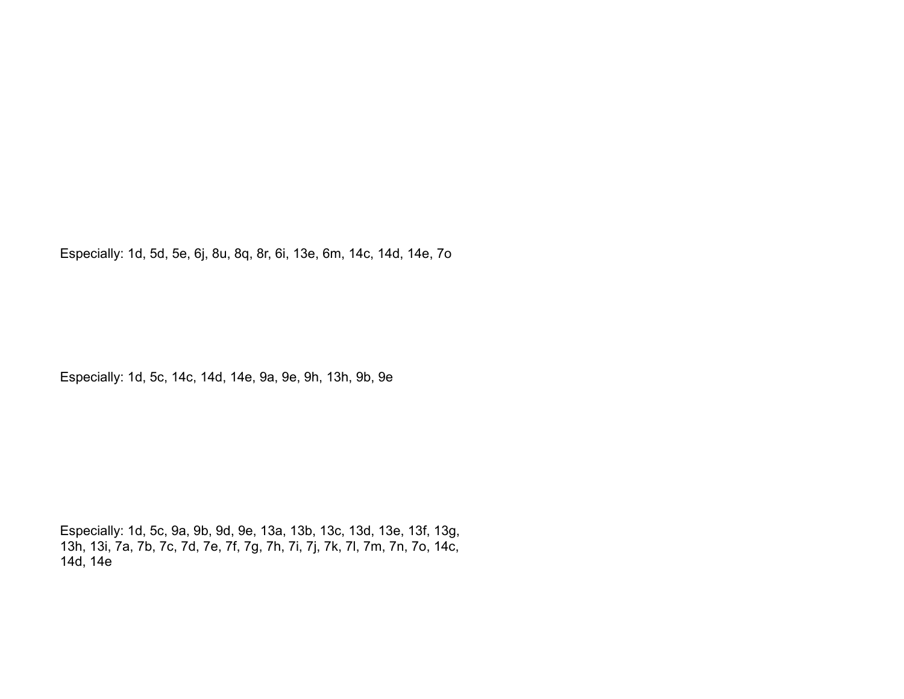Especially: 1d, 5d, 5e, 6j, 8u, 8q, 8r, 6i, 13e, 6m, 14c, 14d, 14e, 7o

Especially: 1d, 5c, 14c, 14d, 14e, 9a, 9e, 9h, 13h, 9b, 9e

Especially: 1d, 5c, 9a, 9b, 9d, 9e, 13a, 13b, 13c, 13d, 13e, 13f, 13g, 13h, 13i, 7a, 7b, 7c, 7d, 7e, 7f, 7g, 7h, 7i, 7j, 7k, 7l, 7m, 7n, 7o, 14c, 14d, 14e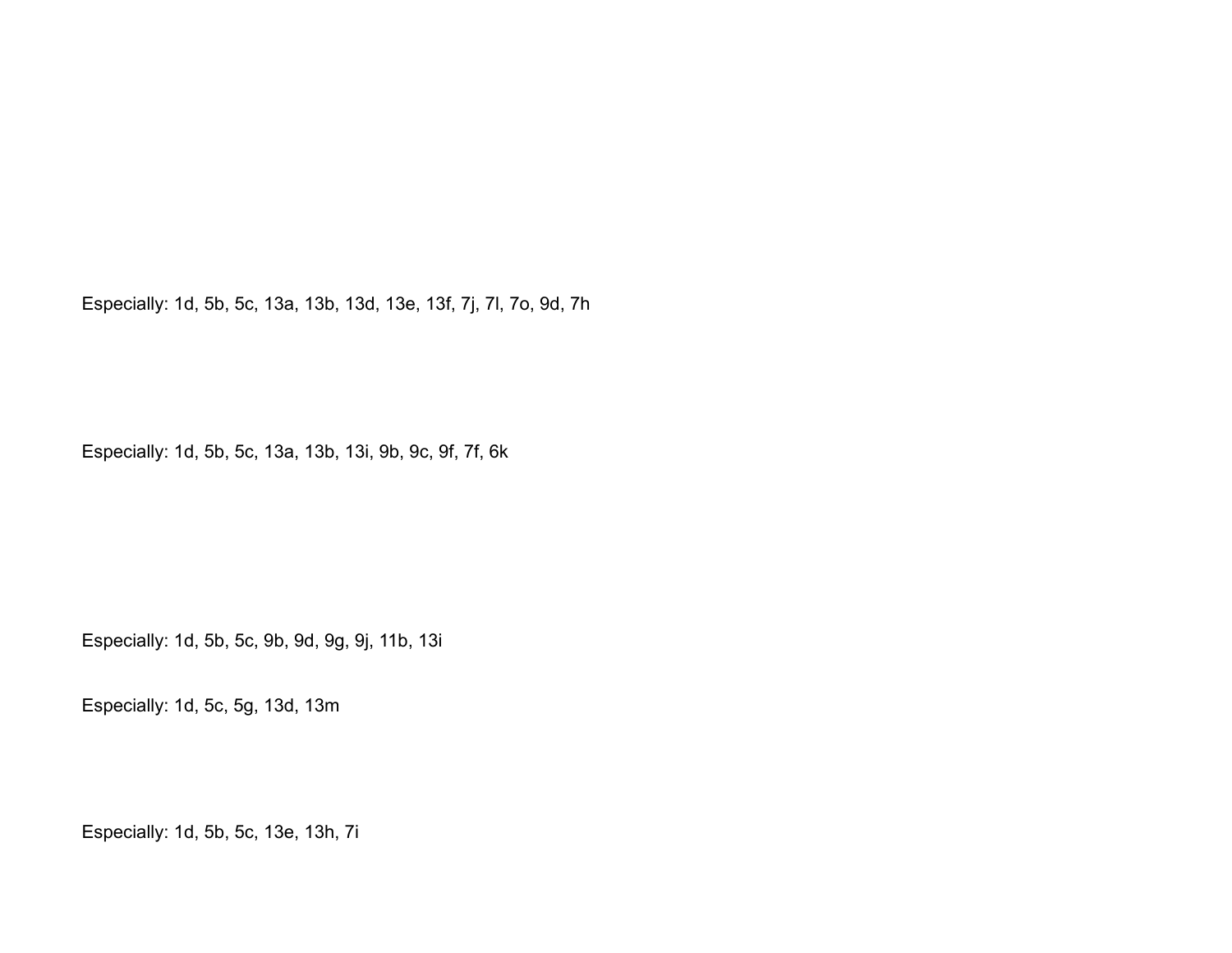Especially: 1d, 5b, 5c, 13a, 13b, 13d, 13e, 13f, 7j, 7l, 7o, 9d, 7h

Especially: 1d, 5b, 5c, 13a, 13b, 13i, 9b, 9c, 9f, 7f, 6k

Especially: 1d, 5b, 5c, 9b, 9d, 9g, 9j, 11b, 13i

Especially: 1d, 5c, 5g, 13d, 13m

Especially: 1d, 5b, 5c, 13e, 13h, 7i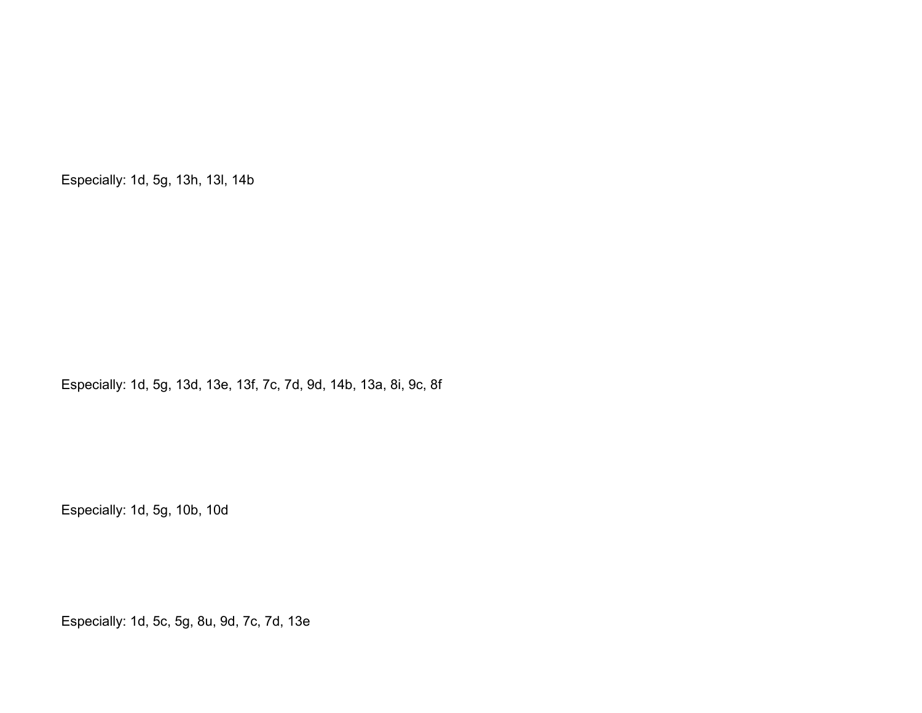Especially: 1d, 5g, 13h, 13l, 14b

Especially: 1d, 5g, 13d, 13e, 13f, 7c, 7d, 9d, 14b, 13a, 8i, 9c, 8f

Especially: 1d, 5g, 10b, 10d

Especially: 1d, 5c, 5g, 8u, 9d, 7c, 7d, 13e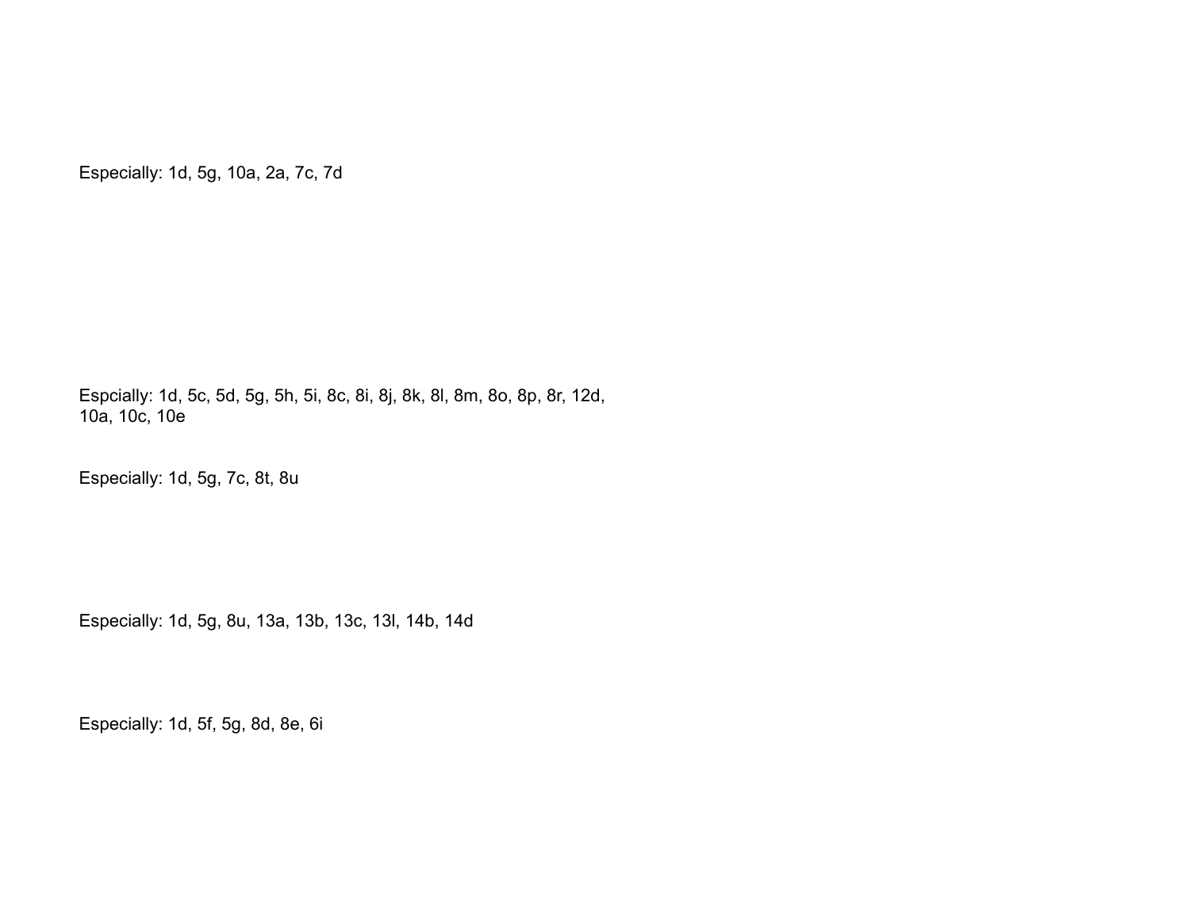Especially: 1d, 5g, 10a, 2a, 7c, 7d

Espcially: 1d, 5c, 5d, 5g, 5h, 5i, 8c, 8i, 8j, 8k, 8l, 8m, 8o, 8p, 8r, 12d,
10a, 10c, 10e

Especially: 1d, 5g, 7c, 8t, 8u

Especially: 1d, 5g, 8u, 13a, 13b, 13c, 13l, 14b, 14d

Especially: 1d, 5f, 5g, 8d, 8e, 6i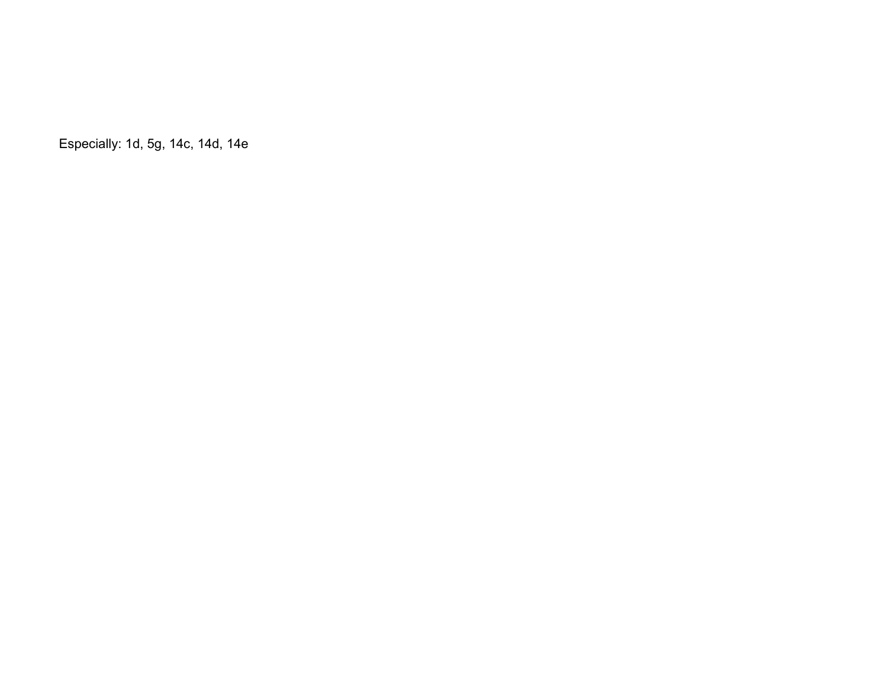Especially: 1d, 5g, 14c, 14d, 14e